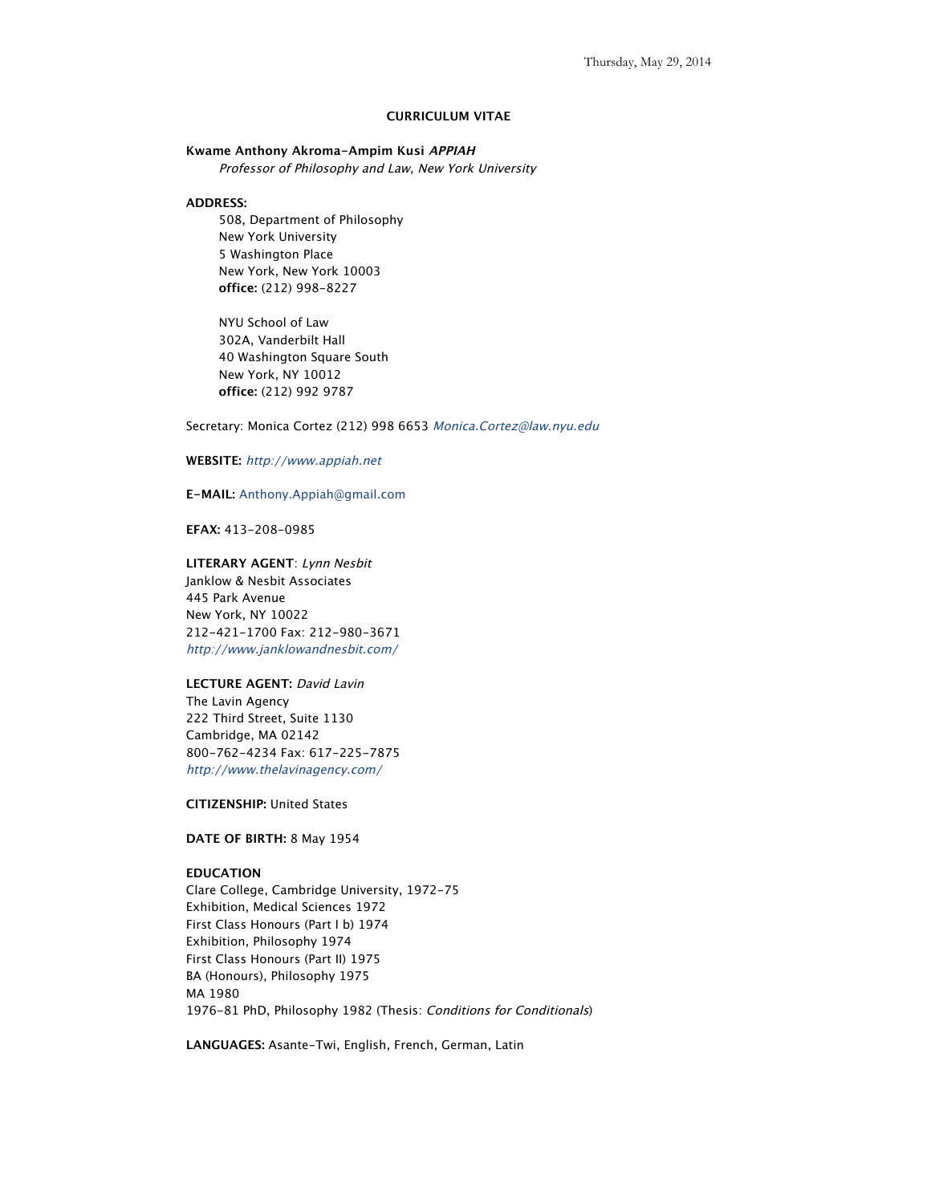Thursday, May 29, 2014

# CURRICULUM VITAE

**Kwame Anthony Akroma-Ampim Kusi *APPIAH***

*Professor of Philosophy and Law, New York University*

**ADDRESS:**

508, Department of Philosophy
New York University
5 Washington Place
New York, New York 10003
**office:** (212) 998-8227

NYU School of Law
302A, Vanderbilt Hall
40 Washington Square South
New York, NY 10012
**office:** (212) 992 9787

Secretary: Monica Cortez (212) 998 6653 *Monica.Cortez@law.nyu.edu*

**WEBSITE:** *http://www.appiah.net*

**E-MAIL:** Anthony.Appiah@gmail.com

**EFAX:** 413-208-0985

**LITERARY AGENT**: *Lynn Nesbit*
Janklow & Nesbit Associates
445 Park Avenue
New York, NY 10022
212-421-1700 Fax: 212-980-3671
*http://www.janklowandnesbit.com/*

**LECTURE AGENT:** *David Lavin*
The Lavin Agency
222 Third Street, Suite 1130
Cambridge, MA 02142
800-762-4234 Fax: 617-225-7875
*http://www.thelavinagency.com/*

**CITIZENSHIP:** United States

**DATE OF BIRTH:** 8 May 1954

**EDUCATION**
Clare College, Cambridge University, 1972-75
Exhibition, Medical Sciences 1972
First Class Honours (Part I b) 1974
Exhibition, Philosophy 1974
First Class Honours (Part II) 1975
BA (Honours), Philosophy 1975
MA 1980
1976-81 PhD, Philosophy 1982 (Thesis: *Conditions for Conditionals*)

**LANGUAGES:** Asante-Twi, English, French, German, Latin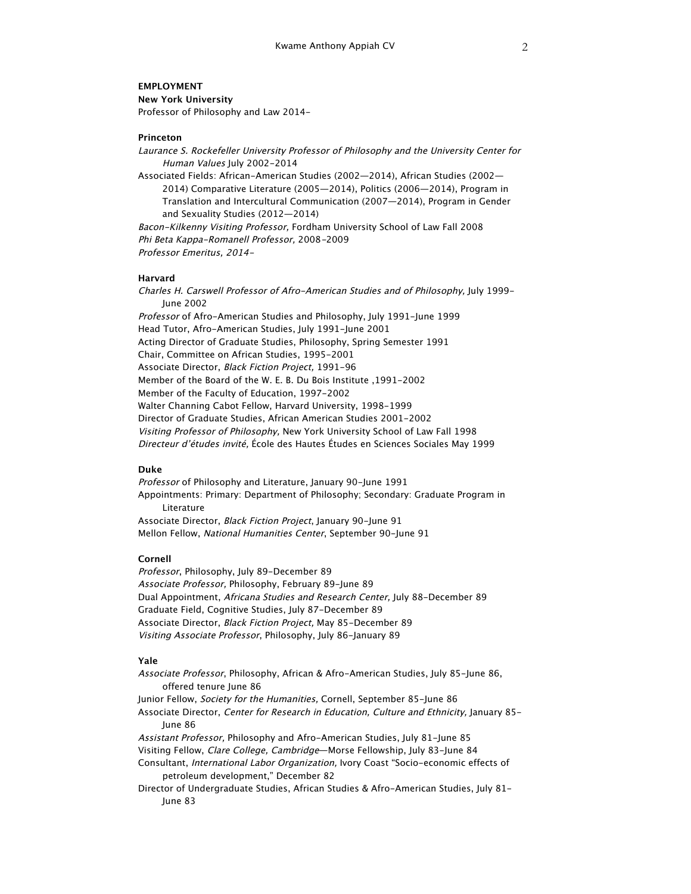**EMPLOYMENT**

**New York University**

Professor of Philosophy and Law 2014-

**Princeton**

*Laurance S. Rockefeller University Professor of Philosophy and the University Center for Human Values* July 2002-2014

Associated Fields: African-American Studies (2002—2014), African Studies (2002—2014) Comparative Literature (2005—2014), Politics (2006—2014), Program in Translation and Intercultural Communication (2007—2014), Program in Gender and Sexuality Studies (2012—2014)

*Bacon-Kilkenny Visiting Professor,* Fordham University School of Law Fall 2008

*Phi Beta Kappa-Romanell Professor,* 2008-2009

*Professor Emeritus, 2014-*

**Harvard**

*Charles H. Carswell Professor of Afro-American Studies and of Philosophy,* July 1999-June 2002

*Professor* of Afro-American Studies and Philosophy, July 1991-June 1999

Head Tutor, Afro-American Studies, July 1991-June 2001

Acting Director of Graduate Studies, Philosophy, Spring Semester 1991

Chair, Committee on African Studies, 1995-2001

Associate Director, *Black Fiction Project,* 1991-96

Member of the Board of the W. E. B. Du Bois Institute ,1991-2002

Member of the Faculty of Education, 1997-2002

Walter Channing Cabot Fellow, Harvard University, 1998-1999

Director of Graduate Studies, African American Studies 2001-2002

*Visiting Professor of Philosophy,* New York University School of Law Fall 1998

*Directeur d'études invité,* École des Hautes Études en Sciences Sociales May 1999

**Duke**

*Professor* of Philosophy and Literature, January 90-June 1991

Appointments: Primary: Department of Philosophy; Secondary: Graduate Program in Literature

Associate Director, *Black Fiction Project*, January 90-June 91

Mellon Fellow, *National Humanities Center*, September 90-June 91

**Cornell**

*Professor*, Philosophy, July 89-December 89

*Associate Professor,* Philosophy, February 89-June 89

Dual Appointment, *Africana Studies and Research Center,* July 88-December 89

Graduate Field, Cognitive Studies, July 87-December 89

Associate Director, *Black Fiction Project,* May 85-December 89

*Visiting Associate Professor*, Philosophy, July 86-January 89

**Yale**

*Associate Professor*, Philosophy, African & Afro-American Studies, July 85-June 86, offered tenure June 86

Junior Fellow, *Society for the Humanities,* Cornell, September 85-June 86

Associate Director, *Center for Research in Education, Culture and Ethnicity,* January 85-June 86

*Assistant Professor,* Philosophy and Afro-American Studies, July 81-June 85

Visiting Fellow, *Clare College, Cambridge*—Morse Fellowship, July 83-June 84

Consultant, *International Labor Organization,* Ivory Coast "Socio-economic effects of petroleum development," December 82

Director of Undergraduate Studies, African Studies & Afro-American Studies, July 81-June 83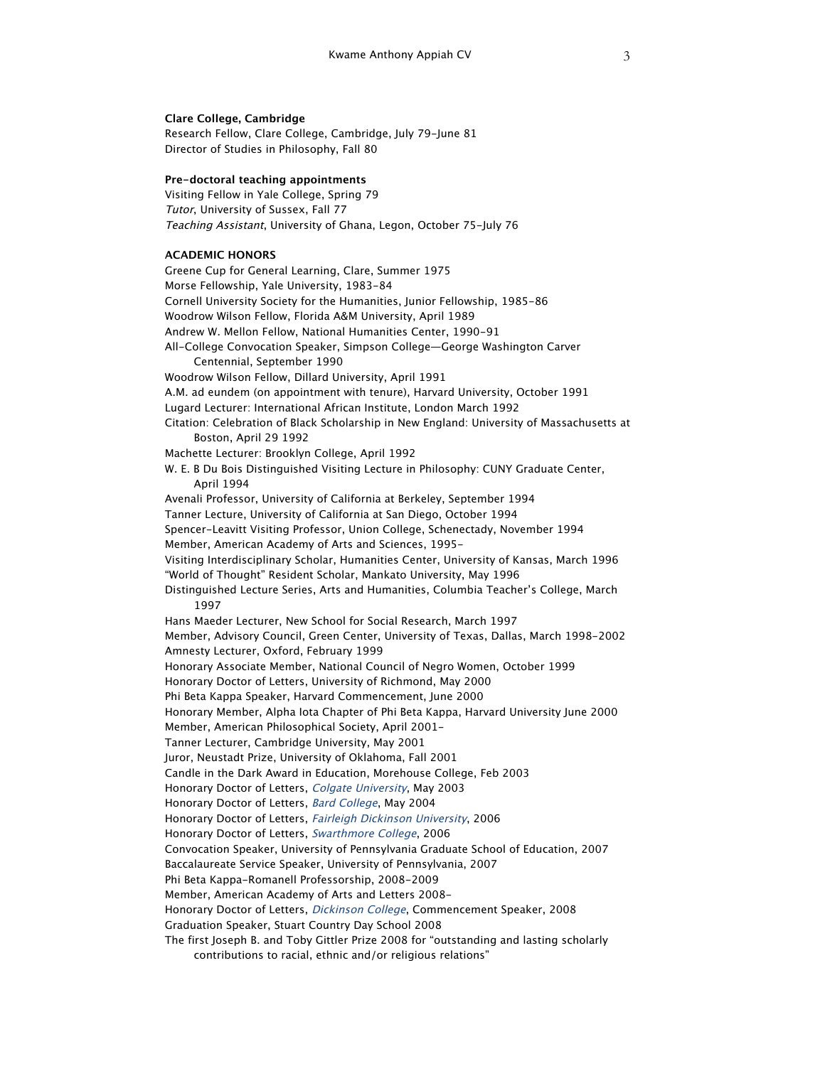**Clare College, Cambridge**

Research Fellow, Clare College, Cambridge, July 79–June 81
Director of Studies in Philosophy, Fall 80

**Pre-doctoral teaching appointments**

Visiting Fellow in Yale College, Spring 79
*Tutor*, University of Sussex, Fall 77
*Teaching Assistant*, University of Ghana, Legon, October 75–July 76

**ACADEMIC HONORS**

Greene Cup for General Learning, Clare, Summer 1975
Morse Fellowship, Yale University, 1983–84
Cornell University Society for the Humanities, Junior Fellowship, 1985–86
Woodrow Wilson Fellow, Florida A&M University, April 1989
Andrew W. Mellon Fellow, National Humanities Center, 1990–91
All-College Convocation Speaker, Simpson College—George Washington Carver Centennial, September 1990
Woodrow Wilson Fellow, Dillard University, April 1991
A.M. ad eundem (on appointment with tenure), Harvard University, October 1991
Lugard Lecturer: International African Institute, London March 1992
Citation: Celebration of Black Scholarship in New England: University of Massachusetts at Boston, April 29 1992
Machette Lecturer: Brooklyn College, April 1992
W. E. B Du Bois Distinguished Visiting Lecture in Philosophy: CUNY Graduate Center, April 1994
Avenali Professor, University of California at Berkeley, September 1994
Tanner Lecture, University of California at San Diego, October 1994
Spencer-Leavitt Visiting Professor, Union College, Schenectady, November 1994
Member, American Academy of Arts and Sciences, 1995-
Visiting Interdisciplinary Scholar, Humanities Center, University of Kansas, March 1996
"World of Thought" Resident Scholar, Mankato University, May 1996
Distinguished Lecture Series, Arts and Humanities, Columbia Teacher's College, March 1997
Hans Maeder Lecturer, New School for Social Research, March 1997
Member, Advisory Council, Green Center, University of Texas, Dallas, March 1998–2002
Amnesty Lecturer, Oxford, February 1999
Honorary Associate Member, National Council of Negro Women, October 1999
Honorary Doctor of Letters, University of Richmond, May 2000
Phi Beta Kappa Speaker, Harvard Commencement, June 2000
Honorary Member, Alpha Iota Chapter of Phi Beta Kappa, Harvard University June 2000
Member, American Philosophical Society, April 2001-
Tanner Lecturer, Cambridge University, May 2001
Juror, Neustadt Prize, University of Oklahoma, Fall 2001
Candle in the Dark Award in Education, Morehouse College, Feb 2003
Honorary Doctor of Letters, *Colgate University*, May 2003
Honorary Doctor of Letters, *Bard College*, May 2004
Honorary Doctor of Letters, *Fairleigh Dickinson University*, 2006
Honorary Doctor of Letters, *Swarthmore College*, 2006
Convocation Speaker, University of Pennsylvania Graduate School of Education, 2007
Baccalaureate Service Speaker, University of Pennsylvania, 2007
Phi Beta Kappa-Romanell Professorship, 2008–2009
Member, American Academy of Arts and Letters 2008-
Honorary Doctor of Letters, *Dickinson College*, Commencement Speaker, 2008
Graduation Speaker, Stuart Country Day School 2008
The first Joseph B. and Toby Gittler Prize 2008 for "outstanding and lasting scholarly contributions to racial, ethnic and/or religious relations"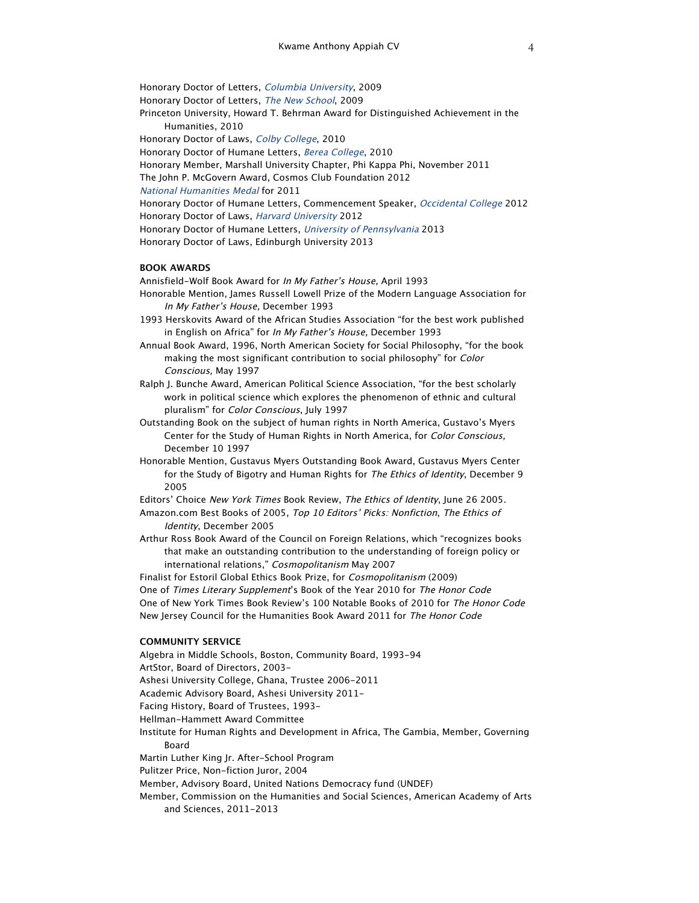Honorary Doctor of Letters, *Columbia University*, 2009

Honorary Doctor of Letters, *The New School*, 2009

Princeton University, Howard T. Behrman Award for Distinguished Achievement in the Humanities, 2010

Honorary Doctor of Laws, *Colby College*, 2010

Honorary Doctor of Humane Letters, *Berea College*, 2010

Honorary Member, Marshall University Chapter, Phi Kappa Phi, November 2011

The John P. McGovern Award, Cosmos Club Foundation 2012

*National Humanities Medal* for 2011

Honorary Doctor of Humane Letters, Commencement Speaker, *Occidental College* 2012

Honorary Doctor of Laws, *Harvard University* 2012

Honorary Doctor of Humane Letters, *University of Pennsylvania* 2013

Honorary Doctor of Laws, Edinburgh University 2013

**BOOK AWARDS**

Annisfield-Wolf Book Award for *In My Father's House,* April 1993

Honorable Mention, James Russell Lowell Prize of the Modern Language Association for *In My Father's House,* December 1993

1993 Herskovits Award of the African Studies Association "for the best work published in English on Africa" for *In My Father's House,* December 1993

Annual Book Award, 1996, North American Society for Social Philosophy, "for the book making the most significant contribution to social philosophy" for *Color Conscious,* May 1997

Ralph J. Bunche Award, American Political Science Association, "for the best scholarly work in political science which explores the phenomenon of ethnic and cultural pluralism" for *Color Conscious*, July 1997

Outstanding Book on the subject of human rights in North America, Gustavo's Myers Center for the Study of Human Rights in North America, for *Color Conscious,* December 10 1997

Honorable Mention, Gustavus Myers Outstanding Book Award, Gustavus Myers Center for the Study of Bigotry and Human Rights for *The Ethics of Identity*, December 9 2005

Editors' Choice *New York Times* Book Review, *The Ethics of Identity*, June 26 2005.

Amazon.com Best Books of 2005, *Top 10 Editors' Picks: Nonfiction*, *The Ethics of Identity*, December 2005

Arthur Ross Book Award of the Council on Foreign Relations, which "recognizes books that make an outstanding contribution to the understanding of foreign policy or international relations," *Cosmopolitanism* May 2007

Finalist for Estoril Global Ethics Book Prize, for *Cosmopolitanism* (2009)

One of *Times Literary Supplement*'s Book of the Year 2010 for *The Honor Code*

One of New York Times Book Review's 100 Notable Books of 2010 for *The Honor Code*

New Jersey Council for the Humanities Book Award 2011 for *The Honor Code*

**COMMUNITY SERVICE**

Algebra in Middle Schools, Boston, Community Board, 1993-94

ArtStor, Board of Directors, 2003-

Ashesi University College, Ghana, Trustee 2006-2011

Academic Advisory Board, Ashesi University 2011-

Facing History, Board of Trustees, 1993-

Hellman-Hammett Award Committee

Institute for Human Rights and Development in Africa, The Gambia, Member, Governing Board

Martin Luther King Jr. After-School Program

Pulitzer Price, Non-fiction Juror, 2004

Member, Advisory Board, United Nations Democracy fund (UNDEF)

Member, Commission on the Humanities and Social Sciences, American Academy of Arts and Sciences, 2011-2013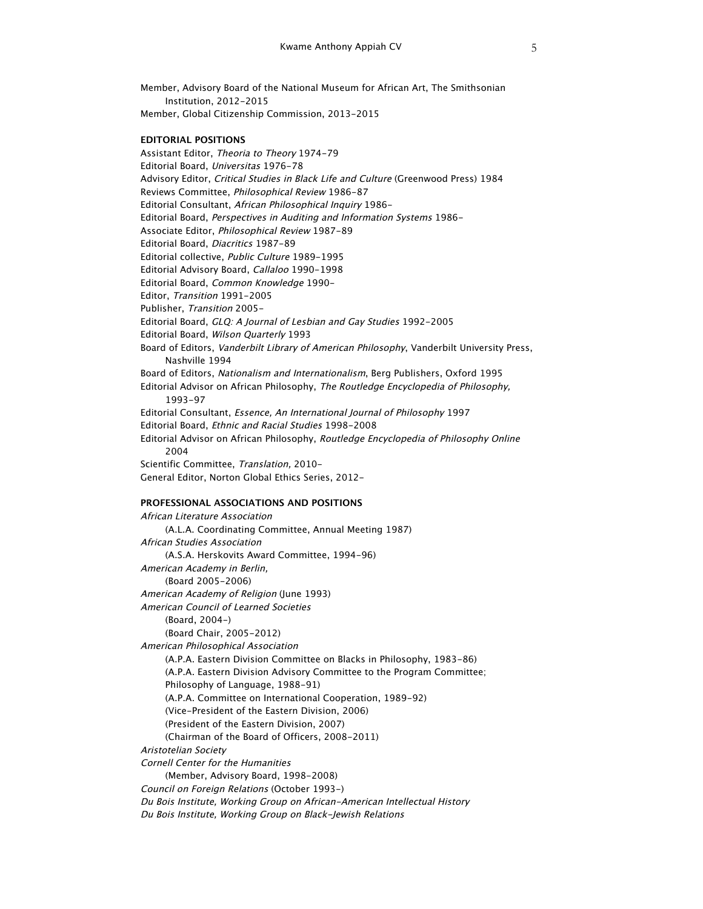Member, Advisory Board of the National Museum for African Art, The Smithsonian Institution, 2012–2015
Member, Global Citizenship Commission, 2013–2015

**EDITORIAL POSITIONS**

Assistant Editor, *Theoria to Theory* 1974–79
Editorial Board, *Universitas* 1976–78
Advisory Editor, *Critical Studies in Black Life and Culture* (Greenwood Press) 1984
Reviews Committee, *Philosophical Review* 1986–87
Editorial Consultant, *African Philosophical Inquiry* 1986–
Editorial Board, *Perspectives in Auditing and Information Systems* 1986–
Associate Editor, *Philosophical Review* 1987–89
Editorial Board, *Diacritics* 1987–89
Editorial collective, *Public Culture* 1989–1995
Editorial Advisory Board, *Callaloo* 1990–1998
Editorial Board, *Common Knowledge* 1990–
Editor, *Transition* 1991–2005
Publisher, *Transition* 2005–
Editorial Board, *GLQ: A Journal of Lesbian and Gay Studies* 1992–2005
Editorial Board, *Wilson Quarterly* 1993
Board of Editors, *Vanderbilt Library of American Philosophy*, Vanderbilt University Press, Nashville 1994
Board of Editors, *Nationalism and Internationalism*, Berg Publishers, Oxford 1995
Editorial Advisor on African Philosophy, *The Routledge Encyclopedia of Philosophy,* 1993–97
Editorial Consultant, *Essence, An International Journal of Philosophy* 1997
Editorial Board, *Ethnic and Racial Studies* 1998–2008
Editorial Advisor on African Philosophy, *Routledge Encyclopedia of Philosophy Online* 2004
Scientific Committee, *Translation,* 2010–
General Editor, Norton Global Ethics Series, 2012–

**PROFESSIONAL ASSOCIATIONS AND POSITIONS**

*African Literature Association*
(A.L.A. Coordinating Committee, Annual Meeting 1987)
*African Studies Association*
(A.S.A. Herskovits Award Committee, 1994–96)
*American Academy in Berlin,*
(Board 2005–2006)
*American Academy of Religion* (June 1993)
*American Council of Learned Societies*
(Board, 2004–)
(Board Chair, 2005–2012)
*American Philosophical Association*
(A.P.A. Eastern Division Committee on Blacks in Philosophy, 1983–86)
(A.P.A. Eastern Division Advisory Committee to the Program Committee; Philosophy of Language, 1988–91)
(A.P.A. Committee on International Cooperation, 1989–92)
(Vice-President of the Eastern Division, 2006)
(President of the Eastern Division, 2007)
(Chairman of the Board of Officers, 2008–2011)
*Aristotelian Society*
*Cornell Center for the Humanities*
(Member, Advisory Board, 1998–2008)
*Council on Foreign Relations* (October 1993–)
*Du Bois Institute, Working Group on African-American Intellectual History*
*Du Bois Institute, Working Group on Black-Jewish Relations*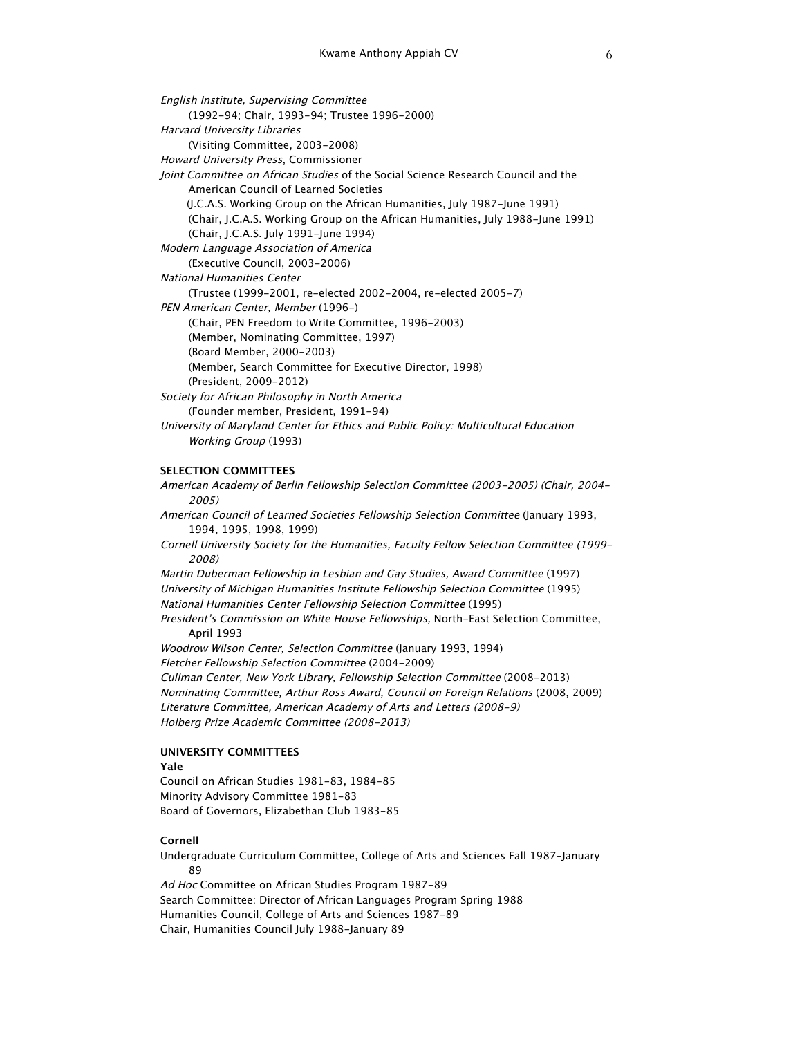*English Institute, Supervising Committee*
(1992–94; Chair, 1993–94; Trustee 1996–2000)

*Harvard University Libraries*
(Visiting Committee, 2003–2008)

*Howard University Press*, Commissioner

*Joint Committee on African Studies* of the Social Science Research Council and the American Council of Learned Societies
(J.C.A.S. Working Group on the African Humanities, July 1987–June 1991)
(Chair, J.C.A.S. Working Group on the African Humanities, July 1988–June 1991)
(Chair, J.C.A.S. July 1991–June 1994)

*Modern Language Association of America*
(Executive Council, 2003–2006)

*National Humanities Center*
(Trustee (1999–2001, re-elected 2002–2004, re-elected 2005–7)

*PEN American Center, Member* (1996–)
(Chair, PEN Freedom to Write Committee, 1996–2003)
(Member, Nominating Committee, 1997)
(Board Member, 2000–2003)
(Member, Search Committee for Executive Director, 1998)
(President, 2009–2012)

*Society for African Philosophy in North America*
(Founder member, President, 1991–94)

*University of Maryland Center for Ethics and Public Policy: Multicultural Education Working Group* (1993)

**SELECTION COMMITTEES**

*American Academy of Berlin Fellowship Selection Committee (2003–2005) (Chair, 2004–2005)*

*American Council of Learned Societies Fellowship Selection Committee* (January 1993, 1994, 1995, 1998, 1999)

*Cornell University Society for the Humanities, Faculty Fellow Selection Committee (1999–2008)*

*Martin Duberman Fellowship in Lesbian and Gay Studies, Award Committee* (1997)

*University of Michigan Humanities Institute Fellowship Selection Committee* (1995)

*National Humanities Center Fellowship Selection Committee* (1995)

*President's Commission on White House Fellowships,* North-East Selection Committee, April 1993

*Woodrow Wilson Center, Selection Committee* (January 1993, 1994)

*Fletcher Fellowship Selection Committee* (2004–2009)

*Cullman Center, New York Library, Fellowship Selection Committee* (2008–2013)

*Nominating Committee, Arthur Ross Award, Council on Foreign Relations* (2008, 2009)

*Literature Committee, American Academy of Arts and Letters (2008–9)*

*Holberg Prize Academic Committee (2008–2013)*

**UNIVERSITY COMMITTEES**

**Yale**

Council on African Studies 1981–83, 1984–85
Minority Advisory Committee 1981–83
Board of Governors, Elizabethan Club 1983–85

**Cornell**

Undergraduate Curriculum Committee, College of Arts and Sciences Fall 1987–January 89
*Ad Hoc* Committee on African Studies Program 1987–89
Search Committee: Director of African Languages Program Spring 1988
Humanities Council, College of Arts and Sciences 1987–89
Chair, Humanities Council July 1988–January 89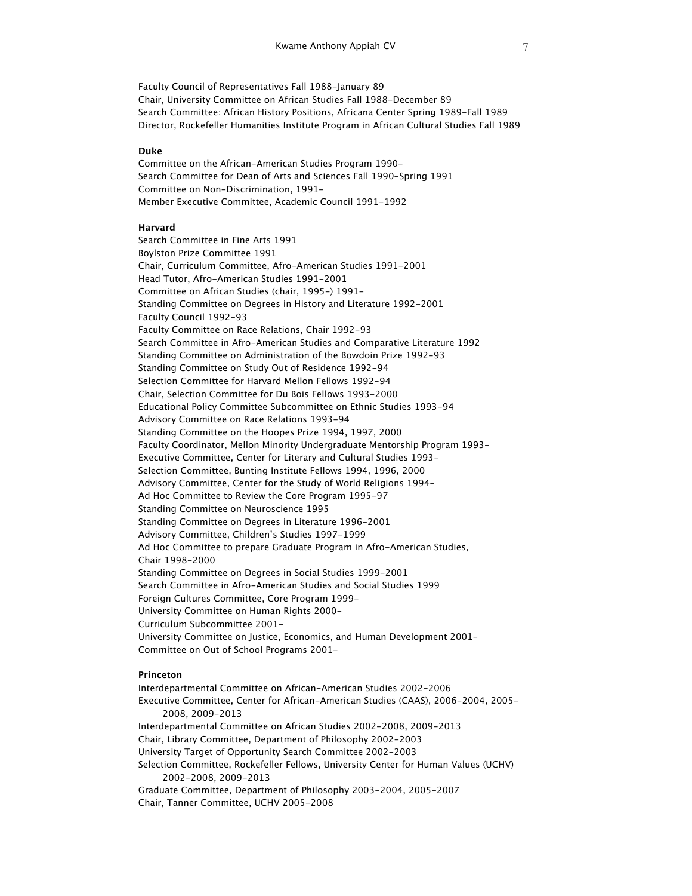Faculty Council of Representatives Fall 1988–January 89
Chair, University Committee on African Studies Fall 1988–December 89
Search Committee: African History Positions, Africana Center Spring 1989–Fall 1989
Director, Rockefeller Humanities Institute Program in African Cultural Studies Fall 1989

**Duke**

Committee on the African-American Studies Program 1990-
Search Committee for Dean of Arts and Sciences Fall 1990–Spring 1991
Committee on Non-Discrimination, 1991-
Member Executive Committee, Academic Council 1991–1992

**Harvard**

Search Committee in Fine Arts 1991
Boylston Prize Committee 1991
Chair, Curriculum Committee, Afro-American Studies 1991–2001
Head Tutor, Afro-American Studies 1991–2001
Committee on African Studies (chair, 1995-) 1991-
Standing Committee on Degrees in History and Literature 1992–2001
Faculty Council 1992–93
Faculty Committee on Race Relations, Chair 1992–93
Search Committee in Afro-American Studies and Comparative Literature 1992
Standing Committee on Administration of the Bowdoin Prize 1992–93
Standing Committee on Study Out of Residence 1992–94
Selection Committee for Harvard Mellon Fellows 1992–94
Chair, Selection Committee for Du Bois Fellows 1993–2000
Educational Policy Committee Subcommittee on Ethnic Studies 1993–94
Advisory Committee on Race Relations 1993–94
Standing Committee on the Hoopes Prize 1994, 1997, 2000
Faculty Coordinator, Mellon Minority Undergraduate Mentorship Program 1993-
Executive Committee, Center for Literary and Cultural Studies 1993-
Selection Committee, Bunting Institute Fellows 1994, 1996, 2000
Advisory Committee, Center for the Study of World Religions 1994-
Ad Hoc Committee to Review the Core Program 1995–97
Standing Committee on Neuroscience 1995
Standing Committee on Degrees in Literature 1996–2001
Advisory Committee, Children's Studies 1997–1999
Ad Hoc Committee to prepare Graduate Program in Afro-American Studies, Chair 1998–2000
Standing Committee on Degrees in Social Studies 1999–2001
Search Committee in Afro-American Studies and Social Studies 1999
Foreign Cultures Committee, Core Program 1999-
University Committee on Human Rights 2000-
Curriculum Subcommittee 2001-
University Committee on Justice, Economics, and Human Development 2001-
Committee on Out of School Programs 2001-

**Princeton**

Interdepartmental Committee on African-American Studies 2002–2006
Executive Committee, Center for African-American Studies (CAAS), 2006–2004, 2005–2008, 2009–2013
Interdepartmental Committee on African Studies 2002–2008, 2009–2013
Chair, Library Committee, Department of Philosophy 2002–2003
University Target of Opportunity Search Committee 2002–2003
Selection Committee, Rockefeller Fellows, University Center for Human Values (UCHV) 2002–2008, 2009–2013
Graduate Committee, Department of Philosophy 2003–2004, 2005–2007
Chair, Tanner Committee, UCHV 2005–2008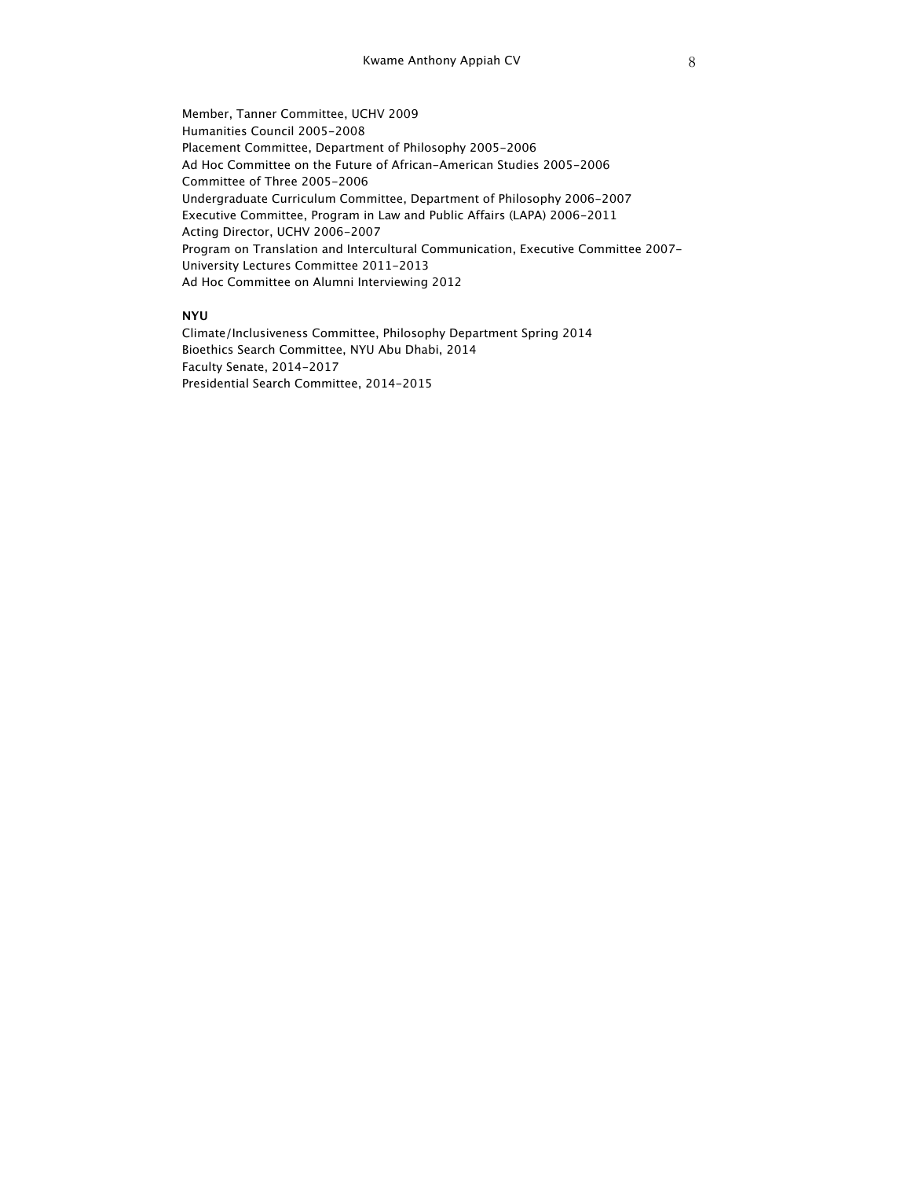Member, Tanner Committee, UCHV 2009
Humanities Council 2005-2008
Placement Committee, Department of Philosophy 2005-2006
Ad Hoc Committee on the Future of African-American Studies 2005-2006
Committee of Three 2005-2006
Undergraduate Curriculum Committee, Department of Philosophy 2006-2007
Executive Committee, Program in Law and Public Affairs (LAPA) 2006-2011
Acting Director, UCHV 2006-2007
Program on Translation and Intercultural Communication, Executive Committee 2007-
University Lectures Committee 2011-2013
Ad Hoc Committee on Alumni Interviewing 2012

**NYU**

Climate/Inclusiveness Committee, Philosophy Department Spring 2014
Bioethics Search Committee, NYU Abu Dhabi, 2014
Faculty Senate, 2014-2017
Presidential Search Committee, 2014-2015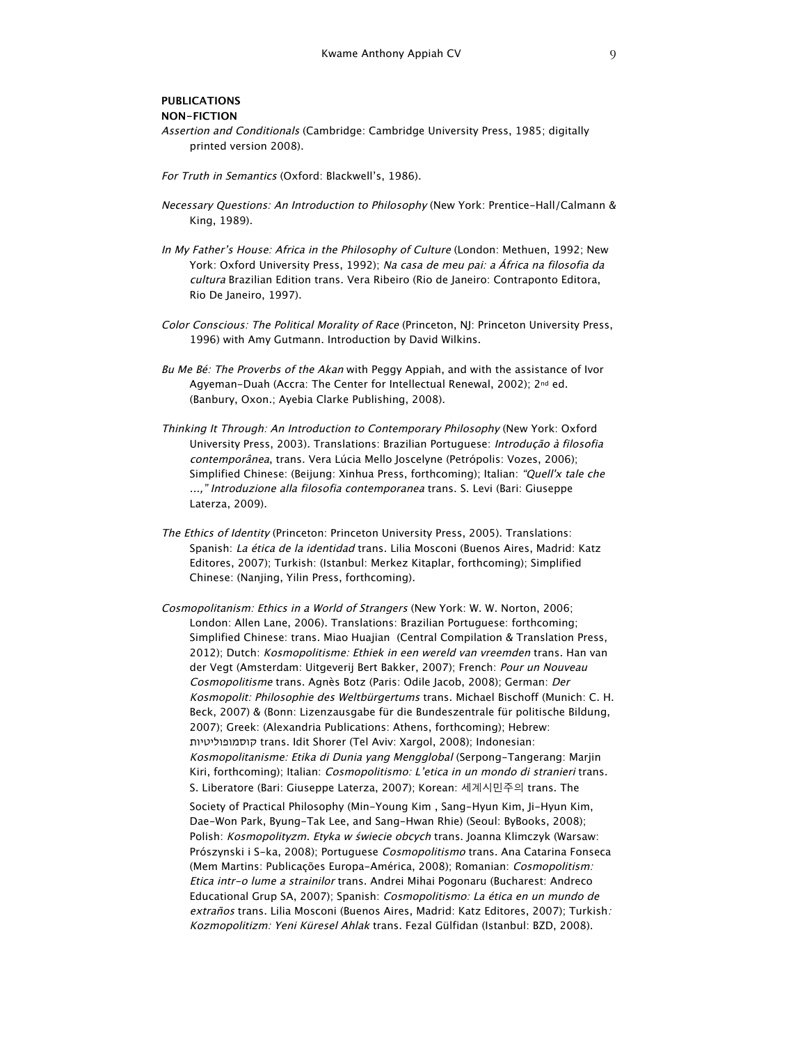**PUBLICATIONS**

**NON-FICTION**

*Assertion and Conditionals* (Cambridge: Cambridge University Press, 1985; digitally printed version 2008).

*For Truth in Semantics* (Oxford: Blackwell's, 1986).

*Necessary Questions: An Introduction to Philosophy* (New York: Prentice-Hall/Calmann & King, 1989).

*In My Father's House: Africa in the Philosophy of Culture* (London: Methuen, 1992; New York: Oxford University Press, 1992); *Na casa de meu pai: a África na filosofia da cultura* Brazilian Edition trans. Vera Ribeiro (Rio de Janeiro: Contraponto Editora, Rio De Janeiro, 1997).

*Color Conscious: The Political Morality of Race* (Princeton, NJ: Princeton University Press, 1996) with Amy Gutmann. Introduction by David Wilkins.

*Bu Me Bé: The Proverbs of the Akan* with Peggy Appiah, and with the assistance of Ivor Agyeman-Duah (Accra: The Center for Intellectual Renewal, 2002); 2nd ed. (Banbury, Oxon.; Ayebia Clarke Publishing, 2008).

*Thinking It Through: An Introduction to Contemporary Philosophy* (New York: Oxford University Press, 2003). Translations: Brazilian Portuguese: *Introdução à filosofia contemporânea*, trans. Vera Lúcia Mello Joscelyne (Petrópolis: Vozes, 2006); Simplified Chinese: (Beijung: Xinhua Press, forthcoming); Italian: *"Quell'x tale che ...," Introduzione alla filosofia contemporanea* trans. S. Levi (Bari: Giuseppe Laterza, 2009).

*The Ethics of Identity* (Princeton: Princeton University Press, 2005). Translations: Spanish: *La ética de la identidad* trans. Lilia Mosconi (Buenos Aires, Madrid: Katz Editores, 2007); Turkish: (Istanbul: Merkez Kitaplar, forthcoming); Simplified Chinese: (Nanjing, Yilin Press, forthcoming).

*Cosmopolitanism: Ethics in a World of Strangers* (New York: W. W. Norton, 2006; London: Allen Lane, 2006). Translations: Brazilian Portuguese: forthcoming; Simplified Chinese: trans. Miao Huajian (Central Compilation & Translation Press, 2012); Dutch: *Kosmopolitisme: Ethiek in een wereld van vreemden* trans. Han van der Vegt (Amsterdam: Uitgeverij Bert Bakker, 2007); French: *Pour un Nouveau Cosmopolitisme* trans. Agnès Botz (Paris: Odile Jacob, 2008); German: *Der Kosmopolit: Philosophie des Weltbürgertums* trans. Michael Bischoff (Munich: C. H. Beck, 2007) & (Bonn: Lizenzausgabe für die Bundeszentrale für politische Bildung, 2007); Greek: (Alexandria Publications: Athens, forthcoming); Hebrew: קוסמופוליטיות trans. Idit Shorer (Tel Aviv: Xargol, 2008); Indonesian: *Kosmopolitanisme: Etika di Dunia yang Mengglobal* (Serpong-Tangerang: Marjin Kiri, forthcoming); Italian: *Cosmopolitismo: L'etica in un mondo di stranieri* trans. S. Liberatore (Bari: Giuseppe Laterza, 2007); Korean: 세계시민주의 trans. The Society of Practical Philosophy (Min-Young Kim , Sang-Hyun Kim, Ji-Hyun Kim, Dae-Won Park, Byung-Tak Lee, and Sang-Hwan Rhie) (Seoul: ByBooks, 2008); Polish: *Kosmopolityzm. Etyka w świecie obcych* trans. Joanna Klimczyk (Warsaw: Prószynski i S-ka, 2008); Portuguese *Cosmopolitismo* trans. Ana Catarina Fonseca (Mem Martins: Publicações Europa-América, 2008); Romanian: *Cosmopolitism: Etica intr-o lume a strainilor* trans. Andrei Mihai Pogonaru (Bucharest: Andreco Educational Grup SA, 2007); Spanish: *Cosmopolitismo: La ética en un mundo de extraños* trans. Lilia Mosconi (Buenos Aires, Madrid: Katz Editores, 2007); Turkish*: Kozmopolitizm: Yeni Küresel Ahlak* trans. Fezal Gülfidan (Istanbul: BZD, 2008).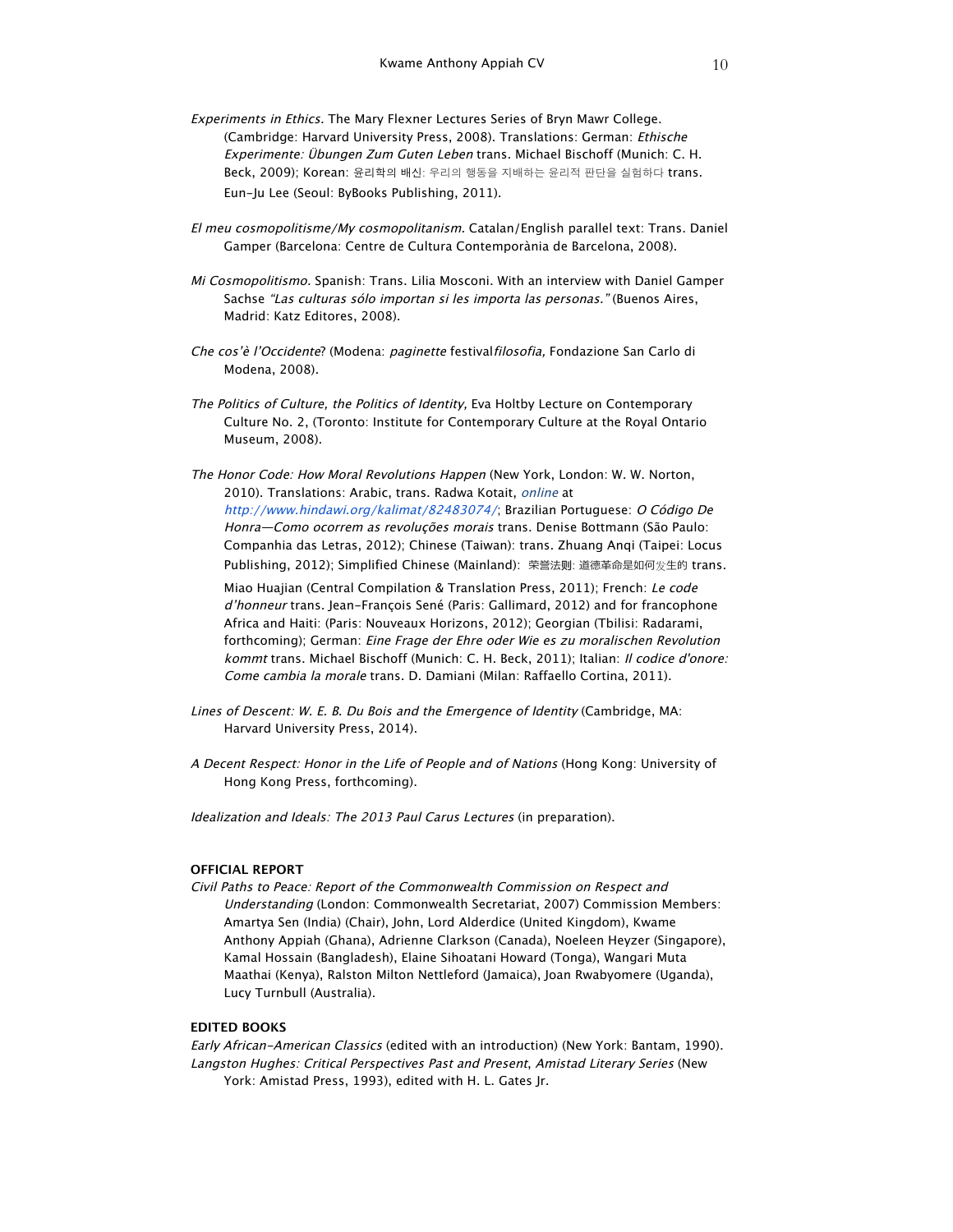*Experiments in Ethics.* The Mary Flexner Lectures Series of Bryn Mawr College. (Cambridge: Harvard University Press, 2008). Translations: German: *Ethische Experimente: Übungen Zum Guten Leben* trans. Michael Bischoff (Munich: C. H. Beck, 2009); Korean: 윤리학의 배신: 우리의 행동을 지배하는 윤리적 판단을 실험하다 trans. Eun-Ju Lee (Seoul: ByBooks Publishing, 2011).

*El meu cosmopolitisme/My cosmopolitanism.* Catalan/English parallel text: Trans. Daniel Gamper (Barcelona: Centre de Cultura Contemporània de Barcelona, 2008).

*Mi Cosmopolitismo.* Spanish: Trans. Lilia Mosconi. With an interview with Daniel Gamper Sachse *"Las culturas sólo importan si les importa las personas."* (Buenos Aires, Madrid: Katz Editores, 2008).

*Che cos'è l'Occidente*? (Modena: *paginette* festival*filosofia,* Fondazione San Carlo di Modena, 2008).

*The Politics of Culture, the Politics of Identity,* Eva Holtby Lecture on Contemporary Culture No. 2, (Toronto: Institute for Contemporary Culture at the Royal Ontario Museum, 2008).

*The Honor Code: How Moral Revolutions Happen* (New York, London: W. W. Norton, 2010). Translations: Arabic, trans. Radwa Kotait, *online* at *http://www.hindawi.org/kalimat/82483074/*; Brazilian Portuguese: *O Código De Honra—Como ocorrem as revoluções morais* trans. Denise Bottmann (São Paulo: Companhia das Letras, 2012); Chinese (Taiwan): trans. Zhuang Anqi (Taipei: Locus Publishing, 2012); Simplified Chinese (Mainland): 荣誉法则: 道德革命是如何发生的 trans. Miao Huajian (Central Compilation & Translation Press, 2011); French: *Le code d'honneur* trans. Jean-François Sené (Paris: Gallimard, 2012) and for francophone Africa and Haiti: (Paris: Nouveaux Horizons, 2012); Georgian (Tbilisi: Radarami, forthcoming); German: *Eine Frage der Ehre oder Wie es zu moralischen Revolution kommt* trans. Michael Bischoff (Munich: C. H. Beck, 2011); Italian: *Il codice d'onore: Come cambia la morale* trans. D. Damiani (Milan: Raffaello Cortina, 2011).

*Lines of Descent: W. E. B. Du Bois and the Emergence of Identity* (Cambridge, MA: Harvard University Press, 2014).

*A Decent Respect: Honor in the Life of People and of Nations* (Hong Kong: University of Hong Kong Press, forthcoming).

*Idealization and Ideals: The 2013 Paul Carus Lectures* (in preparation).

**OFFICIAL REPORT**

*Civil Paths to Peace: Report of the Commonwealth Commission on Respect and Understanding* (London: Commonwealth Secretariat, 2007) Commission Members: Amartya Sen (India) (Chair), John, Lord Alderdice (United Kingdom), Kwame Anthony Appiah (Ghana), Adrienne Clarkson (Canada), Noeleen Heyzer (Singapore), Kamal Hossain (Bangladesh), Elaine Sihoatani Howard (Tonga), Wangari Muta Maathai (Kenya), Ralston Milton Nettleford (Jamaica), Joan Rwabyomere (Uganda), Lucy Turnbull (Australia).

**EDITED BOOKS**

*Early African-American Classics* (edited with an introduction) (New York: Bantam, 1990).

*Langston Hughes: Critical Perspectives Past and Present*, *Amistad Literary Series* (New York: Amistad Press, 1993), edited with H. L. Gates Jr.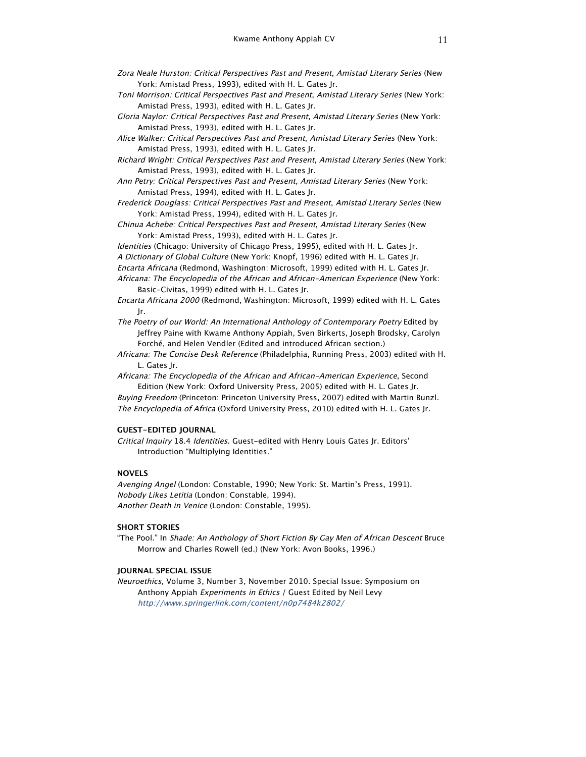*Zora Neale Hurston: Critical Perspectives Past and Present*, *Amistad Literary Series* (New York: Amistad Press, 1993), edited with H. L. Gates Jr.

*Toni Morrison: Critical Perspectives Past and Present*, *Amistad Literary Series* (New York: Amistad Press, 1993), edited with H. L. Gates Jr.

*Gloria Naylor: Critical Perspectives Past and Present*, *Amistad Literary Series* (New York: Amistad Press, 1993), edited with H. L. Gates Jr.

*Alice Walker: Critical Perspectives Past and Present*, *Amistad Literary Series* (New York: Amistad Press, 1993), edited with H. L. Gates Jr.

*Richard Wright: Critical Perspectives Past and Present*, *Amistad Literary Series* (New York: Amistad Press, 1993), edited with H. L. Gates Jr.

*Ann Petry: Critical Perspectives Past and Present*, *Amistad Literary Series* (New York: Amistad Press, 1994), edited with H. L. Gates Jr.

*Frederick Douglass: Critical Perspectives Past and Present*, *Amistad Literary Series* (New York: Amistad Press, 1994), edited with H. L. Gates Jr.

*Chinua Achebe: Critical Perspectives Past and Present*, *Amistad Literary Series* (New York: Amistad Press, 1993), edited with H. L. Gates Jr.

*Identities* (Chicago: University of Chicago Press, 1995), edited with H. L. Gates Jr.

*A Dictionary of Global Culture* (New York: Knopf, 1996) edited with H. L. Gates Jr.

*Encarta Africana* (Redmond, Washington: Microsoft, 1999) edited with H. L. Gates Jr.

*Africana: The Encyclopedia of the African and African-American Experience* (New York: Basic-Civitas, 1999) edited with H. L. Gates Jr.

*Encarta Africana 2000* (Redmond, Washington: Microsoft, 1999) edited with H. L. Gates Jr.

*The Poetry of our World: An International Anthology of Contemporary Poetry* Edited by Jeffrey Paine with Kwame Anthony Appiah, Sven Birkerts, Joseph Brodsky, Carolyn Forché, and Helen Vendler (Edited and introduced African section.)

*Africana: The Concise Desk Reference* (Philadelphia, Running Press, 2003) edited with H. L. Gates Jr.

*Africana: The Encyclopedia of the African and African-American Experience*, Second Edition (New York: Oxford University Press, 2005) edited with H. L. Gates Jr.

*Buying Freedom* (Princeton: Princeton University Press, 2007) edited with Martin Bunzl.

*The Encyclopedia of Africa* (Oxford University Press, 2010) edited with H. L. Gates Jr.

**GUEST-EDITED JOURNAL**

*Critical Inquiry* 18.4 *Identities*. Guest-edited with Henry Louis Gates Jr. Editors' Introduction "Multiplying Identities."

**NOVELS**

*Avenging Angel* (London: Constable, 1990; New York: St. Martin's Press, 1991).

*Nobody Likes Letitia* (London: Constable, 1994).

*Another Death in Venice* (London: Constable, 1995).

**SHORT STORIES**

"The Pool." In *Shade: An Anthology of Short Fiction By Gay Men of African Descent* Bruce Morrow and Charles Rowell (ed.) (New York: Avon Books, 1996.)

**JOURNAL SPECIAL ISSUE**

*Neuroethics,* Volume 3, Number 3, November 2010. Special Issue: Symposium on Anthony Appiah *Experiments in Ethics* / Guest Edited by Neil Levy *http://www.springerlink.com/content/n0p7484k2802/*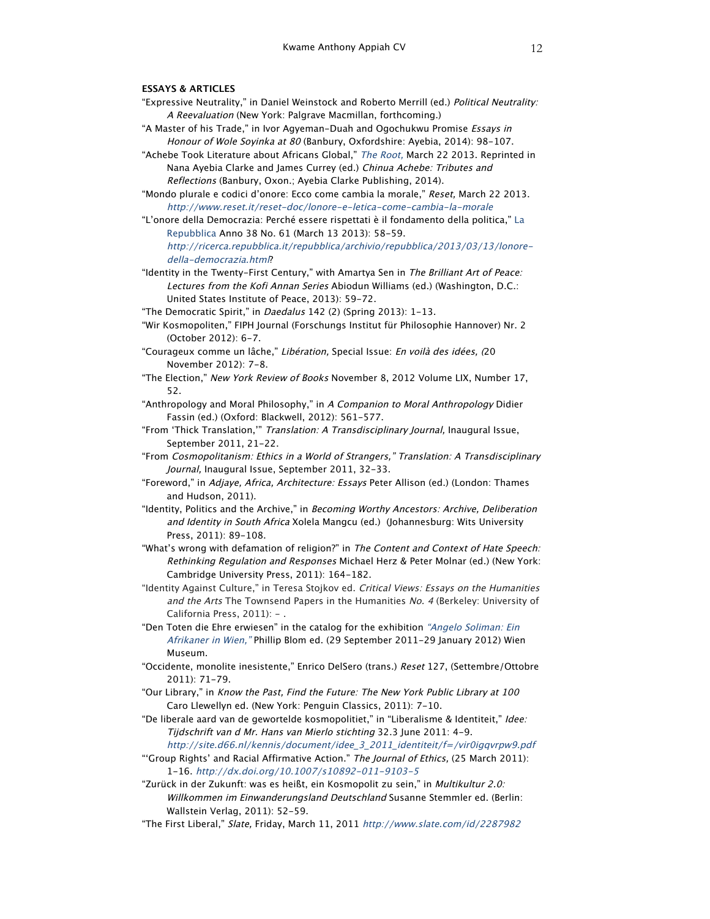**ESSAYS & ARTICLES**

"Expressive Neutrality," in Daniel Weinstock and Roberto Merrill (ed.) *Political Neutrality: A Reevaluation* (New York: Palgrave Macmillan, forthcoming.)

"A Master of his Trade," in Ivor Agyeman-Duah and Ogochukwu Promise *Essays in Honour of Wole Soyinka at 80* (Banbury, Oxfordshire: Ayebia, 2014): 98-107.

"Achebe Took Literature about Africans Global," *The Root,* March 22 2013. Reprinted in Nana Ayebia Clarke and James Currey (ed.) *Chinua Achebe: Tributes and Reflections* (Banbury, Oxon.; Ayebia Clarke Publishing, 2014).

"Mondo plurale e codici d'onore: Ecco come cambia la morale," *Reset,* March 22 2013. *http://www.reset.it/reset-doc/lonore-e-letica-come-cambia-la-morale*

"L'onore della Democrazia: Perché essere rispettati è il fondamento della politica," La Repubblica Anno 38 No. 61 (March 13 2013): 58-59. *http://ricerca.repubblica.it/repubblica/archivio/repubblica/2013/03/13/lonore-della-democrazia.html*?

"Identity in the Twenty-First Century," with Amartya Sen in *The Brilliant Art of Peace: Lectures from the Kofi Annan Series* Abiodun Williams (ed.) (Washington, D.C.: United States Institute of Peace, 2013): 59-72.

"The Democratic Spirit," in *Daedalus* 142 (2) (Spring 2013): 1-13.

"Wir Kosmopoliten," FIPH Journal (Forschungs Institut für Philosophie Hannover) Nr. 2 (October 2012): 6-7.

"Courageux comme un lâche," *Libération,* Special Issue: *En voilà des idées, (*20 November 2012): 7-8.

"The Election," *New York Review of Books* November 8, 2012 Volume LIX, Number 17, 52.

"Anthropology and Moral Philosophy," in *A Companion to Moral Anthropology* Didier Fassin (ed.) (Oxford: Blackwell, 2012): 561-577.

"From 'Thick Translation,'" *Translation: A Transdisciplinary Journal,* Inaugural Issue, September 2011, 21-22.

"From *Cosmopolitanism: Ethics in a World of Strangers," Translation: A Transdisciplinary Journal,* Inaugural Issue, September 2011, 32-33.

"Foreword," in *Adjaye, Africa, Architecture: Essays* Peter Allison (ed.) (London: Thames and Hudson, 2011).

"Identity, Politics and the Archive," in *Becoming Worthy Ancestors: Archive, Deliberation and Identity in South Africa* Xolela Mangcu (ed.) (Johannesburg: Wits University Press, 2011): 89-108.

"What's wrong with defamation of religion?" in *The Content and Context of Hate Speech: Rethinking Regulation and Responses* Michael Herz & Peter Molnar (ed.) (New York: Cambridge University Press, 2011): 164-182.

"Identity Against Culture," in Teresa Stojkov ed. *Critical Views: Essays on the Humanities and the Arts* The Townsend Papers in the Humanities *No. 4* (Berkeley: University of California Press, 2011): - .

"Den Toten die Ehre erwiesen" in the catalog for the exhibition *"Angelo Soliman: Ein Afrikaner in Wien,"* Phillip Blom ed. (29 September 2011-29 January 2012) Wien Museum.

"Occidente, monolite inesistente," Enrico DelSero (trans.) *Reset* 127, (Settembre/Ottobre 2011): 71-79.

"Our Library," in *Know the Past, Find the Future: The New York Public Library at 100* Caro Llewellyn ed. (New York: Penguin Classics, 2011): 7-10.

"De liberale aard van de gewortelde kosmopolitiet," in "Liberalisme & Identiteit," *Idee: Tijdschrift van d Mr. Hans van Mierlo stichting* 32.3 June 2011: 4-9. *http://site.d66.nl/kennis/document/idee_3_2011_identiteit/f=/vir0igqvrpw9.pdf*

"'Group Rights' and Racial Affirmative Action." *The Journal of Ethics,* (25 March 2011): 1-16. *http://dx.doi.org/10.1007/s10892-011-9103-5*

"Zurück in der Zukunft: was es heißt, ein Kosmopolit zu sein," in *Multikultur 2.0: Willkommen im Einwanderungsland Deutschland* Susanne Stemmler ed. (Berlin: Wallstein Verlag, 2011): 52-59.

"The First Liberal," *Slate,* Friday, March 11, 2011 *http://www.slate.com/id/2287982*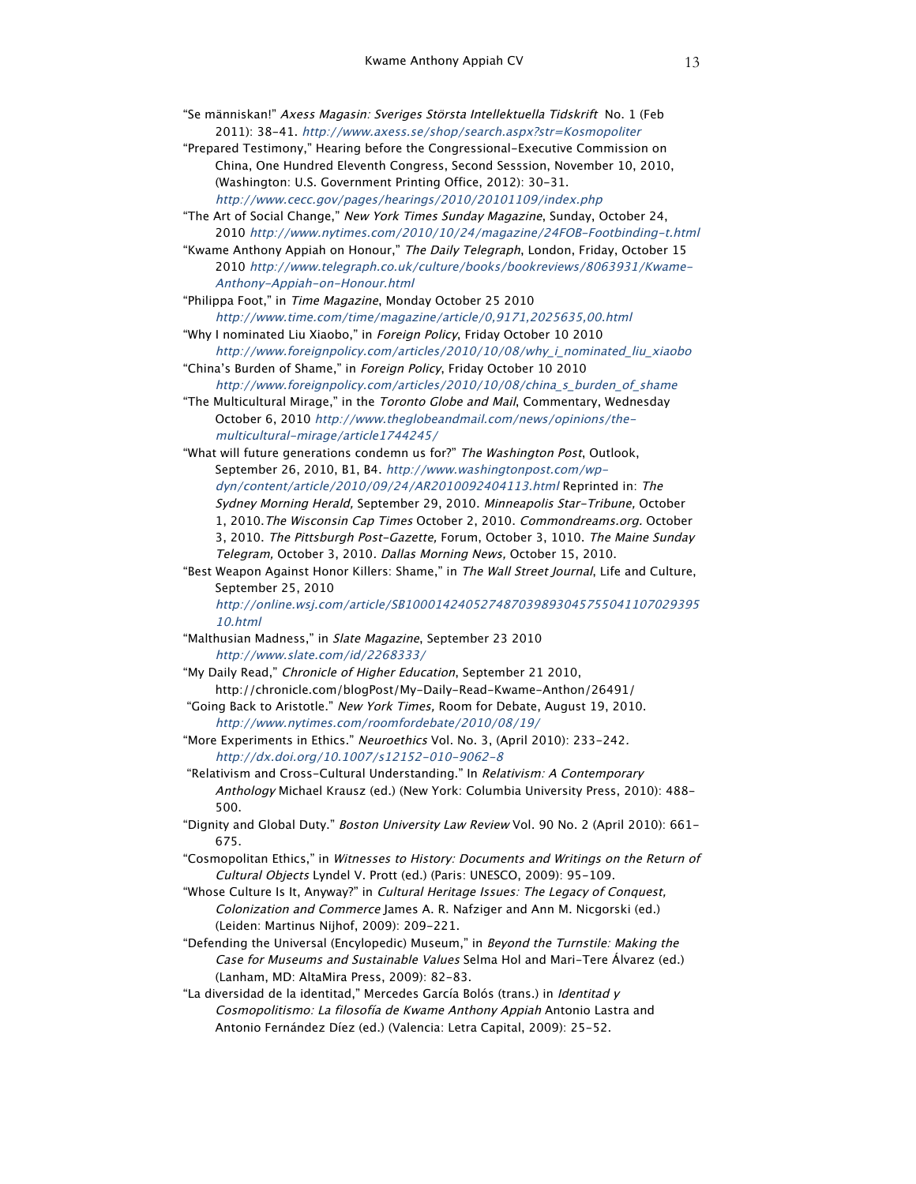"Se människan!" *Axess Magasin: Sveriges Största Intellektuella Tidskrift* No. 1 (Feb 2011): 38-41. *http://www.axess.se/shop/search.aspx?str=Kosmopoliter*

"Prepared Testimony," Hearing before the Congressional-Executive Commission on China, One Hundred Eleventh Congress, Second Sesssion, November 10, 2010, (Washington: U.S. Government Printing Office, 2012): 30-31. *http://www.cecc.gov/pages/hearings/2010/20101109/index.php*

"The Art of Social Change," *New York Times Sunday Magazine*, Sunday, October 24, 2010 *http://www.nytimes.com/2010/10/24/magazine/24FOB-Footbinding-t.html*

"Kwame Anthony Appiah on Honour," *The Daily Telegraph*, London, Friday, October 15 2010 *http://www.telegraph.co.uk/culture/books/bookreviews/8063931/Kwame-Anthony-Appiah-on-Honour.html*

"Philippa Foot," in *Time Magazine*, Monday October 25 2010 *http://www.time.com/time/magazine/article/0,9171,2025635,00.html*

"Why I nominated Liu Xiaobo," in *Foreign Policy*, Friday October 10 2010 *http://www.foreignpolicy.com/articles/2010/10/08/why_i_nominated_liu_xiaobo*

"China's Burden of Shame," in *Foreign Policy*, Friday October 10 2010 *http://www.foreignpolicy.com/articles/2010/10/08/china_s_burden_of_shame*

"The Multicultural Mirage," in the *Toronto Globe and Mail*, Commentary, Wednesday October 6, 2010 *http://www.theglobeandmail.com/news/opinions/the-multicultural-mirage/article1744245/*

"What will future generations condemn us for?" *The Washington Post*, Outlook, September 26, 2010, B1, B4. *http://www.washingtonpost.com/wp-dyn/content/article/2010/09/24/AR2010092404113.html* Reprinted in: *The Sydney Morning Herald,* September 29, 2010. *Minneapolis Star-Tribune,* October 1, 2010. *The Wisconsin Cap Times* October 2, 2010. *Commondreams.org.* October 3, 2010. *The Pittsburgh Post-Gazette,* Forum, October 3, 1010. *The Maine Sunday Telegram,* October 3, 2010. *Dallas Morning News,* October 15, 2010.

"Best Weapon Against Honor Killers: Shame," in *The Wall Street Journal*, Life and Culture, September 25, 2010 *http://online.wsj.com/article/SB10001424052748703989304575504110702939510.html*

"Malthusian Madness," in *Slate Magazine*, September 23 2010 *http://www.slate.com/id/2268333/*

"My Daily Read," *Chronicle of Higher Education*, September 21 2010, http://chronicle.com/blogPost/My-Daily-Read-Kwame-Anthon/26491/

"Going Back to Aristotle." *New York Times,* Room for Debate, August 19, 2010. *http://www.nytimes.com/roomfordebate/2010/08/19/*

"More Experiments in Ethics." *Neuroethics* Vol. No. 3, (April 2010): 233-242. *http://dx.doi.org/10.1007/s12152-010-9062-8*

"Relativism and Cross-Cultural Understanding." In *Relativism: A Contemporary Anthology* Michael Krausz (ed.) (New York: Columbia University Press, 2010): 488-500.

"Dignity and Global Duty." *Boston University Law Review* Vol. 90 No. 2 (April 2010): 661-675.

"Cosmopolitan Ethics," in *Witnesses to History: Documents and Writings on the Return of Cultural Objects* Lyndel V. Prott (ed.) (Paris: UNESCO, 2009): 95-109.

"Whose Culture Is It, Anyway?" in *Cultural Heritage Issues: The Legacy of Conquest, Colonization and Commerce* James A. R. Nafziger and Ann M. Nicgorski (ed.) (Leiden: Martinus Nijhof, 2009): 209-221.

"Defending the Universal (Encylopedic) Museum," in *Beyond the Turnstile: Making the Case for Museums and Sustainable Values* Selma Hol and Mari-Tere Álvarez (ed.) (Lanham, MD: AltaMira Press, 2009): 82-83.

"La diversidad de la identidad," Mercedes García Bolós (trans.) in *Identitad y Cosmopolitismo: La filosofía de Kwame Anthony Appiah* Antonio Lastra and Antonio Fernández Díez (ed.) (Valencia: Letra Capital, 2009): 25-52.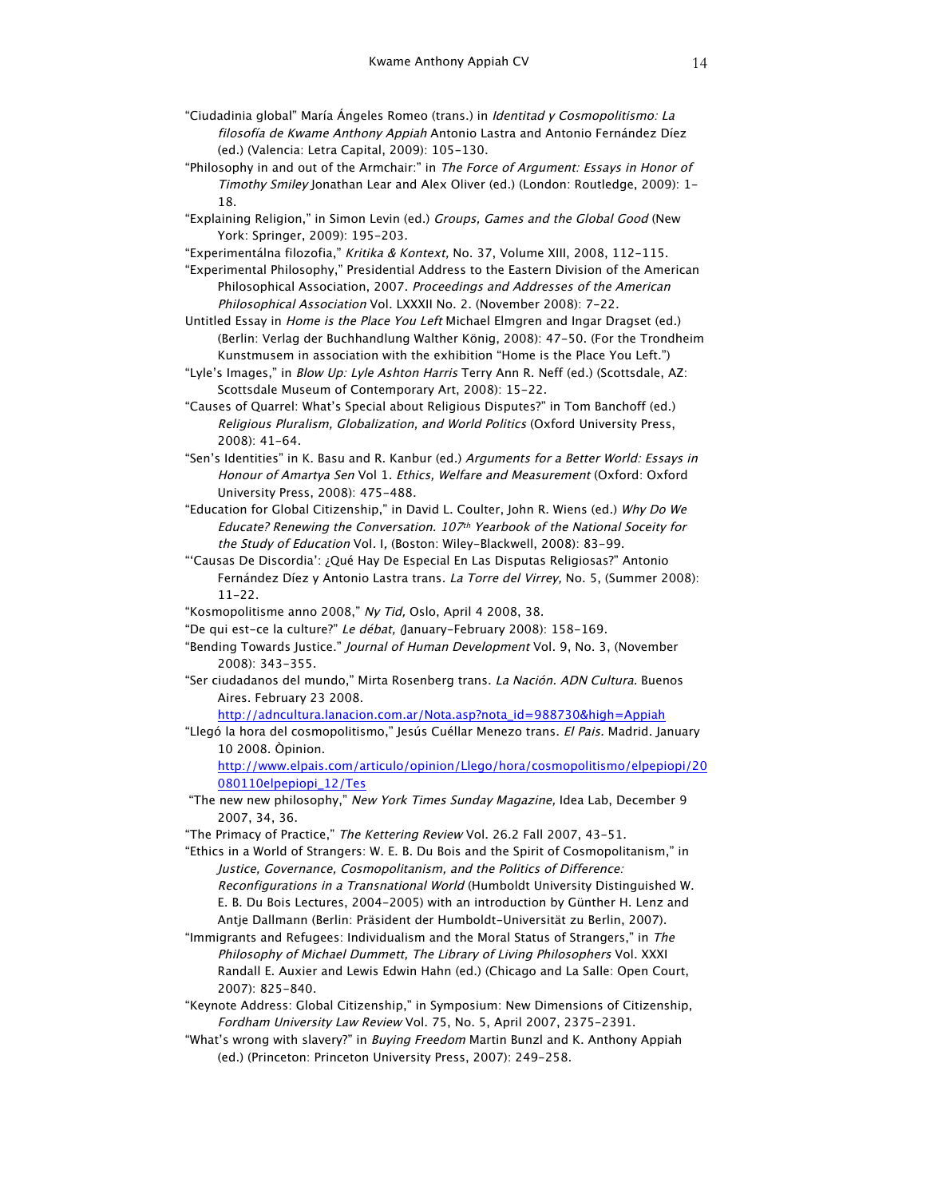"Ciudadinia global" María Ángeles Romeo (trans.) in *Identitad y Cosmopolitismo: La filosofía de Kwame Anthony Appiah* Antonio Lastra and Antonio Fernández Díez (ed.) (Valencia: Letra Capital, 2009): 105–130.

"Philosophy in and out of the Armchair:" in *The Force of Argument: Essays in Honor of Timothy Smiley* Jonathan Lear and Alex Oliver (ed.) (London: Routledge, 2009): 1–18.

"Explaining Religion," in Simon Levin (ed.) *Groups, Games and the Global Good* (New York: Springer, 2009): 195–203.

"Experimentálna filozofia," *Kritika & Kontext,* No. 37, Volume XIII, 2008, 112–115.

"Experimental Philosophy," Presidential Address to the Eastern Division of the American Philosophical Association, 2007. *Proceedings and Addresses of the American Philosophical Association* Vol. LXXXII No. 2. (November 2008): 7–22.

Untitled Essay in *Home is the Place You Left* Michael Elmgren and Ingar Dragset (ed.) (Berlin: Verlag der Buchhandlung Walther König, 2008): 47–50. (For the Trondheim Kunstmusem in association with the exhibition "Home is the Place You Left.")

"Lyle's Images," in *Blow Up: Lyle Ashton Harris* Terry Ann R. Neff (ed.) (Scottsdale, AZ: Scottsdale Museum of Contemporary Art, 2008): 15–22.

"Causes of Quarrel: What's Special about Religious Disputes?" in Tom Banchoff (ed.) *Religious Pluralism, Globalization, and World Politics* (Oxford University Press, 2008): 41–64.

"Sen's Identities" in K. Basu and R. Kanbur (ed.) *Arguments for a Better World: Essays in Honour of Amartya Sen* Vol 1. *Ethics, Welfare and Measurement* (Oxford: Oxford University Press, 2008): 475–488.

"Education for Global Citizenship," in David L. Coulter, John R. Wiens (ed.) *Why Do We Educate? Renewing the Conversation. 107th Yearbook of the National Soceity for the Study of Education* Vol. I, (Boston: Wiley-Blackwell, 2008): 83–99.

"'Causas De Discordia': ¿Qué Hay De Especial En Las Disputas Religiosas?" Antonio Fernández Díez y Antonio Lastra trans. *La Torre del Virrey,* No. 5, (Summer 2008): 11–22.

"Kosmopolitisme anno 2008," *Ny Tid,* Oslo, April 4 2008, 38.

"De qui est-ce la culture?" *Le débat,* (January–February 2008): 158–169.

"Bending Towards Justice." *Journal of Human Development* Vol. 9, No. 3, (November 2008): 343–355.

"Ser ciudadanos del mundo," Mirta Rosenberg trans. *La Nación. ADN Cultura.* Buenos Aires. February 23 2008. http://adncultura.lanacion.com.ar/Nota.asp?nota_id=988730&high=Appiah

"Llegó la hora del cosmopolitismo," Jesús Cuéllar Menezo trans. *El Pais.* Madrid. January 10 2008. Òpinion. http://www.elpais.com/articulo/opinion/Llego/hora/cosmopolitismo/elpepiopi/20080110elpepiopi_12/Tes

"The new new philosophy," *New York Times Sunday Magazine,* Idea Lab, December 9 2007, 34, 36.

"The Primacy of Practice," *The Kettering Review* Vol. 26.2 Fall 2007, 43–51.

"Ethics in a World of Strangers: W. E. B. Du Bois and the Spirit of Cosmopolitanism," in *Justice, Governance, Cosmopolitanism, and the Politics of Difference: Reconfigurations in a Transnational World* (Humboldt University Distinguished W. E. B. Du Bois Lectures, 2004–2005) with an introduction by Günther H. Lenz and Antje Dallmann (Berlin: Präsident der Humboldt-Universität zu Berlin, 2007).

"Immigrants and Refugees: Individualism and the Moral Status of Strangers," in *The Philosophy of Michael Dummett, The Library of Living Philosophers* Vol. XXXI Randall E. Auxier and Lewis Edwin Hahn (ed.) (Chicago and La Salle: Open Court, 2007): 825–840.

"Keynote Address: Global Citizenship," in Symposium: New Dimensions of Citizenship, *Fordham University Law Review* Vol. 75, No. 5, April 2007, 2375–2391.

"What's wrong with slavery?" in *Buying Freedom* Martin Bunzl and K. Anthony Appiah (ed.) (Princeton: Princeton University Press, 2007): 249–258.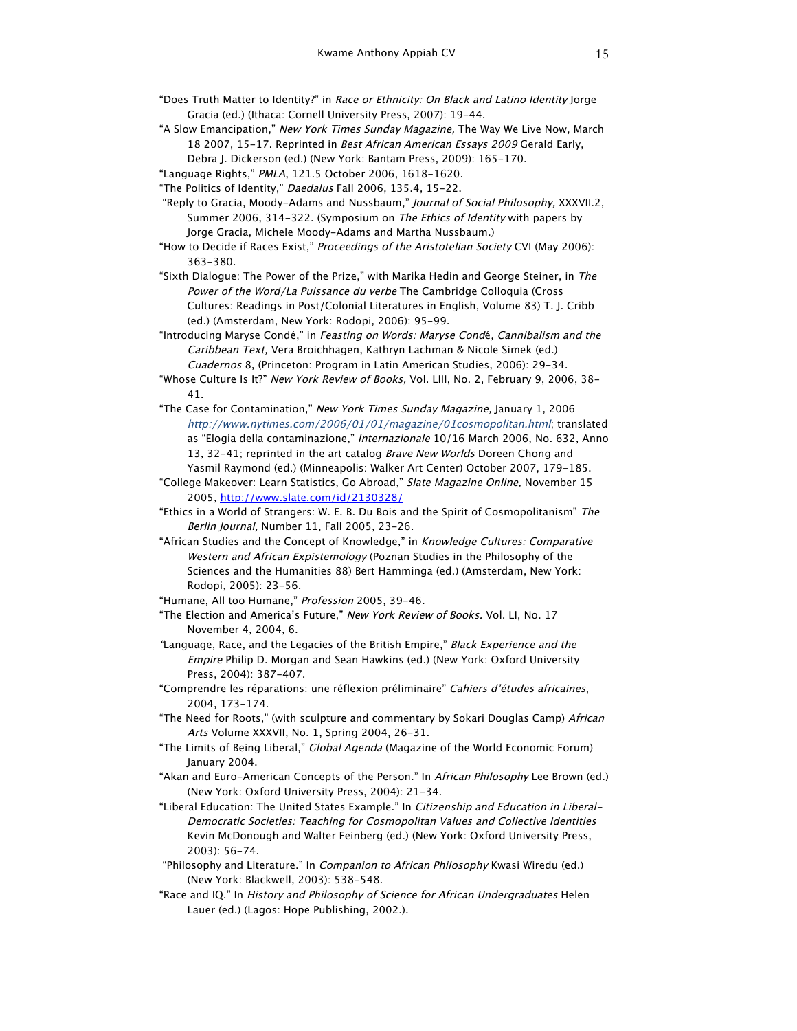"Does Truth Matter to Identity?" in *Race or Ethnicity: On Black and Latino Identity* Jorge Gracia (ed.) (Ithaca: Cornell University Press, 2007): 19–44.

"A Slow Emancipation," *New York Times Sunday Magazine,* The Way We Live Now, March 18 2007, 15-17. Reprinted in *Best African American Essays 2009* Gerald Early, Debra J. Dickerson (ed.) (New York: Bantam Press, 2009): 165-170.

"Language Rights," *PMLA*, 121.5 October 2006, 1618-1620.

"The Politics of Identity," *Daedalus* Fall 2006, 135.4, 15-22.

"Reply to Gracia, Moody-Adams and Nussbaum," *Journal of Social Philosophy,* XXXVII.2, Summer 2006, 314-322. (Symposium on *The Ethics of Identity* with papers by Jorge Gracia, Michele Moody-Adams and Martha Nussbaum.)

"How to Decide if Races Exist," *Proceedings of the Aristotelian Society* CVI (May 2006): 363-380.

"Sixth Dialogue: The Power of the Prize," with Marika Hedin and George Steiner, in *The Power of the Word/La Puissance du verbe* The Cambridge Colloquia (Cross Cultures: Readings in Post/Colonial Literatures in English, Volume 83) T. J. Cribb (ed.) (Amsterdam, New York: Rodopi, 2006): 95-99.

"Introducing Maryse Condé," in *Feasting on Words: Maryse Condé, Cannibalism and the Caribbean Text,* Vera Broichhagen, Kathryn Lachman & Nicole Simek (ed.) *Cuadernos* 8, (Princeton: Program in Latin American Studies, 2006): 29-34.

"Whose Culture Is It?" *New York Review of Books,* Vol. LIII, No. 2, February 9, 2006, 38-41.

"The Case for Contamination," *New York Times Sunday Magazine,* January 1, 2006 *http://www.nytimes.com/2006/01/01/magazine/01cosmopolitan.html*; translated as "Elogia della contaminazione," *Internazionale* 10/16 March 2006, No. 632, Anno 13, 32-41; reprinted in the art catalog *Brave New Worlds* Doreen Chong and Yasmil Raymond (ed.) (Minneapolis: Walker Art Center) October 2007, 179-185.

"College Makeover: Learn Statistics, Go Abroad," *Slate Magazine Online,* November 15 2005, http://www.slate.com/id/2130328/

"Ethics in a World of Strangers: W. E. B. Du Bois and the Spirit of Cosmopolitanism" *The Berlin Journal,* Number 11, Fall 2005, 23-26.

"African Studies and the Concept of Knowledge," in *Knowledge Cultures: Comparative Western and African Expistemology* (Poznan Studies in the Philosophy of the Sciences and the Humanities 88) Bert Hamminga (ed.) (Amsterdam, New York: Rodopi, 2005): 23-56.

"Humane, All too Humane," *Profession* 2005, 39-46.

"The Election and America's Future," *New York Review of Books.* Vol. LI, No. 17 November 4, 2004, 6.

"Language, Race, and the Legacies of the British Empire," *Black Experience and the Empire* Philip D. Morgan and Sean Hawkins (ed.) (New York: Oxford University Press, 2004): 387-407.

"Comprendre les réparations: une réflexion préliminaire" *Cahiers d'études africaines*, 2004, 173-174.

"The Need for Roots," (with sculpture and commentary by Sokari Douglas Camp) *African Arts* Volume XXXVII, No. 1, Spring 2004, 26-31.

"The Limits of Being Liberal," *Global Agenda* (Magazine of the World Economic Forum) January 2004.

"Akan and Euro-American Concepts of the Person." In *African Philosophy* Lee Brown (ed.) (New York: Oxford University Press, 2004): 21-34.

"Liberal Education: The United States Example." In *Citizenship and Education in Liberal-Democratic Societies: Teaching for Cosmopolitan Values and Collective Identities* Kevin McDonough and Walter Feinberg (ed.) (New York: Oxford University Press, 2003): 56-74.

"Philosophy and Literature." In *Companion to African Philosophy* Kwasi Wiredu (ed.) (New York: Blackwell, 2003): 538-548.

"Race and IQ." In *History and Philosophy of Science for African Undergraduates* Helen Lauer (ed.) (Lagos: Hope Publishing, 2002.).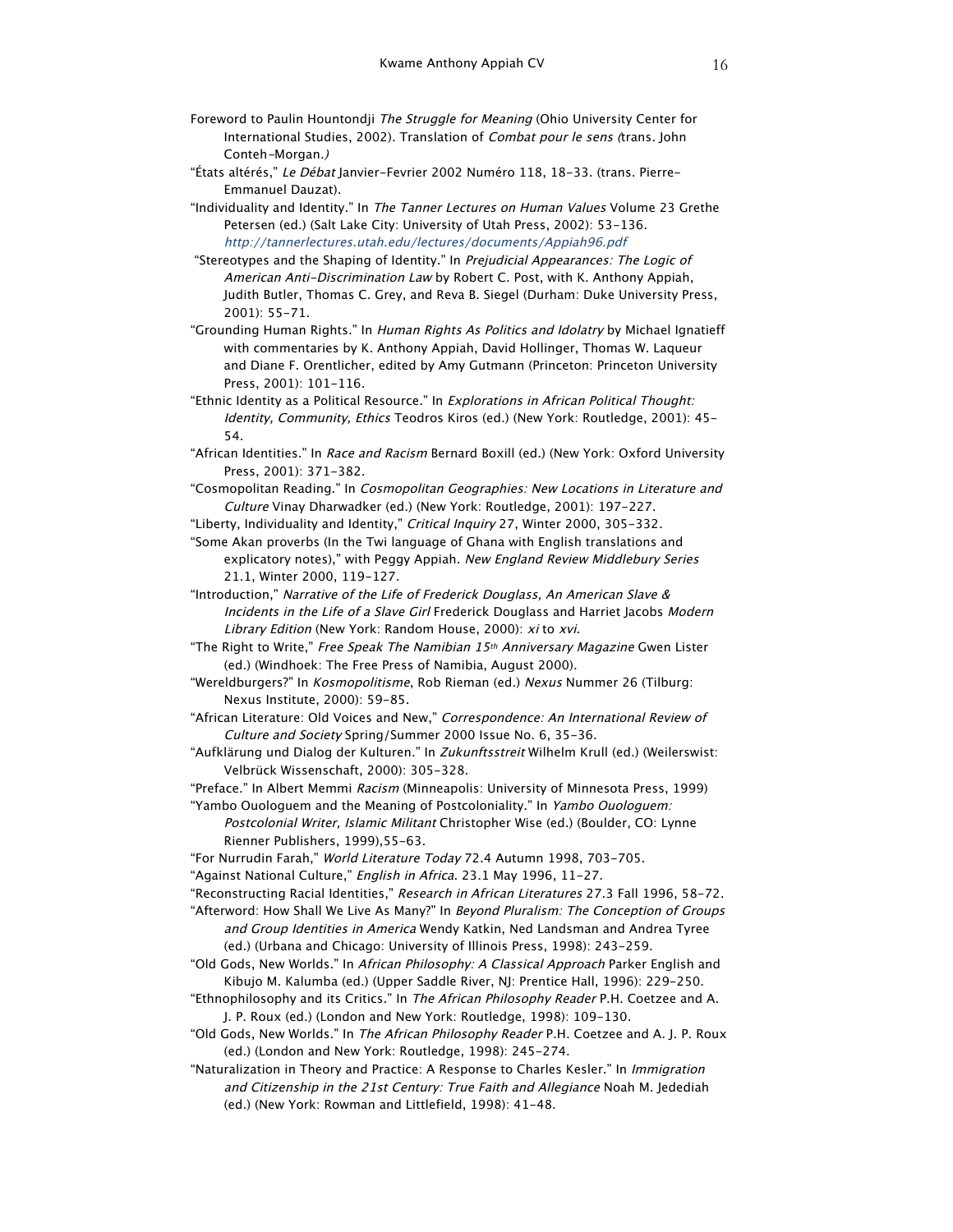Foreword to Paulin Hountondji *The Struggle for Meaning* (Ohio University Center for International Studies, 2002). Translation of *Combat pour le sens (*trans. John Conteh-Morgan*.)*

"États altérés," *Le Débat* Janvier-Fevrier 2002 Numéro 118, 18-33. (trans. Pierre-Emmanuel Dauzat).

"Individuality and Identity." In *The Tanner Lectures on Human Values* Volume 23 Grethe Petersen (ed.) (Salt Lake City: University of Utah Press, 2002): 53-136. *http://tannerlectures.utah.edu/lectures/documents/Appiah96.pdf*

"Stereotypes and the Shaping of Identity." In *Prejudicial Appearances: The Logic of American Anti-Discrimination Law* by Robert C. Post, with K. Anthony Appiah, Judith Butler, Thomas C. Grey, and Reva B. Siegel (Durham: Duke University Press, 2001): 55-71.

"Grounding Human Rights." In *Human Rights As Politics and Idolatry* by Michael Ignatieff with commentaries by K. Anthony Appiah, David Hollinger, Thomas W. Laqueur and Diane F. Orentlicher, edited by Amy Gutmann (Princeton: Princeton University Press, 2001): 101-116.

"Ethnic Identity as a Political Resource." In *Explorations in African Political Thought: Identity, Community, Ethics* Teodros Kiros (ed.) (New York: Routledge, 2001): 45-54.

"African Identities." In *Race and Racism* Bernard Boxill (ed.) (New York: Oxford University Press, 2001): 371-382.

"Cosmopolitan Reading." In *Cosmopolitan Geographies: New Locations in Literature and Culture* Vinay Dharwadker (ed.) (New York: Routledge, 2001): 197-227.

"Liberty, Individuality and Identity," *Critical Inquiry* 27, Winter 2000, 305-332.

"Some Akan proverbs (In the Twi language of Ghana with English translations and explicatory notes)," with Peggy Appiah. *New England Review Middlebury Series* 21.1, Winter 2000, 119-127.

"Introduction," *Narrative of the Life of Frederick Douglass, An American Slave & Incidents in the Life of a Slave Girl* Frederick Douglass and Harriet Jacobs *Modern Library Edition* (New York: Random House, 2000): *xi* to *xvi.*

"The Right to Write," *Free Speak The Namibian 15th Anniversary Magazine* Gwen Lister (ed.) (Windhoek: The Free Press of Namibia, August 2000).

"Wereldburgers?" In *Kosmopolitisme*, Rob Rieman (ed.) *Nexus* Nummer 26 (Tilburg: Nexus Institute, 2000): 59-85.

"African Literature: Old Voices and New," *Correspondence: An International Review of Culture and Society* Spring/Summer 2000 Issue No. 6, 35-36.

"Aufklärung und Dialog der Kulturen." In *Zukunftsstreit* Wilhelm Krull (ed.) (Weilerswist: Velbrück Wissenschaft, 2000): 305-328.

"Preface." In Albert Memmi *Racism* (Minneapolis: University of Minnesota Press, 1999)

"Yambo Ouologuem and the Meaning of Postcoloniality." In *Yambo Ouologuem: Postcolonial Writer, Islamic Militant* Christopher Wise (ed.) (Boulder, CO: Lynne Rienner Publishers, 1999),55-63.

"For Nurrudin Farah," *World Literature Today* 72.4 Autumn 1998, 703-705.

"Against National Culture," *English in Africa*. 23.1 May 1996, 11-27.

"Reconstructing Racial Identities," *Research in African Literatures* 27.3 Fall 1996, 58-72.

"Afterword: How Shall We Live As Many?" In *Beyond Pluralism: The Conception of Groups and Group Identities in America* Wendy Katkin, Ned Landsman and Andrea Tyree (ed.) (Urbana and Chicago: University of Illinois Press, 1998): 243-259.

"Old Gods, New Worlds." In *African Philosophy: A Classical Approach* Parker English and Kibujo M. Kalumba (ed.) (Upper Saddle River, NJ: Prentice Hall, 1996): 229-250.

"Ethnophilosophy and its Critics." In *The African Philosophy Reader* P.H. Coetzee and A. J. P. Roux (ed.) (London and New York: Routledge, 1998): 109-130.

"Old Gods, New Worlds." In *The African Philosophy Reader* P.H. Coetzee and A. J. P. Roux (ed.) (London and New York: Routledge, 1998): 245-274.

"Naturalization in Theory and Practice: A Response to Charles Kesler." In *Immigration and Citizenship in the 21st Century: True Faith and Allegiance* Noah M. Jedediah (ed.) (New York: Rowman and Littlefield, 1998): 41-48.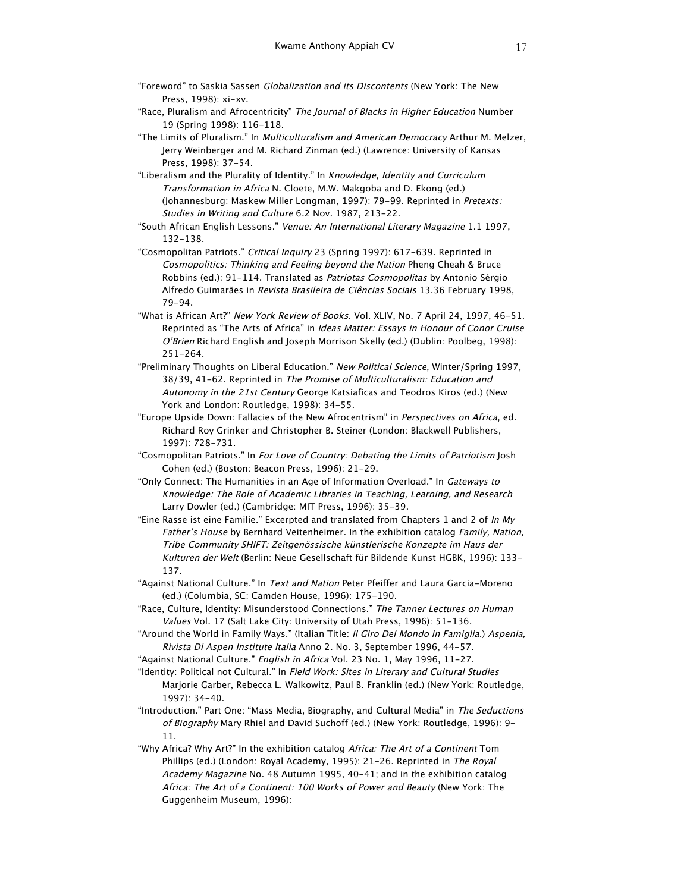"Foreword" to Saskia Sassen *Globalization and its Discontents* (New York: The New Press, 1998): xi-xv.

"Race, Pluralism and Afrocentricity" *The Journal of Blacks in Higher Education* Number 19 (Spring 1998): 116-118.

"The Limits of Pluralism." In *Multiculturalism and American Democracy* Arthur M. Melzer, Jerry Weinberger and M. Richard Zinman (ed.) (Lawrence: University of Kansas Press, 1998): 37-54.

"Liberalism and the Plurality of Identity." In *Knowledge, Identity and Curriculum Transformation in Africa* N. Cloete, M.W. Makgoba and D. Ekong (ed.) (Johannesburg: Maskew Miller Longman, 1997): 79-99. Reprinted in *Pretexts: Studies in Writing and Culture* 6.2 Nov. 1987, 213-22.

"South African English Lessons." *Venue: An International Literary Magazine* 1.1 1997, 132-138.

"Cosmopolitan Patriots." *Critical Inquiry* 23 (Spring 1997): 617-639. Reprinted in *Cosmopolitics: Thinking and Feeling beyond the Nation* Pheng Cheah & Bruce Robbins (ed.): 91-114. Translated as *Patriotas Cosmopolitas* by Antonio Sérgio Alfredo Guimarães in *Revista Brasileira de Ciências Sociais* 13.36 February 1998, 79-94.

"What is African Art?" *New York Review of Books.* Vol. XLIV, No. 7 April 24, 1997, 46-51. Reprinted as "The Arts of Africa" in *Ideas Matter: Essays in Honour of Conor Cruise O'Brien* Richard English and Joseph Morrison Skelly (ed.) (Dublin: Poolbeg, 1998): 251-264.

"Preliminary Thoughts on Liberal Education." *New Political Science*, Winter/Spring 1997, 38/39, 41-62. Reprinted in *The Promise of Multiculturalism: Education and Autonomy in the 21st Century* George Katsiaficas and Teodros Kiros (ed.) (New York and London: Routledge, 1998): 34-55.

"Europe Upside Down: Fallacies of the New Afrocentrism" in *Perspectives on Africa*, ed. Richard Roy Grinker and Christopher B. Steiner (London: Blackwell Publishers, 1997): 728-731.

"Cosmopolitan Patriots." In *For Love of Country: Debating the Limits of Patriotism* Josh Cohen (ed.) (Boston: Beacon Press, 1996): 21-29.

"Only Connect: The Humanities in an Age of Information Overload." In *Gateways to Knowledge: The Role of Academic Libraries in Teaching, Learning, and Research* Larry Dowler (ed.) (Cambridge: MIT Press, 1996): 35-39.

"Eine Rasse ist eine Familie." Excerpted and translated from Chapters 1 and 2 of *In My Father's House* by Bernhard Veitenheimer. In the exhibition catalog *Family, Nation, Tribe Community SHIFT: Zeitgenössische künstlerische Konzepte im Haus der Kulturen der Welt* (Berlin: Neue Gesellschaft für Bildende Kunst HGBK, 1996): 133-137.

"Against National Culture." In *Text and Nation* Peter Pfeiffer and Laura Garcia-Moreno (ed.) (Columbia, SC: Camden House, 1996): 175-190.

"Race, Culture, Identity: Misunderstood Connections." *The Tanner Lectures on Human Values* Vol. 17 (Salt Lake City: University of Utah Press, 1996): 51-136.

"Around the World in Family Ways." (Italian Title: *Il Giro Del Mondo in Famiglia*.) *Aspenia, Rivista Di Aspen Institute Italia* Anno 2. No. 3, September 1996, 44-57.

"Against National Culture." *English in Africa* Vol. 23 No. 1, May 1996, 11-27.

"Identity: Political not Cultural." In *Field Work: Sites in Literary and Cultural Studies* Marjorie Garber, Rebecca L. Walkowitz, Paul B. Franklin (ed.) (New York: Routledge, 1997): 34-40.

"Introduction." Part One: "Mass Media, Biography, and Cultural Media" in *The Seductions of Biography* Mary Rhiel and David Suchoff (ed.) (New York: Routledge, 1996): 9-11.

"Why Africa? Why Art?" In the exhibition catalog *Africa: The Art of a Continent* Tom Phillips (ed.) (London: Royal Academy, 1995): 21-26. Reprinted in *The Royal Academy Magazine* No. 48 Autumn 1995, 40-41; and in the exhibition catalog *Africa: The Art of a Continent: 100 Works of Power and Beauty* (New York: The Guggenheim Museum, 1996):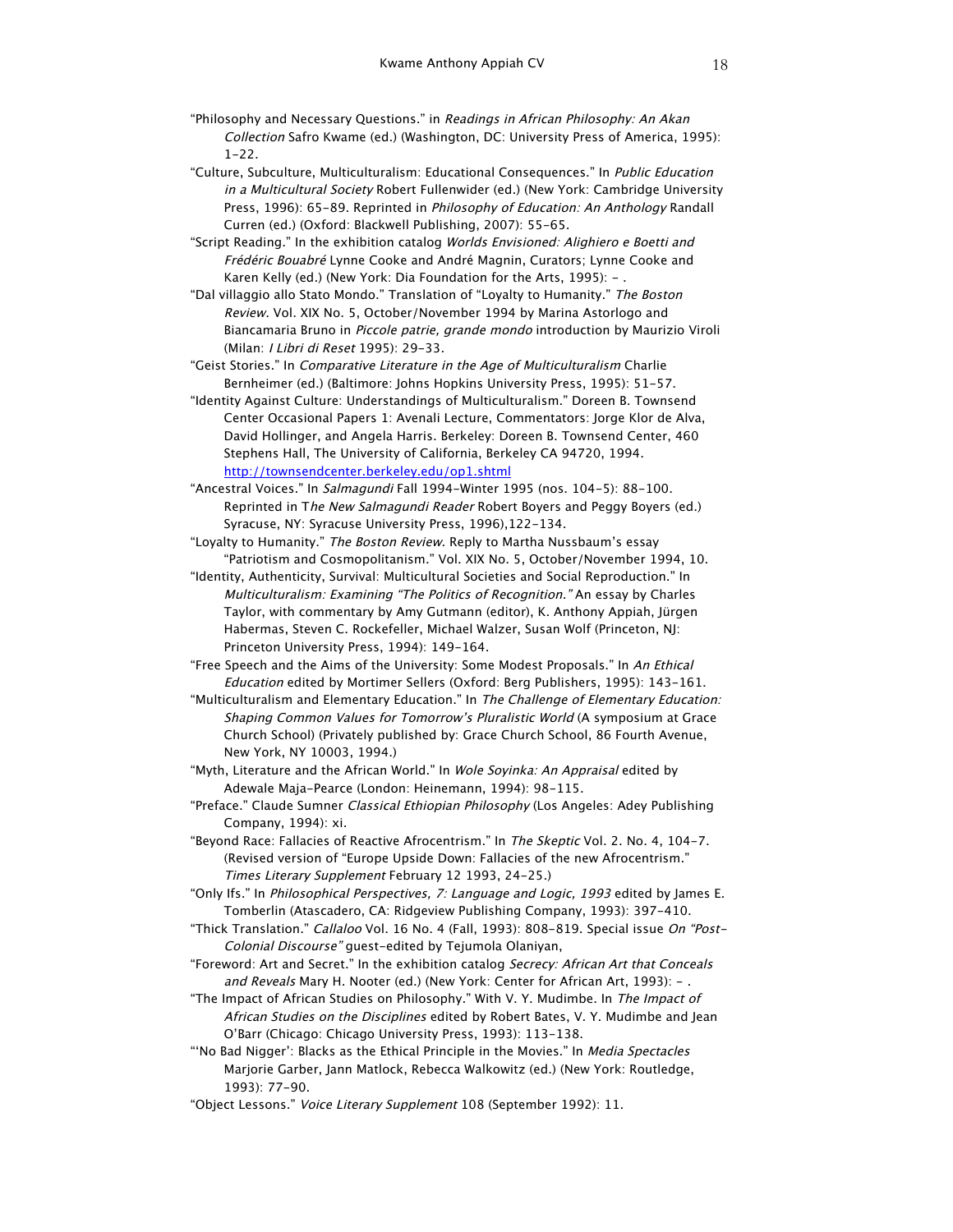"Philosophy and Necessary Questions." in *Readings in African Philosophy: An Akan Collection* Safro Kwame (ed.) (Washington, DC: University Press of America, 1995): 1–22.

"Culture, Subculture, Multiculturalism: Educational Consequences." In *Public Education in a Multicultural Society* Robert Fullenwider (ed.) (New York: Cambridge University Press, 1996): 65–89. Reprinted in *Philosophy of Education: An Anthology* Randall Curren (ed.) (Oxford: Blackwell Publishing, 2007): 55–65.

"Script Reading." In the exhibition catalog *Worlds Envisioned: Alighiero e Boetti and Frédéric Bouabré* Lynne Cooke and André Magnin, Curators; Lynne Cooke and Karen Kelly (ed.) (New York: Dia Foundation for the Arts, 1995): – .

"Dal villaggio allo Stato Mondo." Translation of "Loyalty to Humanity." *The Boston Review.* Vol. XIX No. 5, October/November 1994 by Marina Astorlogo and Biancamaria Bruno in *Piccole patrie, grande mondo* introduction by Maurizio Viroli (Milan: *I Libri di Reset* 1995): 29–33.

"Geist Stories." In *Comparative Literature in the Age of Multiculturalism* Charlie Bernheimer (ed.) (Baltimore: Johns Hopkins University Press, 1995): 51–57.

"Identity Against Culture: Understandings of Multiculturalism." Doreen B. Townsend Center Occasional Papers 1: Avenali Lecture, Commentators: Jorge Klor de Alva, David Hollinger, and Angela Harris. Berkeley: Doreen B. Townsend Center, 460 Stephens Hall, The University of California, Berkeley CA 94720, 1994. http://townsendcenter.berkeley.edu/op1.shtml

"Ancestral Voices." In *Salmagundi* Fall 1994–Winter 1995 (nos. 104–5): 88–100. Reprinted in T*he New Salmagundi Reader* Robert Boyers and Peggy Boyers (ed.) Syracuse, NY: Syracuse University Press, 1996),122–134.

"Loyalty to Humanity." *The Boston Review*. Reply to Martha Nussbaum's essay "Patriotism and Cosmopolitanism." Vol. XIX No. 5, October/November 1994, 10.

"Identity, Authenticity, Survival: Multicultural Societies and Social Reproduction." In *Multiculturalism: Examining "The Politics of Recognition."* An essay by Charles Taylor, with commentary by Amy Gutmann (editor), K. Anthony Appiah, Jürgen Habermas, Steven C. Rockefeller, Michael Walzer, Susan Wolf (Princeton, NJ: Princeton University Press, 1994): 149–164.

"Free Speech and the Aims of the University: Some Modest Proposals." In *An Ethical Education* edited by Mortimer Sellers (Oxford: Berg Publishers, 1995): 143–161.

"Multiculturalism and Elementary Education." In *The Challenge of Elementary Education: Shaping Common Values for Tomorrow's Pluralistic World* (A symposium at Grace Church School) (Privately published by: Grace Church School, 86 Fourth Avenue, New York, NY 10003, 1994.)

"Myth, Literature and the African World." In *Wole Soyinka: An Appraisal* edited by Adewale Maja-Pearce (London: Heinemann, 1994): 98–115.

"Preface." Claude Sumner *Classical Ethiopian Philosophy* (Los Angeles: Adey Publishing Company, 1994): xi.

"Beyond Race: Fallacies of Reactive Afrocentrism." In *The Skeptic* Vol. 2. No. 4, 104–7. (Revised version of "Europe Upside Down: Fallacies of the new Afrocentrism." *Times Literary Supplement* February 12 1993, 24–25.)

"Only Ifs." In *Philosophical Perspectives, 7: Language and Logic, 1993* edited by James E. Tomberlin (Atascadero, CA: Ridgeview Publishing Company, 1993): 397–410.

"Thick Translation." *Callaloo* Vol. 16 No. 4 (Fall, 1993): 808–819. Special issue *On "Post-Colonial Discourse"* guest-edited by Tejumola Olaniyan,

"Foreword: Art and Secret." In the exhibition catalog *Secrecy: African Art that Conceals and Reveals* Mary H. Nooter (ed.) (New York: Center for African Art, 1993): – .

"The Impact of African Studies on Philosophy." With V. Y. Mudimbe. In *The Impact of African Studies on the Disciplines* edited by Robert Bates, V. Y. Mudimbe and Jean O'Barr (Chicago: Chicago University Press, 1993): 113–138.

"'No Bad Nigger': Blacks as the Ethical Principle in the Movies." In *Media Spectacles* Marjorie Garber, Jann Matlock, Rebecca Walkowitz (ed.) (New York: Routledge, 1993): 77–90.

"Object Lessons." *Voice Literary Supplement* 108 (September 1992): 11.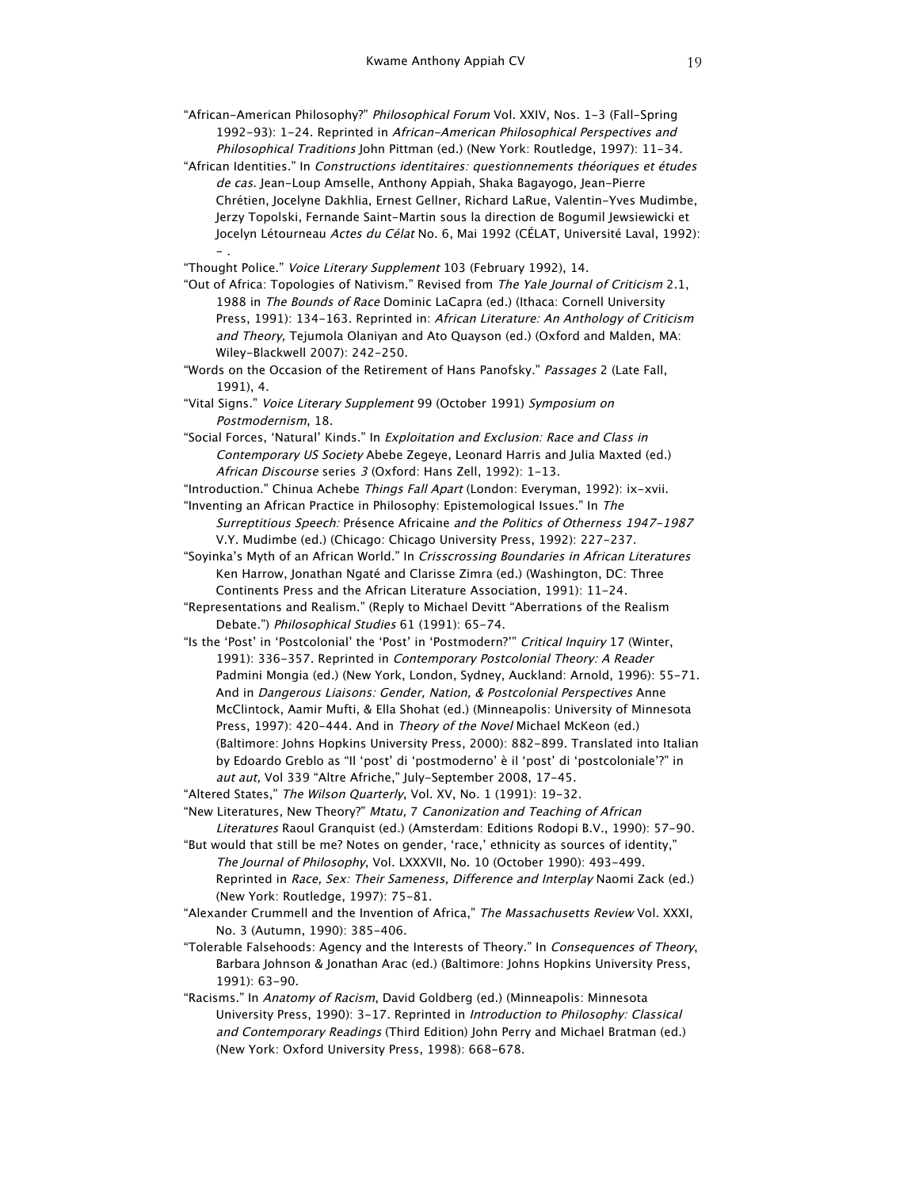"African-American Philosophy?" *Philosophical Forum* Vol. XXIV, Nos. 1-3 (Fall-Spring 1992-93): 1-24. Reprinted in *African-American Philosophical Perspectives and Philosophical Traditions* John Pittman (ed.) (New York: Routledge, 1997): 11-34.

"African Identities." In *Constructions identitaires: questionnements théoriques et études de cas.* Jean-Loup Amselle, Anthony Appiah, Shaka Bagayogo, Jean-Pierre Chrétien, Jocelyne Dakhlia, Ernest Gellner, Richard LaRue, Valentin-Yves Mudimbe, Jerzy Topolski, Fernande Saint-Martin sous la direction de Bogumil Jewsiewicki et Jocelyn Létourneau *Actes du Célat* No. 6, Mai 1992 (CÉLAT, Université Laval, 1992): – .

"Thought Police." *Voice Literary Supplement* 103 (February 1992), 14.

"Out of Africa: Topologies of Nativism." Revised from *The Yale Journal of Criticism* 2.1, 1988 in *The Bounds of Race* Dominic LaCapra (ed.) (Ithaca: Cornell University Press, 1991): 134-163. Reprinted in: *African Literature: An Anthology of Criticism and Theory,* Tejumola Olaniyan and Ato Quayson (ed.) (Oxford and Malden, MA: Wiley-Blackwell 2007): 242-250.

"Words on the Occasion of the Retirement of Hans Panofsky." *Passages* 2 (Late Fall, 1991), 4.

"Vital Signs." *Voice Literary Supplement* 99 (October 1991) *Symposium on Postmodernism*, 18.

"Social Forces, 'Natural' Kinds." In *Exploitation and Exclusion: Race and Class in Contemporary US Society* Abebe Zegeye, Leonard Harris and Julia Maxted (ed.) *African Discourse* series *3* (Oxford: Hans Zell, 1992): 1-13.

"Introduction." Chinua Achebe *Things Fall Apart* (London: Everyman, 1992): ix-xvii.

"Inventing an African Practice in Philosophy: Epistemological Issues." In *The Surreptitious Speech:* Présence Africaine *and the Politics of Otherness 1947-1987* V.Y. Mudimbe (ed.) (Chicago: Chicago University Press, 1992): 227-237.

"Soyinka's Myth of an African World." In *Crisscrossing Boundaries in African Literatures* Ken Harrow, Jonathan Ngaté and Clarisse Zimra (ed.) (Washington, DC: Three Continents Press and the African Literature Association, 1991): 11-24.

"Representations and Realism." (Reply to Michael Devitt "Aberrations of the Realism Debate.") *Philosophical Studies* 61 (1991): 65-74.

"Is the 'Post' in 'Postcolonial' the 'Post' in 'Postmodern?'" *Critical Inquiry* 17 (Winter, 1991): 336-357. Reprinted in *Contemporary Postcolonial Theory: A Reader* Padmini Mongia (ed.) (New York, London, Sydney, Auckland: Arnold, 1996): 55-71. And in *Dangerous Liaisons: Gender, Nation, & Postcolonial Perspectives* Anne McClintock, Aamir Mufti, & Ella Shohat (ed.) (Minneapolis: University of Minnesota Press, 1997): 420-444. And in *Theory of the Novel* Michael McKeon (ed.) (Baltimore: Johns Hopkins University Press, 2000): 882-899. Translated into Italian by Edoardo Greblo as "Il 'post' di 'postmoderno' è il 'post' di 'postcoloniale'?" in *aut aut,* Vol 339 "Altre Afriche," July-September 2008, 17-45.

"Altered States," *The Wilson Quarterly*, Vol. XV, No. 1 (1991): 19-32.

"New Literatures, New Theory?" *Mtatu,* 7 *Canonization and Teaching of African Literatures* Raoul Granquist (ed.) (Amsterdam: Editions Rodopi B.V., 1990): 57-90.

"But would that still be me? Notes on gender, 'race,' ethnicity as sources of identity," *The Journal of Philosophy*, Vol. LXXXVII, No. 10 (October 1990): 493-499. Reprinted in *Race, Sex: Their Sameness, Difference and Interplay* Naomi Zack (ed.) (New York: Routledge, 1997): 75-81.

"Alexander Crummell and the Invention of Africa," *The Massachusetts Review* Vol. XXXI, No. 3 (Autumn, 1990): 385-406.

"Tolerable Falsehoods: Agency and the Interests of Theory." In *Consequences of Theory*, Barbara Johnson & Jonathan Arac (ed.) (Baltimore: Johns Hopkins University Press, 1991): 63-90.

"Racisms." In *Anatomy of Racism*, David Goldberg (ed.) (Minneapolis: Minnesota University Press, 1990): 3-17. Reprinted in *Introduction to Philosophy: Classical and Contemporary Readings* (Third Edition) John Perry and Michael Bratman (ed.) (New York: Oxford University Press, 1998): 668-678.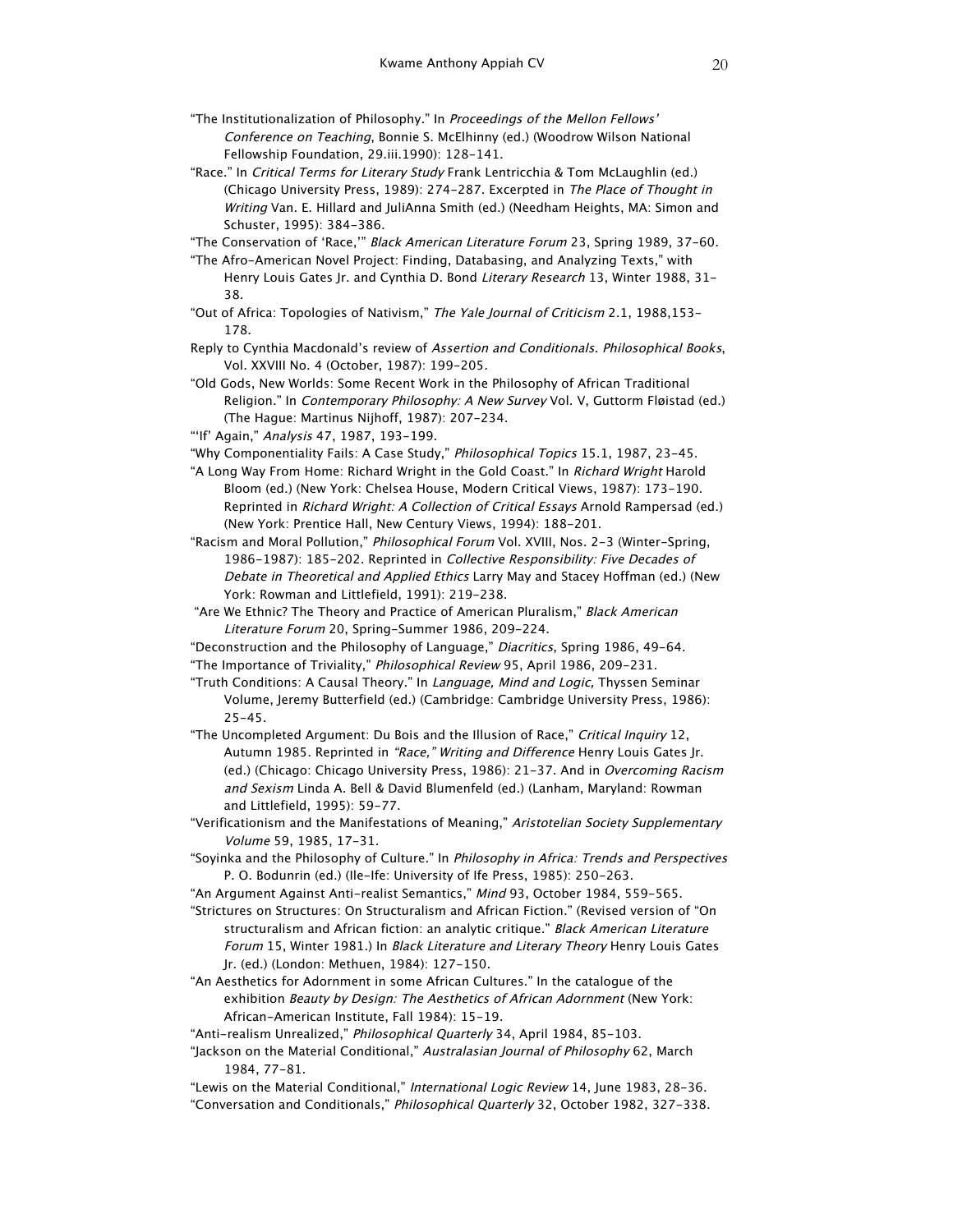"The Institutionalization of Philosophy." In *Proceedings of the Mellon Fellows' Conference on Teaching*, Bonnie S. McElhinny (ed.) (Woodrow Wilson National Fellowship Foundation, 29.iii.1990): 128-141.

"Race." In *Critical Terms for Literary Study* Frank Lentricchia & Tom McLaughlin (ed.) (Chicago University Press, 1989): 274-287. Excerpted in *The Place of Thought in Writing* Van. E. Hillard and JuliAnna Smith (ed.) (Needham Heights, MA: Simon and Schuster, 1995): 384-386.

"The Conservation of 'Race,'" *Black American Literature Forum* 23, Spring 1989, 37-60.

"The Afro-American Novel Project: Finding, Databasing, and Analyzing Texts," with Henry Louis Gates Jr. and Cynthia D. Bond *Literary Research* 13, Winter 1988, 31-38.

"Out of Africa: Topologies of Nativism," *The Yale Journal of Criticism* 2.1, 1988,153-178.

Reply to Cynthia Macdonald's review of *Assertion and Conditionals*. *Philosophical Books*, Vol. XXVIII No. 4 (October, 1987): 199-205.

"Old Gods, New Worlds: Some Recent Work in the Philosophy of African Traditional Religion." In *Contemporary Philosophy: A New Survey* Vol. V, Guttorm Fløistad (ed.) (The Hague: Martinus Nijhoff, 1987): 207-234.

"'If' Again," *Analysis* 47, 1987, 193-199.

"Why Componentiality Fails: A Case Study," *Philosophical Topics* 15.1, 1987, 23-45.

"A Long Way From Home: Richard Wright in the Gold Coast." In *Richard Wright* Harold Bloom (ed.) (New York: Chelsea House, Modern Critical Views, 1987): 173-190. Reprinted in *Richard Wright: A Collection of Critical Essays* Arnold Rampersad (ed.) (New York: Prentice Hall, New Century Views, 1994): 188-201.

"Racism and Moral Pollution," *Philosophical Forum* Vol. XVIII, Nos. 2-3 (Winter-Spring, 1986-1987): 185-202. Reprinted in *Collective Responsibility: Five Decades of Debate in Theoretical and Applied Ethics* Larry May and Stacey Hoffman (ed.) (New York: Rowman and Littlefield, 1991): 219-238.

"Are We Ethnic? The Theory and Practice of American Pluralism," *Black American Literature Forum* 20, Spring-Summer 1986, 209-224.

"Deconstruction and the Philosophy of Language," *Diacritics*, Spring 1986, 49-64.

"The Importance of Triviality," *Philosophical Review* 95, April 1986, 209-231.

"Truth Conditions: A Causal Theory." In *Language, Mind and Logic,* Thyssen Seminar Volume, Jeremy Butterfield (ed.) (Cambridge: Cambridge University Press, 1986): 25-45.

"The Uncompleted Argument: Du Bois and the Illusion of Race," *Critical Inquiry* 12, Autumn 1985. Reprinted in *"Race," Writing and Difference* Henry Louis Gates Jr. (ed.) (Chicago: Chicago University Press, 1986): 21-37. And in *Overcoming Racism and Sexism* Linda A. Bell & David Blumenfeld (ed.) (Lanham, Maryland: Rowman and Littlefield, 1995): 59-77.

"Verificationism and the Manifestations of Meaning," *Aristotelian Society Supplementary Volume* 59, 1985, 17-31.

"Soyinka and the Philosophy of Culture." In *Philosophy in Africa: Trends and Perspectives* P. O. Bodunrin (ed.) (Ile-Ife: University of Ife Press, 1985): 250-263.

"An Argument Against Anti-realist Semantics," *Mind* 93, October 1984, 559-565.

"Strictures on Structures: On Structuralism and African Fiction." (Revised version of "On structuralism and African fiction: an analytic critique." *Black American Literature Forum* 15, Winter 1981.) In *Black Literature and Literary Theory* Henry Louis Gates Jr. (ed.) (London: Methuen, 1984): 127-150.

"An Aesthetics for Adornment in some African Cultures." In the catalogue of the exhibition *Beauty by Design: The Aesthetics of African Adornment* (New York: African-American Institute, Fall 1984): 15-19.

"Anti-realism Unrealized," *Philosophical Quarterly* 34, April 1984, 85-103.

"Jackson on the Material Conditional," *Australasian Journal of Philosophy* 62, March 1984, 77-81.

"Lewis on the Material Conditional," *International Logic Review* 14, June 1983, 28-36.

"Conversation and Conditionals," *Philosophical Quarterly* 32, October 1982, 327-338.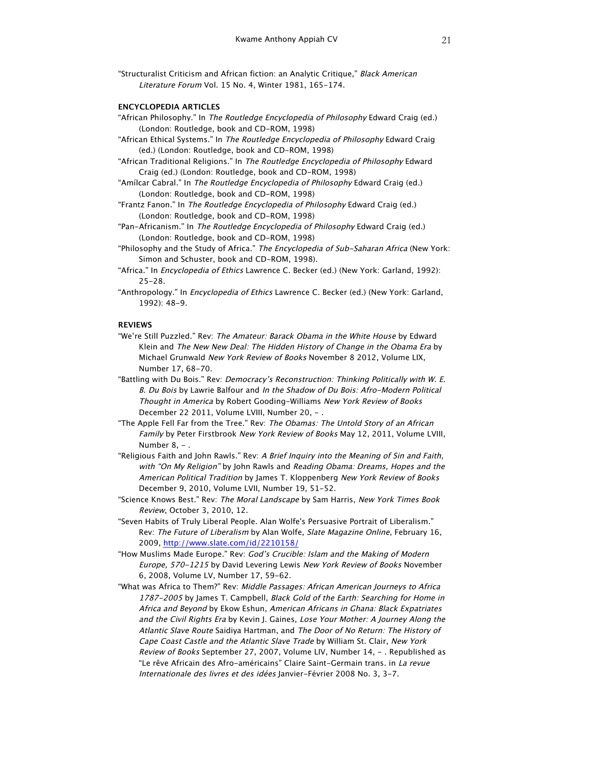"Structuralist Criticism and African fiction: an Analytic Critique," *Black American Literature Forum* Vol. 15 No. 4, Winter 1981, 165–174.

**ENCYCLOPEDIA ARTICLES**

"African Philosophy." In *The Routledge Encyclopedia of Philosophy* Edward Craig (ed.) (London: Routledge, book and CD-ROM, 1998)

"African Ethical Systems." In *The Routledge Encyclopedia of Philosophy* Edward Craig (ed.) (London: Routledge, book and CD-ROM, 1998)

"African Traditional Religions." In *The Routledge Encyclopedia of Philosophy* Edward Craig (ed.) (London: Routledge, book and CD-ROM, 1998)

"Amílcar Cabral." In *The Routledge Encyclopedia of Philosophy* Edward Craig (ed.) (London: Routledge, book and CD-ROM, 1998)

"Frantz Fanon." In *The Routledge Encyclopedia of Philosophy* Edward Craig (ed.) (London: Routledge, book and CD-ROM, 1998)

"Pan-Africanism." In *The Routledge Encyclopedia of Philosophy* Edward Craig (ed.) (London: Routledge, book and CD-ROM, 1998)

"Philosophy and the Study of Africa." *The Encyclopedia of Sub-Saharan Africa* (New York: Simon and Schuster, book and CD-ROM, 1998).

"Africa." In *Encyclopedia of Ethics* Lawrence C. Becker (ed.) (New York: Garland, 1992): 25–28.

"Anthropology." In *Encyclopedia of Ethics* Lawrence C. Becker (ed.) (New York: Garland, 1992): 48–9.

**REVIEWS**

"We're Still Puzzled." Rev: *The Amateur: Barack Obama in the White House* by Edward Klein and *The New New Deal: The Hidden History of Change in the Obama Era* by Michael Grunwald *New York Review of Books* November 8 2012, Volume LIX, Number 17, 68–70.

"Battling with Du Bois." Rev: *Democracy's Reconstruction: Thinking Politically with W. E. B. Du Bois* by Lawrie Balfour and *In the Shadow of Du Bois: Afro-Modern Political Thought in America* by Robert Gooding-Williams *New York Review of Books* December 22 2011, Volume LVIII, Number 20, – .

"The Apple Fell Far from the Tree." Rev: *The Obamas: The Untold Story of an African Family* by Peter Firstbrook *New York Review of Books* May 12, 2011, Volume LVIII, Number 8, – .

"Religious Faith and John Rawls." Rev: *A Brief Inquiry into the Meaning of Sin and Faith, with "On My Religion"* by John Rawls and *Reading Obama: Dreams, Hopes and the American Political Tradition* by James T. Kloppenberg *New York Review of Books* December 9, 2010, Volume LVII, Number 19, 51–52.

"Science Knows Best." Rev: *The Moral Landscape* by Sam Harris, *New York Times Book Review*, October 3, 2010, 12.

"Seven Habits of Truly Liberal People. Alan Wolfe's Persuasive Portrait of Liberalism." Rev: *The Future of Liberalism* by Alan Wolfe, *Slate Magazine Online,* February 16, 2009, http://www.slate.com/id/2210158/

"How Muslims Made Europe." Rev: *God's Crucible: Islam and the Making of Modern Europe, 570–1215* by David Levering Lewis *New York Review of Books* November 6, 2008, Volume LV, Number 17, 59–62.

"What was Africa to Them?" Rev: *Middle Passages: African American Journeys to Africa 1787–2005* by James T. Campbell, *Black Gold of the Earth: Searching for Home in Africa and Beyond* by Ekow Eshun, *American Africans in Ghana: Black Expatriates and the Civil Rights Era* by Kevin J. Gaines, *Lose Your Mother: A Journey Along the Atlantic Slave Route* Saidiya Hartman, and *The Door of No Return: The History of Cape Coast Castle and the Atlantic Slave Trade* by William St. Clair, *New York Review of Books* September 27, 2007, Volume LIV, Number 14, – . Republished as "Le rêve Africain des Afro-américains" Claire Saint-Germain trans. in *La revue Internationale des livres et des idées* Janvier-Février 2008 No. 3, 3–7.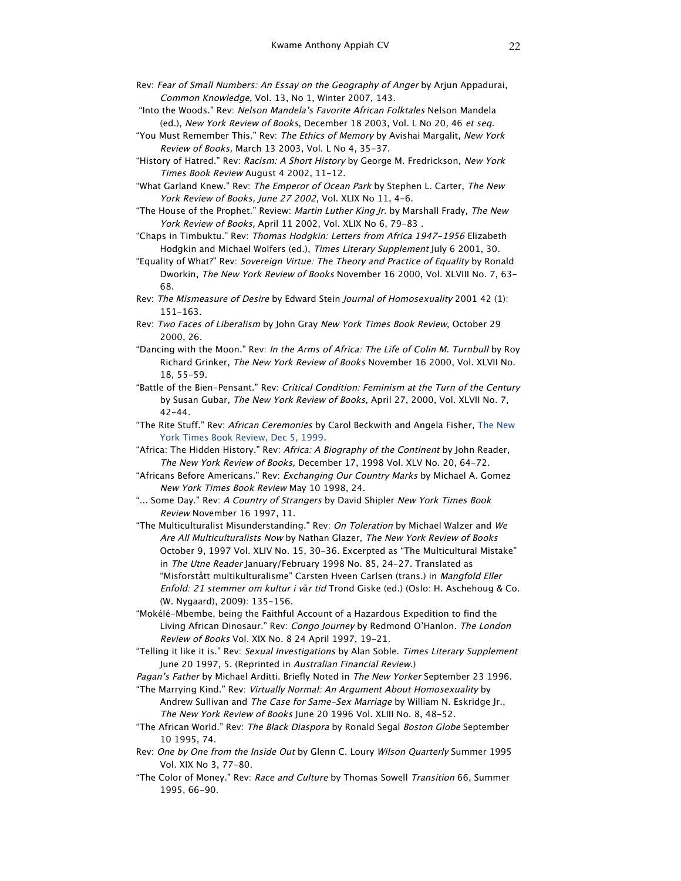Rev: *Fear of Small Numbers: An Essay on the Geography of Anger* by Arjun Appadurai, *Common Knowledge,* Vol. 13, No 1, Winter 2007, 143.

"Into the Woods." Rev: *Nelson Mandela's Favorite African Folktales* Nelson Mandela (ed.), *New York Review of Books*, December 18 2003, Vol. L No 20, 46 *et seq.*

"You Must Remember This." Rev: *The Ethics of Memory* by Avishai Margalit, *New York Review of Books,* March 13 2003, Vol. L No 4, 35-37.

"History of Hatred." Rev: *Racism: A Short History* by George M. Fredrickson, *New York Times Book Review* August 4 2002, 11-12.

"What Garland Knew." Rev: *The Emperor of Ocean Park* by Stephen L. Carter, *The New York Review of Books, June 27 2002,* Vol. XLIX No 11, 4-6.

"The House of the Prophet." Review: *Martin Luther King Jr.* by Marshall Frady, *The New York Review of Books,* April 11 2002, Vol. XLIX No 6, 79-83 .

"Chaps in Timbuktu." Rev: *Thomas Hodgkin: Letters from Africa 1947-1956* Elizabeth Hodgkin and Michael Wolfers (ed.), *Times Literary Supplement* July 6 2001, 30.

"Equality of What?" Rev: *Sovereign Virtue: The Theory and Practice of Equality* by Ronald Dworkin, *The New York Review of Books* November 16 2000, Vol. XLVIII No. 7, 63-68.

Rev: *The Mismeasure of Desire* by Edward Stein *Journal of Homosexuality* 2001 42 (1): 151-163.

Rev: *Two Faces of Liberalism* by John Gray *New York Times Book Review*, October 29 2000, 26.

"Dancing with the Moon." Rev: *In the Arms of Africa: The Life of Colin M. Turnbull* by Roy Richard Grinker, *The New York Review of Books* November 16 2000, Vol. XLVII No. 18, 55-59.

"Battle of the Bien-Pensant." Rev: *Critical Condition: Feminism at the Turn of the Century* by Susan Gubar, *The New York Review of Books*, April 27, 2000, Vol. XLVII No. 7, 42-44.

"The Rite Stuff." Rev: *African Ceremonies* by Carol Beckwith and Angela Fisher, The New York Times Book Review, Dec 5, 1999.

"Africa: The Hidden History." Rev: *Africa: A Biography of the Continent* by John Reader, *The New York Review of Books,* December 17, 1998 Vol. XLV No. 20, 64-72.

"Africans Before Americans." Rev: *Exchanging Our Country Marks* by Michael A. Gomez *New York Times Book Review* May 10 1998, 24.

"... Some Day." Rev: *A Country of Strangers* by David Shipler *New York Times Book Review* November 16 1997, 11.

"The Multiculturalist Misunderstanding." Rev: *On Toleration* by Michael Walzer and *We Are All Multiculturalists Now* by Nathan Glazer, *The New York Review of Books* October 9, 1997 Vol. XLIV No. 15, 30-36. Excerpted as "The Multicultural Mistake" in *The Utne Reader* January/February 1998 No. 85, 24-27. Translated as "Misforstått multikulturalisme" Carsten Hveen Carlsen (trans.) in *Mangfold Eller Enfold: 21 stemmer om kultur i vår tid* Trond Giske (ed.) (Oslo: H. Aschehoug & Co. (W. Nygaard), 2009): 135-156.

"Mokélé-Mbembe, being the Faithful Account of a Hazardous Expedition to find the Living African Dinosaur." Rev: *Congo Journey* by Redmond O'Hanlon. *The London Review of Books* Vol. XIX No. 8 24 April 1997, 19-21.

"Telling it like it is." Rev: *Sexual Investigations* by Alan Soble. *Times Literary Supplement* June 20 1997, 5. (Reprinted in *Australian Financial Review.*)

*Pagan's Father* by Michael Arditti. Briefly Noted in *The New Yorker* September 23 1996.

"The Marrying Kind." Rev: *Virtually Normal: An Argument About Homosexuality* by Andrew Sullivan and *The Case for Same-Sex Marriage* by William N. Eskridge Jr., *The New York Review of Books* June 20 1996 Vol. XLIII No. 8, 48-52.

"The African World." Rev: *The Black Diaspora* by Ronald Segal *Boston Globe* September 10 1995, 74.

Rev: *One by One from the Inside Out* by Glenn C. Loury *Wilson Quarterly* Summer 1995 Vol. XIX No 3, 77-80.

"The Color of Money." Rev: *Race and Culture* by Thomas Sowell *Transition* 66, Summer 1995, 66-90.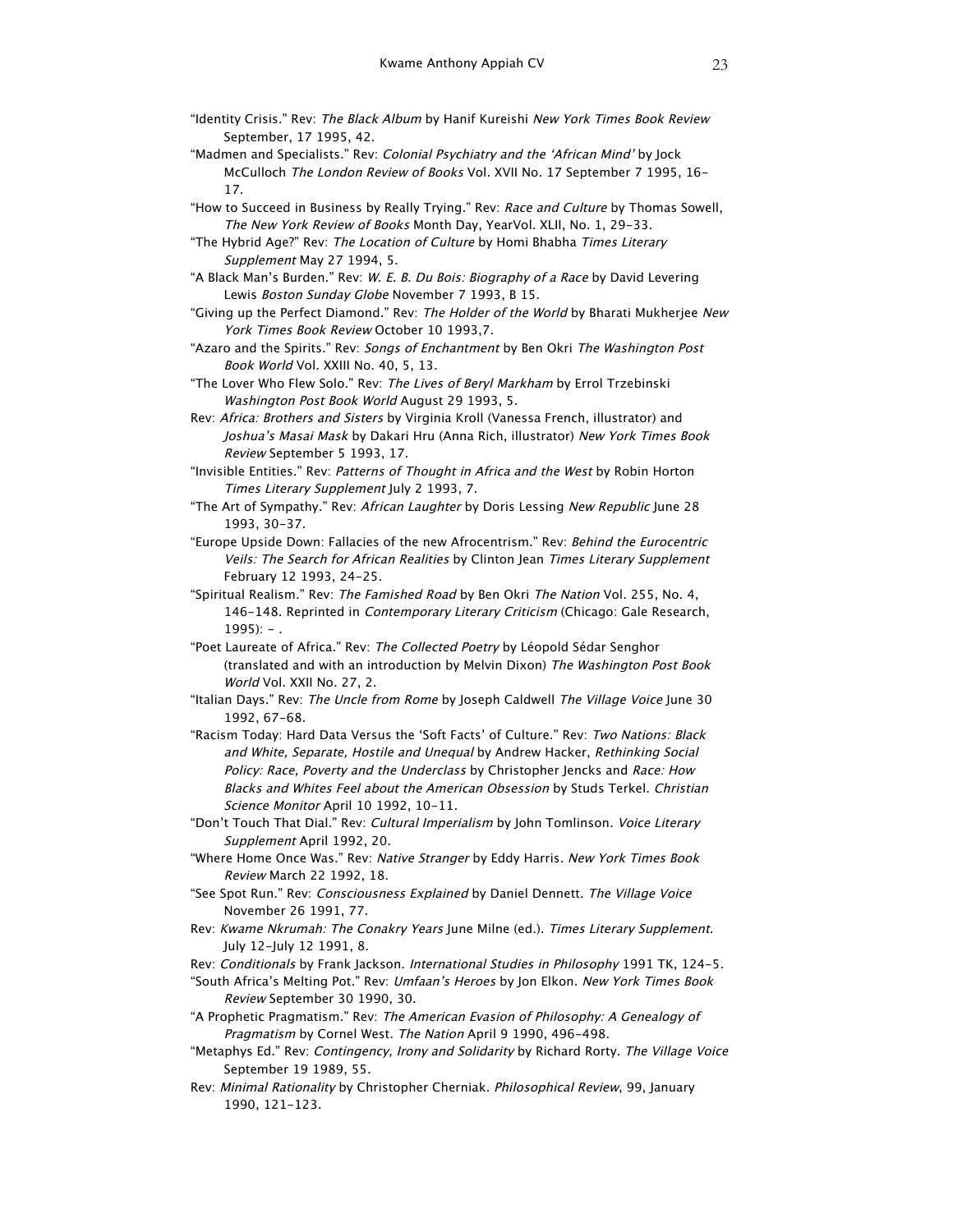"Identity Crisis." Rev: *The Black Album* by Hanif Kureishi *New York Times Book Review* September, 17 1995, 42.

"Madmen and Specialists." Rev: *Colonial Psychiatry and the 'African Mind'* by Jock McCulloch *The London Review of Books* Vol. XVII No. 17 September 7 1995, 16-17.

"How to Succeed in Business by Really Trying." Rev: *Race and Culture* by Thomas Sowell, *The New York Review of Books* Month Day, YearVol. XLII, No. 1, 29-33.

"The Hybrid Age?" Rev: *The Location of Culture* by Homi Bhabha *Times Literary Supplement* May 27 1994, 5.

"A Black Man's Burden." Rev: *W. E. B. Du Bois: Biography of a Race* by David Levering Lewis *Boston Sunday Globe* November 7 1993, B 15.

"Giving up the Perfect Diamond." Rev: *The Holder of the World* by Bharati Mukherjee *New York Times Book Review* October 10 1993,7.

"Azaro and the Spirits." Rev: *Songs of Enchantment* by Ben Okri *The Washington Post Book World* Vol. XXIII No. 40, 5, 13.

"The Lover Who Flew Solo." Rev: *The Lives of Beryl Markham* by Errol Trzebinski *Washington Post Book World* August 29 1993, 5.

Rev: *Africa: Brothers and Sisters* by Virginia Kroll (Vanessa French, illustrator) and *Joshua's Masai Mask* by Dakari Hru (Anna Rich, illustrator) *New York Times Book Review* September 5 1993, 17.

"Invisible Entities." Rev: *Patterns of Thought in Africa and the West* by Robin Horton *Times Literary Supplement* July 2 1993, 7.

"The Art of Sympathy." Rev: *African Laughter* by Doris Lessing *New Republic* June 28 1993, 30-37.

"Europe Upside Down: Fallacies of the new Afrocentrism." Rev: *Behind the Eurocentric Veils: The Search for African Realities* by Clinton Jean *Times Literary Supplement* February 12 1993, 24-25.

"Spiritual Realism." Rev: *The Famished Road* by Ben Okri *The Nation* Vol. 255, No. 4, 146-148. Reprinted in *Contemporary Literary Criticism* (Chicago: Gale Research, 1995): - .

"Poet Laureate of Africa." Rev: *The Collected Poetry* by Léopold Sédar Senghor (translated and with an introduction by Melvin Dixon) *The Washington Post Book World* Vol. XXII No. 27, 2.

"Italian Days." Rev: *The Uncle from Rome* by Joseph Caldwell *The Village Voice* June 30 1992, 67-68.

"Racism Today: Hard Data Versus the 'Soft Facts' of Culture." Rev: *Two Nations: Black and White, Separate, Hostile and Unequal* by Andrew Hacker, *Rethinking Social Policy: Race, Poverty and the Underclass* by Christopher Jencks and *Race: How Blacks and Whites Feel about the American Obsession* by Studs Terkel. *Christian Science Monitor* April 10 1992, 10-11.

"Don't Touch That Dial." Rev: *Cultural Imperialism* by John Tomlinson. *Voice Literary Supplement* April 1992, 20.

"Where Home Once Was." Rev: *Native Stranger* by Eddy Harris. *New York Times Book Review* March 22 1992, 18.

"See Spot Run." Rev: *Consciousness Explained* by Daniel Dennett. *The Village Voice* November 26 1991, 77.

Rev: *Kwame Nkrumah: The Conakry Years* June Milne (ed.). *Times Literary Supplement.* July 12-July 12 1991, 8.

Rev: *Conditionals* by Frank Jackson. *International Studies in Philosophy* 1991 TK, 124-5.

"South Africa's Melting Pot." Rev: *Umfaan's Heroes* by Jon Elkon. *New York Times Book Review* September 30 1990, 30.

"A Prophetic Pragmatism." Rev: *The American Evasion of Philosophy: A Genealogy of Pragmatism* by Cornel West. *The Nation* April 9 1990, 496-498.

"Metaphys Ed." Rev: *Contingency, Irony and Solidarity* by Richard Rorty. *The Village Voice* September 19 1989, 55.

Rev: *Minimal Rationality* by Christopher Cherniak. *Philosophical Review*, 99, January 1990, 121-123.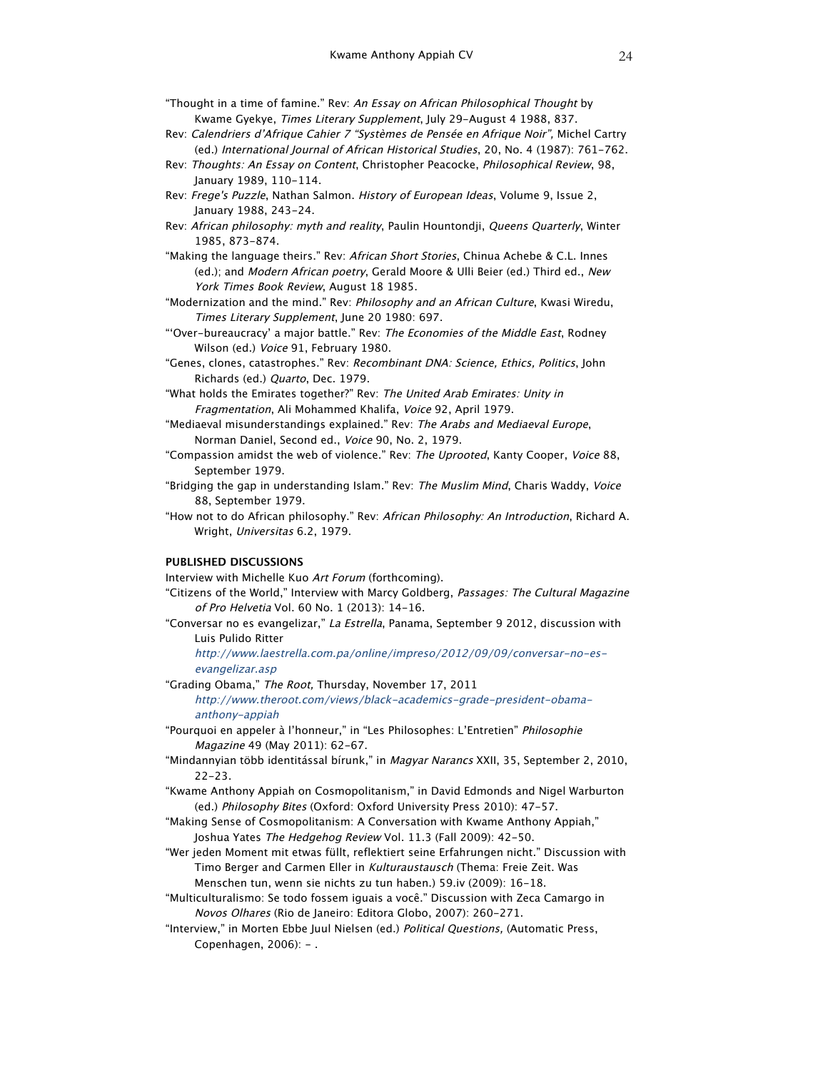"Thought in a time of famine." Rev: *An Essay on African Philosophical Thought* by Kwame Gyekye, *Times Literary Supplement*, July 29–August 4 1988, 837.

Rev: *Calendriers d'Afrique Cahier 7 "Systèmes de Pensée en Afrique Noir"*, Michel Cartry (ed.) *International Journal of African Historical Studies*, 20, No. 4 (1987): 761–762.

Rev: *Thoughts: An Essay on Content*, Christopher Peacocke, *Philosophical Review*, 98, January 1989, 110–114.

Rev: *Frege's Puzzle*, Nathan Salmon. *History of European Ideas*, Volume 9, Issue 2, January 1988, 243–24.

Rev: *African philosophy: myth and reality*, Paulin Hountondji, *Queens Quarterly*, Winter 1985, 873–874.

"Making the language theirs." Rev: *African Short Stories*, Chinua Achebe & C.L. Innes (ed.); and *Modern African poetry*, Gerald Moore & Ulli Beier (ed.) Third ed., *New York Times Book Review*, August 18 1985.

"Modernization and the mind." Rev: *Philosophy and an African Culture*, Kwasi Wiredu, *Times Literary Supplement*, June 20 1980: 697.

"'Over-bureaucracy' a major battle." Rev: *The Economies of the Middle East*, Rodney Wilson (ed.) *Voice* 91, February 1980.

"Genes, clones, catastrophes." Rev: *Recombinant DNA: Science, Ethics, Politics*, John Richards (ed.) *Quarto*, Dec. 1979.

"What holds the Emirates together?" Rev: *The United Arab Emirates: Unity in Fragmentation*, Ali Mohammed Khalifa, *Voice* 92, April 1979.

"Mediaeval misunderstandings explained." Rev: *The Arabs and Mediaeval Europe*, Norman Daniel, Second ed., *Voice* 90, No. 2, 1979.

"Compassion amidst the web of violence." Rev: *The Uprooted*, Kanty Cooper, *Voice* 88, September 1979.

"Bridging the gap in understanding Islam." Rev: *The Muslim Mind*, Charis Waddy, *Voice* 88, September 1979.

"How not to do African philosophy." Rev: *African Philosophy: An Introduction*, Richard A. Wright, *Universitas* 6.2, 1979.

**PUBLISHED DISCUSSIONS**

Interview with Michelle Kuo *Art Forum* (forthcoming).

"Citizens of the World," Interview with Marcy Goldberg, *Passages: The Cultural Magazine of Pro Helvetia* Vol. 60 No. 1 (2013): 14–16.

"Conversar no es evangelizar," *La Estrella*, Panama, September 9 2012, discussion with Luis Pulido Ritter *http://www.laestrella.com.pa/online/impreso/2012/09/09/conversar-no-es-evangelizar.asp*

"Grading Obama," *The Root,* Thursday, November 17, 2011 *http://www.theroot.com/views/black-academics-grade-president-obama-anthony-appiah*

"Pourquoi en appeler à l'honneur," in "Les Philosophes: L'Entretien" *Philosophie Magazine* 49 (May 2011): 62–67.

"Mindannyian több identitással bírunk," in *Magyar Narancs* XXII, 35, September 2, 2010, 22–23.

"Kwame Anthony Appiah on Cosmopolitanism," in David Edmonds and Nigel Warburton (ed.) *Philosophy Bites* (Oxford: Oxford University Press 2010): 47–57.

"Making Sense of Cosmopolitanism: A Conversation with Kwame Anthony Appiah," Joshua Yates *The Hedgehog Review* Vol. 11.3 (Fall 2009): 42–50.

"Wer jeden Moment mit etwas füllt, reflektiert seine Erfahrungen nicht." Discussion with Timo Berger and Carmen Eller in *Kulturaustausch* (Thema: Freie Zeit. Was Menschen tun, wenn sie nichts zu tun haben.) 59.iv (2009): 16–18.

"Multiculturalismo: Se todo fossem iguais a você." Discussion with Zeca Camargo in *Novos Olhares* (Rio de Janeiro: Editora Globo, 2007): 260–271.

"Interview," in Morten Ebbe Juul Nielsen (ed.) *Political Questions,* (Automatic Press, Copenhagen, 2006): – .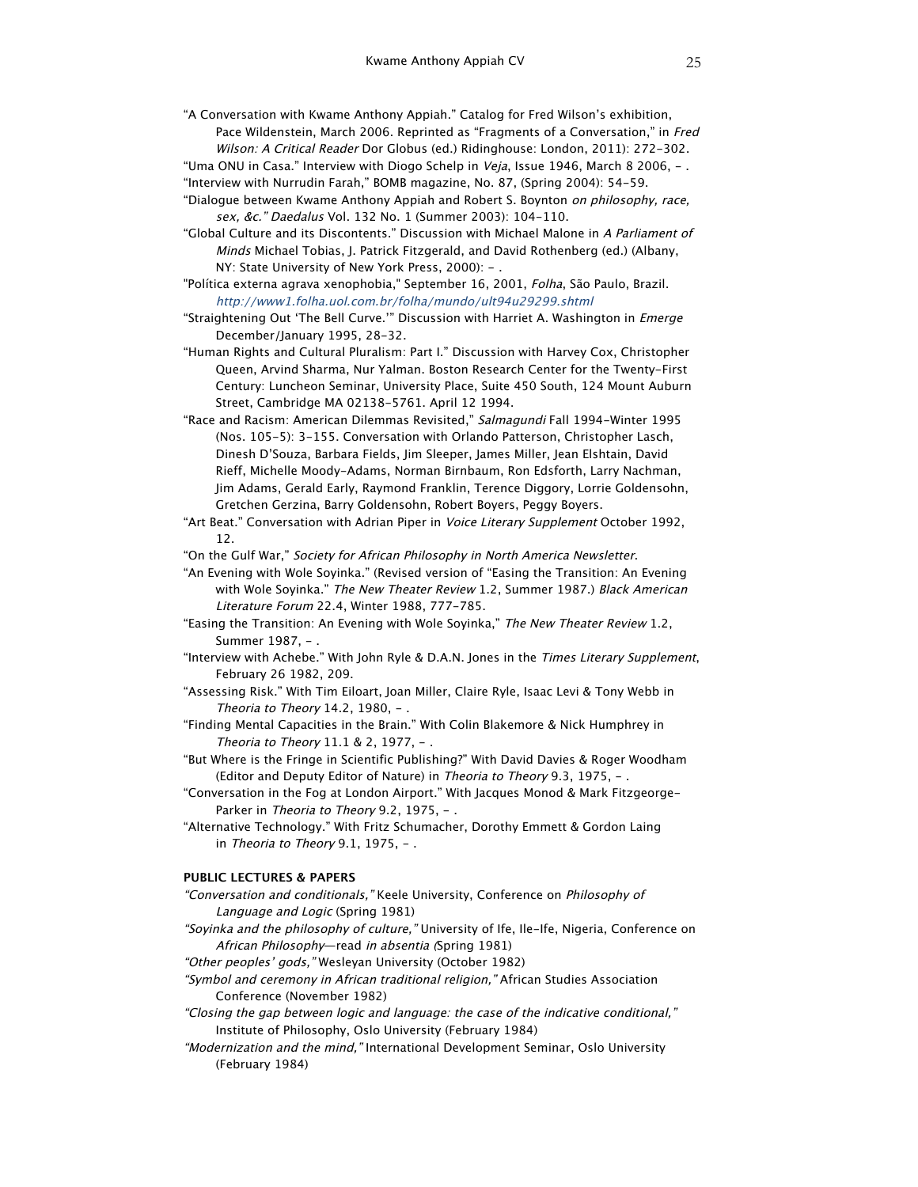"A Conversation with Kwame Anthony Appiah." Catalog for Fred Wilson's exhibition, Pace Wildenstein, March 2006. Reprinted as "Fragments of a Conversation," in *Fred Wilson: A Critical Reader* Dor Globus (ed.) Ridinghouse: London, 2011): 272–302.

"Uma ONU in Casa." Interview with Diogo Schelp in *Veja*, Issue 1946, March 8 2006, – .

"Interview with Nurrudin Farah," BOMB magazine, No. 87, (Spring 2004): 54–59.

"Dialogue between Kwame Anthony Appiah and Robert S. Boynton *on philosophy, race, sex, &c." Daedalus* Vol. 132 No. 1 (Summer 2003): 104–110.

"Global Culture and its Discontents." Discussion with Michael Malone in *A Parliament of Minds* Michael Tobias, J. Patrick Fitzgerald, and David Rothenberg (ed.) (Albany, NY: State University of New York Press, 2000): – .

"Política externa agrava xenophobia," September 16, 2001, *Folha*, São Paulo, Brazil. *http://www1.folha.uol.com.br/folha/mundo/ult94u29299.shtml*

"Straightening Out 'The Bell Curve.'" Discussion with Harriet A. Washington in *Emerge* December/January 1995, 28–32.

"Human Rights and Cultural Pluralism: Part I." Discussion with Harvey Cox, Christopher Queen, Arvind Sharma, Nur Yalman. Boston Research Center for the Twenty-First Century: Luncheon Seminar, University Place, Suite 450 South, 124 Mount Auburn Street, Cambridge MA 02138–5761. April 12 1994.

"Race and Racism: American Dilemmas Revisited," *Salmagundi* Fall 1994–Winter 1995 (Nos. 105–5): 3–155. Conversation with Orlando Patterson, Christopher Lasch, Dinesh D'Souza, Barbara Fields, Jim Sleeper, James Miller, Jean Elshtain, David Rieff, Michelle Moody-Adams, Norman Birnbaum, Ron Edsforth, Larry Nachman, Jim Adams, Gerald Early, Raymond Franklin, Terence Diggory, Lorrie Goldensohn, Gretchen Gerzina, Barry Goldensohn, Robert Boyers, Peggy Boyers.

"Art Beat." Conversation with Adrian Piper in *Voice Literary Supplement* October 1992, 12.

"On the Gulf War," *Society for African Philosophy in North America Newsletter*.

"An Evening with Wole Soyinka." (Revised version of "Easing the Transition: An Evening with Wole Soyinka." *The New Theater Review* 1.2, Summer 1987.) *Black American Literature Forum* 22.4, Winter 1988, 777–785.

"Easing the Transition: An Evening with Wole Soyinka," *The New Theater Review* 1.2, Summer 1987, – .

"Interview with Achebe." With John Ryle & D.A.N. Jones in the *Times Literary Supplement*, February 26 1982, 209.

"Assessing Risk." With Tim Eiloart, Joan Miller, Claire Ryle, Isaac Levi & Tony Webb in *Theoria to Theory* 14.2, 1980, – .

"Finding Mental Capacities in the Brain." With Colin Blakemore & Nick Humphrey in *Theoria to Theory* 11.1 & 2, 1977, – .

"But Where is the Fringe in Scientific Publishing?" With David Davies & Roger Woodham (Editor and Deputy Editor of Nature) in *Theoria to Theory* 9.3, 1975, – .

"Conversation in the Fog at London Airport." With Jacques Monod & Mark Fitzgeorge-Parker in *Theoria to Theory* 9.2, 1975, – .

"Alternative Technology." With Fritz Schumacher, Dorothy Emmett & Gordon Laing in *Theoria to Theory* 9.1, 1975, – .

**PUBLIC LECTURES & PAPERS**

*"Conversation and conditionals,"* Keele University, Conference on *Philosophy of Language and Logic* (Spring 1981)

*"Soyinka and the philosophy of culture,"* University of Ife, Ile-Ife, Nigeria, Conference on *African Philosophy*—read *in absentia (*Spring 1981)

*"Other peoples' gods,"* Wesleyan University (October 1982)

*"Symbol and ceremony in African traditional religion,"* African Studies Association Conference (November 1982)

*"Closing the gap between logic and language: the case of the indicative conditional,"* Institute of Philosophy, Oslo University (February 1984)

*"Modernization and the mind,"* International Development Seminar, Oslo University (February 1984)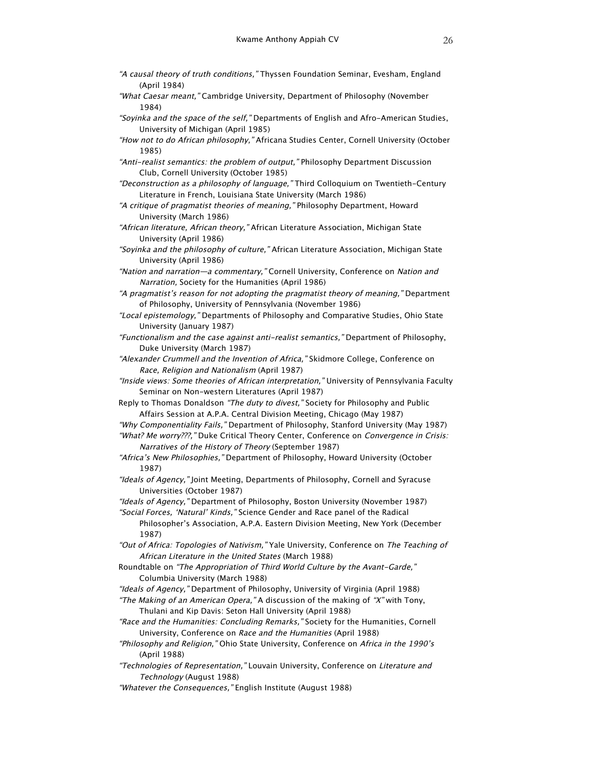*"A causal theory of truth conditions,"* Thyssen Foundation Seminar, Evesham, England (April 1984)

*"What Caesar meant,"* Cambridge University, Department of Philosophy (November 1984)

*"Soyinka and the space of the self,"* Departments of English and Afro-American Studies, University of Michigan (April 1985)

*"How not to do African philosophy,"* Africana Studies Center, Cornell University (October 1985)

*"Anti-realist semantics: the problem of output,"* Philosophy Department Discussion Club, Cornell University (October 1985)

*"Deconstruction as a philosophy of language,"* Third Colloquium on Twentieth-Century Literature in French, Louisiana State University (March 1986)

*"A critique of pragmatist theories of meaning,"* Philosophy Department, Howard University (March 1986)

*"African literature, African theory,"* African Literature Association, Michigan State University (April 1986)

*"Soyinka and the philosophy of culture,"* African Literature Association, Michigan State University (April 1986)

*"Nation and narration—a commentary,"* Cornell University, Conference on *Nation and Narration,* Society for the Humanities (April 1986)

*"A pragmatist's reason for not adopting the pragmatist theory of meaning,"* Department of Philosophy, University of Pennsylvania (November 1986)

*"Local epistemology,"* Departments of Philosophy and Comparative Studies, Ohio State University (January 1987)

*"Functionalism and the case against anti-realist semantics,"* Department of Philosophy, Duke University (March 1987)

*"Alexander Crummell and the Invention of Africa,"* Skidmore College, Conference on *Race, Religion and Nationalism* (April 1987)

*"Inside views: Some theories of African interpretation,"* University of Pennsylvania Faculty Seminar on Non-western Literatures (April 1987)

Reply to Thomas Donaldson *"The duty to divest,"* Society for Philosophy and Public Affairs Session at A.P.A. Central Division Meeting, Chicago (May 1987)

*"Why Componentiality Fails,"* Department of Philosophy, Stanford University (May 1987)

*"What? Me worry???,"* Duke Critical Theory Center, Conference on *Convergence in Crisis: Narratives of the History of Theory* (September 1987)

*"Africa's New Philosophies,"* Department of Philosophy, Howard University (October 1987)

*"Ideals of Agency,"* Joint Meeting, Departments of Philosophy, Cornell and Syracuse Universities (October 1987)

*"Ideals of Agency,"* Department of Philosophy, Boston University (November 1987)

*"Social Forces, 'Natural' Kinds,"* Science Gender and Race panel of the Radical Philosopher's Association, A.P.A. Eastern Division Meeting, New York (December 1987)

*"Out of Africa: Topologies of Nativism,"* Yale University, Conference on *The Teaching of African Literature in the United States* (March 1988)

Roundtable on *"The Appropriation of Third World Culture by the Avant-Garde,"* Columbia University (March 1988)

*"Ideals of Agency,"* Department of Philosophy, University of Virginia (April 1988)

*"The Making of an American Opera,"* A discussion of the making of *"X"* with Tony, Thulani and Kip Davis: Seton Hall University (April 1988)

*"Race and the Humanities: Concluding Remarks,"* Society for the Humanities, Cornell University, Conference on *Race and the Humanities* (April 1988)

*"Philosophy and Religion,"* Ohio State University, Conference on *Africa in the 1990's* (April 1988)

*"Technologies of Representation,"* Louvain University, Conference on *Literature and Technology* (August 1988)

*"Whatever the Consequences,"* English Institute (August 1988)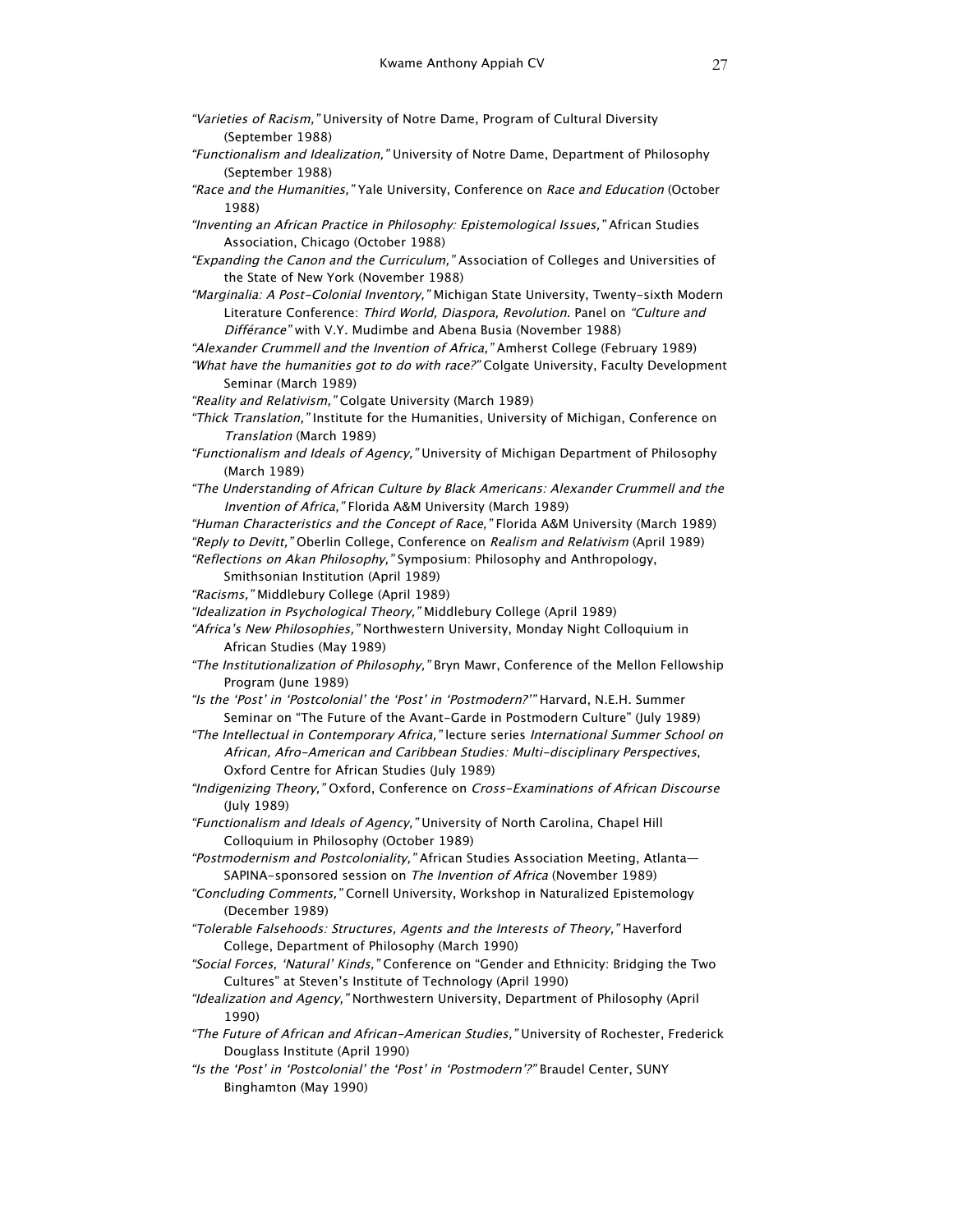*"Varieties of Racism,"* University of Notre Dame, Program of Cultural Diversity (September 1988)

*"Functionalism and Idealization,"* University of Notre Dame, Department of Philosophy (September 1988)

*"Race and the Humanities,"* Yale University, Conference on *Race and Education* (October 1988)

*"Inventing an African Practice in Philosophy: Epistemological Issues,"* African Studies Association, Chicago (October 1988)

*"Expanding the Canon and the Curriculum,"* Association of Colleges and Universities of the State of New York (November 1988)

*"Marginalia: A Post-Colonial Inventory,"* Michigan State University, Twenty-sixth Modern Literature Conference: *Third World, Diaspora, Revolution*. Panel on *"Culture and Différance"* with V.Y. Mudimbe and Abena Busia (November 1988)

*"Alexander Crummell and the Invention of Africa,"* Amherst College (February 1989)

*"What have the humanities got to do with race?"* Colgate University, Faculty Development Seminar (March 1989)

*"Reality and Relativism,"* Colgate University (March 1989)

*"Thick Translation,"* Institute for the Humanities, University of Michigan, Conference on *Translation* (March 1989)

*"Functionalism and Ideals of Agency,"* University of Michigan Department of Philosophy (March 1989)

*"The Understanding of African Culture by Black Americans: Alexander Crummell and the Invention of Africa,"* Florida A&M University (March 1989)

*"Human Characteristics and the Concept of Race,"* Florida A&M University (March 1989)

*"Reply to Devitt,"* Oberlin College, Conference on *Realism and Relativism* (April 1989)

*"Reflections on Akan Philosophy,"* Symposium: Philosophy and Anthropology, Smithsonian Institution (April 1989)

*"Racisms,"* Middlebury College (April 1989)

*"Idealization in Psychological Theory,"* Middlebury College (April 1989)

*"Africa's New Philosophies,"* Northwestern University, Monday Night Colloquium in African Studies (May 1989)

*"The Institutionalization of Philosophy,"* Bryn Mawr, Conference of the Mellon Fellowship Program (June 1989)

*"Is the 'Post' in 'Postcolonial' the 'Post' in 'Postmodern?'"* Harvard, N.E.H. Summer Seminar on "The Future of the Avant-Garde in Postmodern Culture" (July 1989)

*"The Intellectual in Contemporary Africa,"* lecture series *International Summer School on African, Afro-American and Caribbean Studies: Multi-disciplinary Perspectives*, Oxford Centre for African Studies (July 1989)

*"Indigenizing Theory,"* Oxford, Conference on *Cross-Examinations of African Discourse* (July 1989)

*"Functionalism and Ideals of Agency,"* University of North Carolina, Chapel Hill Colloquium in Philosophy (October 1989)

*"Postmodernism and Postcoloniality,"* African Studies Association Meeting, Atlanta—SAPINA-sponsored session on *The Invention of Africa* (November 1989)

*"Concluding Comments,"* Cornell University, Workshop in Naturalized Epistemology (December 1989)

*"Tolerable Falsehoods: Structures, Agents and the Interests of Theory,"* Haverford College, Department of Philosophy (March 1990)

*"Social Forces, 'Natural' Kinds,"* Conference on "Gender and Ethnicity: Bridging the Two Cultures" at Steven's Institute of Technology (April 1990)

*"Idealization and Agency,"* Northwestern University, Department of Philosophy (April 1990)

*"The Future of African and African-American Studies,"* University of Rochester, Frederick Douglass Institute (April 1990)

*"Is the 'Post' in 'Postcolonial' the 'Post' in 'Postmodern'?"* Braudel Center, SUNY Binghamton (May 1990)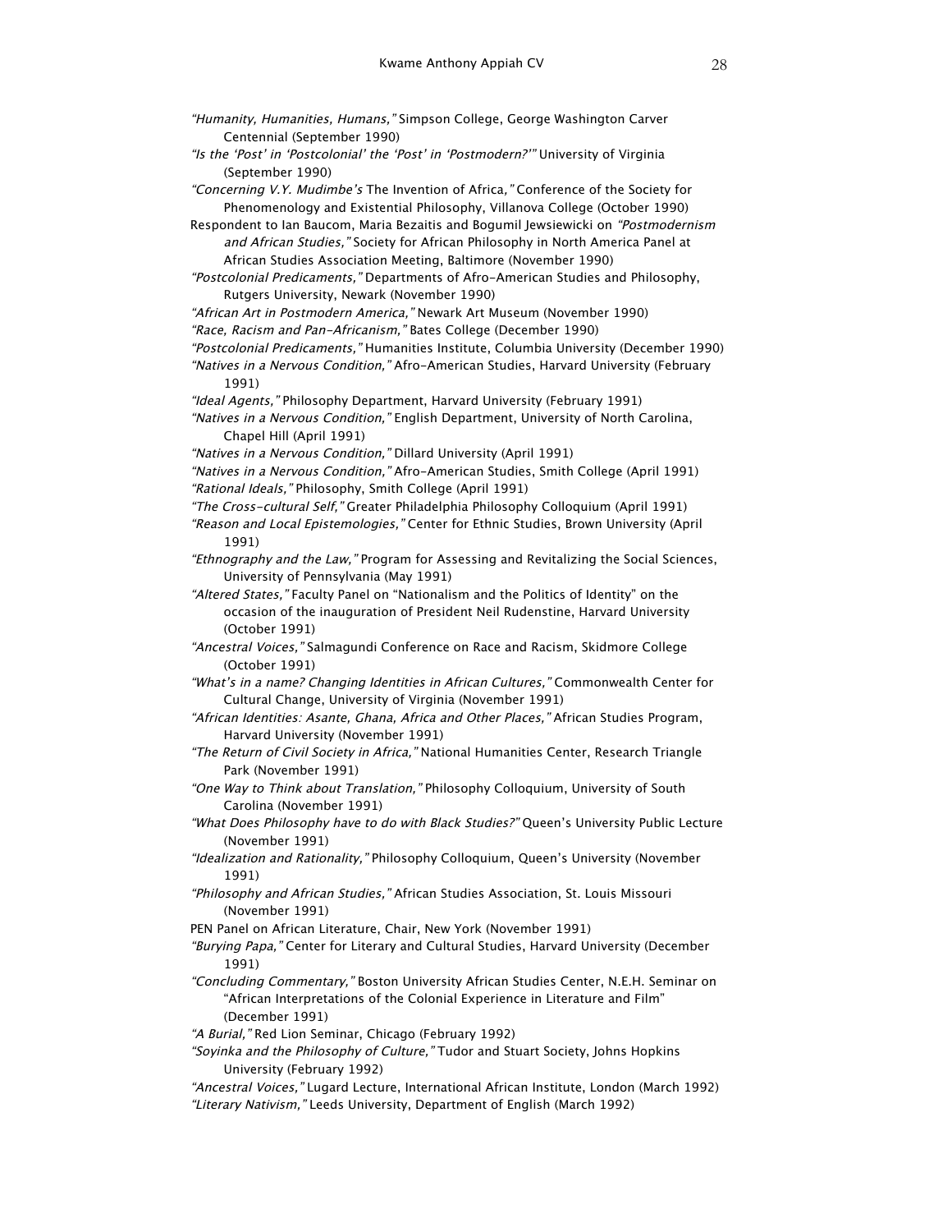*"Humanity, Humanities, Humans,"* Simpson College, George Washington Carver Centennial (September 1990)

*"Is the 'Post' in 'Postcolonial' the 'Post' in 'Postmodern?'"* University of Virginia (September 1990)

*"Concerning V.Y. Mudimbe's* The Invention of Africa,*"* Conference of the Society for Phenomenology and Existential Philosophy, Villanova College (October 1990)

Respondent to Ian Baucom, Maria Bezaitis and Bogumil Jewsiewicki on *"Postmodernism and African Studies,"* Society for African Philosophy in North America Panel at African Studies Association Meeting, Baltimore (November 1990)

*"Postcolonial Predicaments,"* Departments of Afro-American Studies and Philosophy, Rutgers University, Newark (November 1990)

*"African Art in Postmodern America,"* Newark Art Museum (November 1990)

*"Race, Racism and Pan-Africanism,"* Bates College (December 1990)

*"Postcolonial Predicaments,"* Humanities Institute, Columbia University (December 1990)

*"Natives in a Nervous Condition,"* Afro-American Studies, Harvard University (February 1991)

*"Ideal Agents,"* Philosophy Department, Harvard University (February 1991)

*"Natives in a Nervous Condition,"* English Department, University of North Carolina, Chapel Hill (April 1991)

*"Natives in a Nervous Condition,"* Dillard University (April 1991)

*"Natives in a Nervous Condition,"* Afro-American Studies, Smith College (April 1991)

*"Rational Ideals,"* Philosophy, Smith College (April 1991)

*"The Cross-cultural Self,"* Greater Philadelphia Philosophy Colloquium (April 1991)

*"Reason and Local Epistemologies,"* Center for Ethnic Studies, Brown University (April 1991)

*"Ethnography and the Law,"* Program for Assessing and Revitalizing the Social Sciences, University of Pennsylvania (May 1991)

*"Altered States,"* Faculty Panel on "Nationalism and the Politics of Identity" on the occasion of the inauguration of President Neil Rudenstine, Harvard University (October 1991)

*"Ancestral Voices,"* Salmagundi Conference on Race and Racism, Skidmore College (October 1991)

*"What's in a name? Changing Identities in African Cultures,"* Commonwealth Center for Cultural Change, University of Virginia (November 1991)

*"African Identities: Asante, Ghana, Africa and Other Places,"* African Studies Program, Harvard University (November 1991)

*"The Return of Civil Society in Africa,"* National Humanities Center, Research Triangle Park (November 1991)

*"One Way to Think about Translation,"* Philosophy Colloquium, University of South Carolina (November 1991)

*"What Does Philosophy have to do with Black Studies?"* Queen's University Public Lecture (November 1991)

*"Idealization and Rationality,"* Philosophy Colloquium, Queen's University (November 1991)

*"Philosophy and African Studies,"* African Studies Association, St. Louis Missouri (November 1991)

PEN Panel on African Literature, Chair, New York (November 1991)

*"Burying Papa,"* Center for Literary and Cultural Studies, Harvard University (December 1991)

*"Concluding Commentary,"* Boston University African Studies Center, N.E.H. Seminar on "African Interpretations of the Colonial Experience in Literature and Film" (December 1991)

*"A Burial,"* Red Lion Seminar, Chicago (February 1992)

*"Soyinka and the Philosophy of Culture,"* Tudor and Stuart Society, Johns Hopkins University (February 1992)

*"Ancestral Voices,"* Lugard Lecture, International African Institute, London (March 1992)

*"Literary Nativism,"* Leeds University, Department of English (March 1992)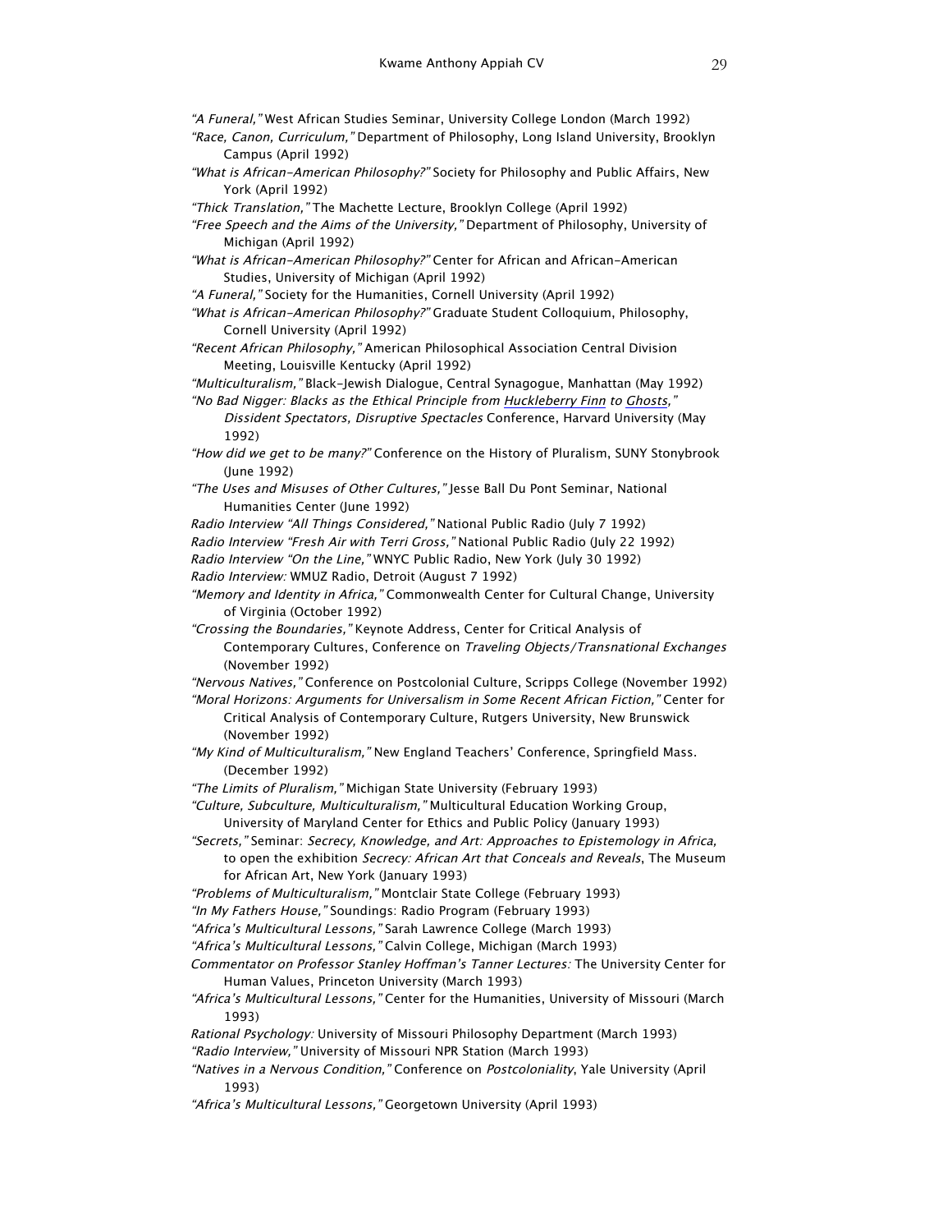*"A Funeral,"* West African Studies Seminar, University College London (March 1992)

*"Race, Canon, Curriculum,"* Department of Philosophy, Long Island University, Brooklyn Campus (April 1992)

*"What is African-American Philosophy?"* Society for Philosophy and Public Affairs, New York (April 1992)

*"Thick Translation,"* The Machette Lecture, Brooklyn College (April 1992)

*"Free Speech and the Aims of the University,"* Department of Philosophy, University of Michigan (April 1992)

*"What is African-American Philosophy?"* Center for African and African-American Studies, University of Michigan (April 1992)

*"A Funeral,"* Society for the Humanities, Cornell University (April 1992)

*"What is African-American Philosophy?"* Graduate Student Colloquium, Philosophy, Cornell University (April 1992)

*"Recent African Philosophy,"* American Philosophical Association Central Division Meeting, Louisville Kentucky (April 1992)

*"Multiculturalism,"* Black-Jewish Dialogue, Central Synagogue, Manhattan (May 1992)

*"No Bad Nigger: Blacks as the Ethical Principle from Huckleberry Finn to Ghosts,"* *Dissident Spectators, Disruptive Spectacles* Conference, Harvard University (May 1992)

*"How did we get to be many?"* Conference on the History of Pluralism, SUNY Stonybrook (June 1992)

*"The Uses and Misuses of Other Cultures,"* Jesse Ball Du Pont Seminar, National Humanities Center (June 1992)

*Radio Interview "All Things Considered,"* National Public Radio (July 7 1992)

*Radio Interview "Fresh Air with Terri Gross,"* National Public Radio (July 22 1992)

*Radio Interview "On the Line,"* WNYC Public Radio, New York (July 30 1992)

*Radio Interview:* WMUZ Radio, Detroit (August 7 1992)

*"Memory and Identity in Africa,"* Commonwealth Center for Cultural Change, University of Virginia (October 1992)

*"Crossing the Boundaries,"* Keynote Address, Center for Critical Analysis of Contemporary Cultures, Conference on *Traveling Objects/Transnational Exchanges* (November 1992)

*"Nervous Natives,"* Conference on Postcolonial Culture, Scripps College (November 1992)

*"Moral Horizons: Arguments for Universalism in Some Recent African Fiction,"* Center for Critical Analysis of Contemporary Culture, Rutgers University, New Brunswick (November 1992)

*"My Kind of Multiculturalism,"* New England Teachers' Conference, Springfield Mass. (December 1992)

*"The Limits of Pluralism,"* Michigan State University (February 1993)

*"Culture, Subculture, Multiculturalism,"* Multicultural Education Working Group, University of Maryland Center for Ethics and Public Policy (January 1993)

*"Secrets,"* Seminar: *Secrecy, Knowledge, and Art: Approaches to Epistemology in Africa,* to open the exhibition *Secrecy: African Art that Conceals and Reveals*, The Museum for African Art, New York (January 1993)

*"Problems of Multiculturalism,"* Montclair State College (February 1993)

*"In My Fathers House,"* Soundings: Radio Program (February 1993)

*"Africa's Multicultural Lessons,"* Sarah Lawrence College (March 1993)

*"Africa's Multicultural Lessons,"* Calvin College, Michigan (March 1993)

*Commentator on Professor Stanley Hoffman's Tanner Lectures:* The University Center for Human Values, Princeton University (March 1993)

*"Africa's Multicultural Lessons,"* Center for the Humanities, University of Missouri (March 1993)

*Rational Psychology:* University of Missouri Philosophy Department (March 1993)

*"Radio Interview,"* University of Missouri NPR Station (March 1993)

*"Natives in a Nervous Condition,"* Conference on *Postcoloniality*, Yale University (April 1993)

*"Africa's Multicultural Lessons,"* Georgetown University (April 1993)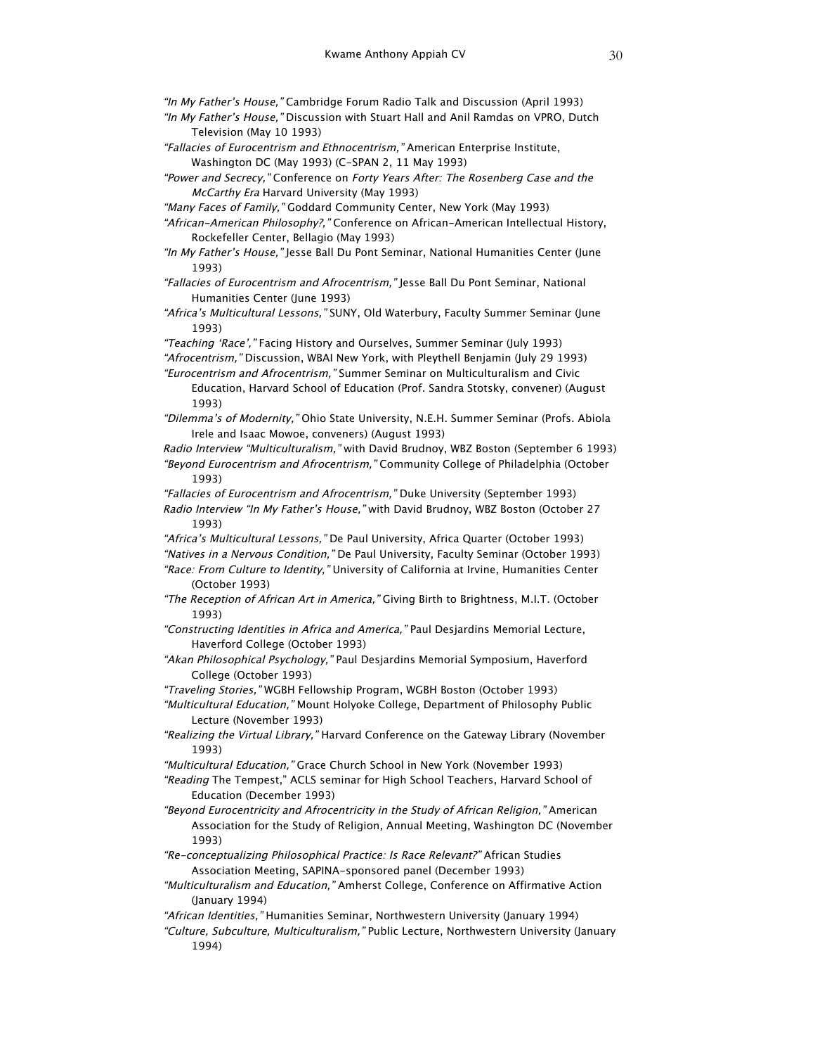*"In My Father's House,"* Cambridge Forum Radio Talk and Discussion (April 1993)

*"In My Father's House,"* Discussion with Stuart Hall and Anil Ramdas on VPRO, Dutch Television (May 10 1993)

*"Fallacies of Eurocentrism and Ethnocentrism,"* American Enterprise Institute, Washington DC (May 1993) (C-SPAN 2, 11 May 1993)

*"Power and Secrecy,"* Conference on *Forty Years After: The Rosenberg Case and the McCarthy Era* Harvard University (May 1993)

*"Many Faces of Family,"* Goddard Community Center, New York (May 1993)

*"African-American Philosophy?,"* Conference on African-American Intellectual History, Rockefeller Center, Bellagio (May 1993)

*"In My Father's House,"* Jesse Ball Du Pont Seminar, National Humanities Center (June 1993)

*"Fallacies of Eurocentrism and Afrocentrism,"* Jesse Ball Du Pont Seminar, National Humanities Center (June 1993)

*"Africa's Multicultural Lessons,"* SUNY, Old Waterbury, Faculty Summer Seminar (June 1993)

*"Teaching 'Race',"* Facing History and Ourselves, Summer Seminar (July 1993)

*"Afrocentrism,"* Discussion, WBAI New York, with Pleythell Benjamin (July 29 1993)

*"Eurocentrism and Afrocentrism,"* Summer Seminar on Multiculturalism and Civic Education, Harvard School of Education (Prof. Sandra Stotsky, convener) (August 1993)

*"Dilemma's of Modernity,"* Ohio State University, N.E.H. Summer Seminar (Profs. Abiola Irele and Isaac Mowoe, conveners) (August 1993)

*Radio Interview "Multiculturalism,"* with David Brudnoy, WBZ Boston (September 6 1993)

*"Beyond Eurocentrism and Afrocentrism,"* Community College of Philadelphia (October 1993)

*"Fallacies of Eurocentrism and Afrocentrism,"* Duke University (September 1993)

*Radio Interview "In My Father's House,"* with David Brudnoy, WBZ Boston (October 27 1993)

*"Africa's Multicultural Lessons,"* De Paul University, Africa Quarter (October 1993)

*"Natives in a Nervous Condition,"* De Paul University, Faculty Seminar (October 1993)

*"Race: From Culture to Identity,"* University of California at Irvine, Humanities Center (October 1993)

*"The Reception of African Art in America,"* Giving Birth to Brightness, M.I.T. (October 1993)

*"Constructing Identities in Africa and America,"* Paul Desjardins Memorial Lecture, Haverford College (October 1993)

*"Akan Philosophical Psychology,"* Paul Desjardins Memorial Symposium, Haverford College (October 1993)

*"Traveling Stories,"* WGBH Fellowship Program, WGBH Boston (October 1993)

*"Multicultural Education,"* Mount Holyoke College, Department of Philosophy Public Lecture (November 1993)

*"Realizing the Virtual Library,"* Harvard Conference on the Gateway Library (November 1993)

*"Multicultural Education,"* Grace Church School in New York (November 1993)

*"Reading* The Tempest," ACLS seminar for High School Teachers, Harvard School of Education (December 1993)

*"Beyond Eurocentricity and Afrocentricity in the Study of African Religion,"* American Association for the Study of Religion, Annual Meeting, Washington DC (November 1993)

*"Re-conceptualizing Philosophical Practice: Is Race Relevant?"* African Studies Association Meeting, SAPINA-sponsored panel (December 1993)

*"Multiculturalism and Education,"* Amherst College, Conference on Affirmative Action (January 1994)

*"African Identities,"* Humanities Seminar, Northwestern University (January 1994)

*"Culture, Subculture, Multiculturalism,"* Public Lecture, Northwestern University (January 1994)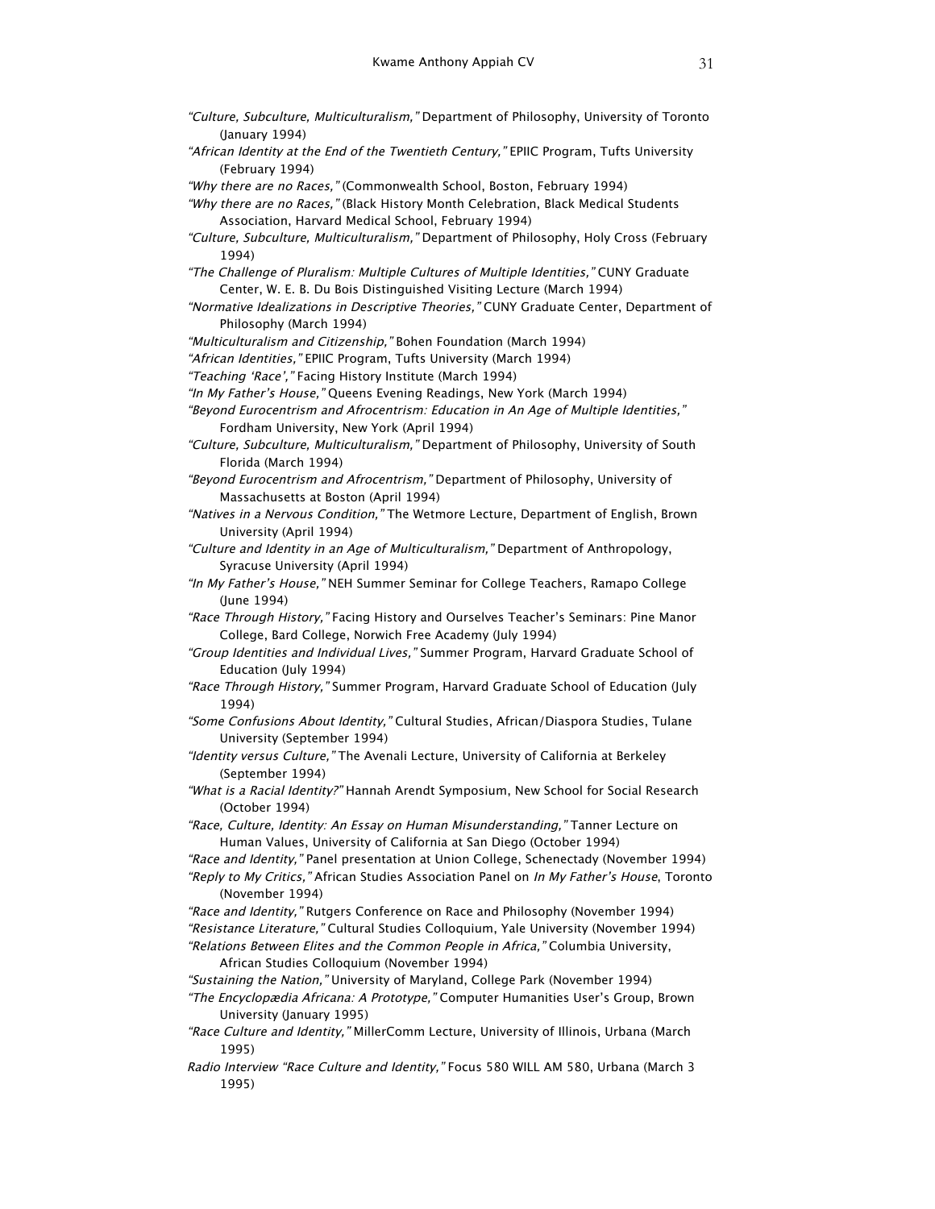*"Culture, Subculture, Multiculturalism,"* Department of Philosophy, University of Toronto (January 1994)

*"African Identity at the End of the Twentieth Century,"* EPIIC Program, Tufts University (February 1994)

*"Why there are no Races,"* (Commonwealth School, Boston, February 1994)

*"Why there are no Races,"* (Black History Month Celebration, Black Medical Students Association, Harvard Medical School, February 1994)

*"Culture, Subculture, Multiculturalism,"* Department of Philosophy, Holy Cross (February 1994)

*"The Challenge of Pluralism: Multiple Cultures of Multiple Identities,"* CUNY Graduate Center, W. E. B. Du Bois Distinguished Visiting Lecture (March 1994)

*"Normative Idealizations in Descriptive Theories,"* CUNY Graduate Center, Department of Philosophy (March 1994)

*"Multiculturalism and Citizenship,"* Bohen Foundation (March 1994)

*"African Identities,"* EPIIC Program, Tufts University (March 1994)

*"Teaching 'Race',"* Facing History Institute (March 1994)

*"In My Father's House,"* Queens Evening Readings, New York (March 1994)

*"Beyond Eurocentrism and Afrocentrism: Education in An Age of Multiple Identities,"* Fordham University, New York (April 1994)

*"Culture, Subculture, Multiculturalism,"* Department of Philosophy, University of South Florida (March 1994)

*"Beyond Eurocentrism and Afrocentrism,"* Department of Philosophy, University of Massachusetts at Boston (April 1994)

*"Natives in a Nervous Condition,"* The Wetmore Lecture, Department of English, Brown University (April 1994)

*"Culture and Identity in an Age of Multiculturalism,"* Department of Anthropology, Syracuse University (April 1994)

*"In My Father's House,"* NEH Summer Seminar for College Teachers, Ramapo College (June 1994)

*"Race Through History,"* Facing History and Ourselves Teacher's Seminars: Pine Manor College, Bard College, Norwich Free Academy (July 1994)

*"Group Identities and Individual Lives,"* Summer Program, Harvard Graduate School of Education (July 1994)

*"Race Through History,"* Summer Program, Harvard Graduate School of Education (July 1994)

*"Some Confusions About Identity,"* Cultural Studies, African/Diaspora Studies, Tulane University (September 1994)

*"Identity versus Culture,"* The Avenali Lecture, University of California at Berkeley (September 1994)

*"What is a Racial Identity?"* Hannah Arendt Symposium, New School for Social Research (October 1994)

*"Race, Culture, Identity: An Essay on Human Misunderstanding,"* Tanner Lecture on Human Values, University of California at San Diego (October 1994)

*"Race and Identity,"* Panel presentation at Union College, Schenectady (November 1994)

*"Reply to My Critics,"* African Studies Association Panel on *In My Father's House*, Toronto (November 1994)

*"Race and Identity,"* Rutgers Conference on Race and Philosophy (November 1994)

*"Resistance Literature,"* Cultural Studies Colloquium, Yale University (November 1994)

*"Relations Between Elites and the Common People in Africa,"* Columbia University, African Studies Colloquium (November 1994)

*"Sustaining the Nation,"* University of Maryland, College Park (November 1994)

*"The Encyclopædia Africana: A Prototype,"* Computer Humanities User's Group, Brown University (January 1995)

*"Race Culture and Identity,"* MillerComm Lecture, University of Illinois, Urbana (March 1995)

*Radio Interview "Race Culture and Identity,"* Focus 580 WILL AM 580, Urbana (March 3 1995)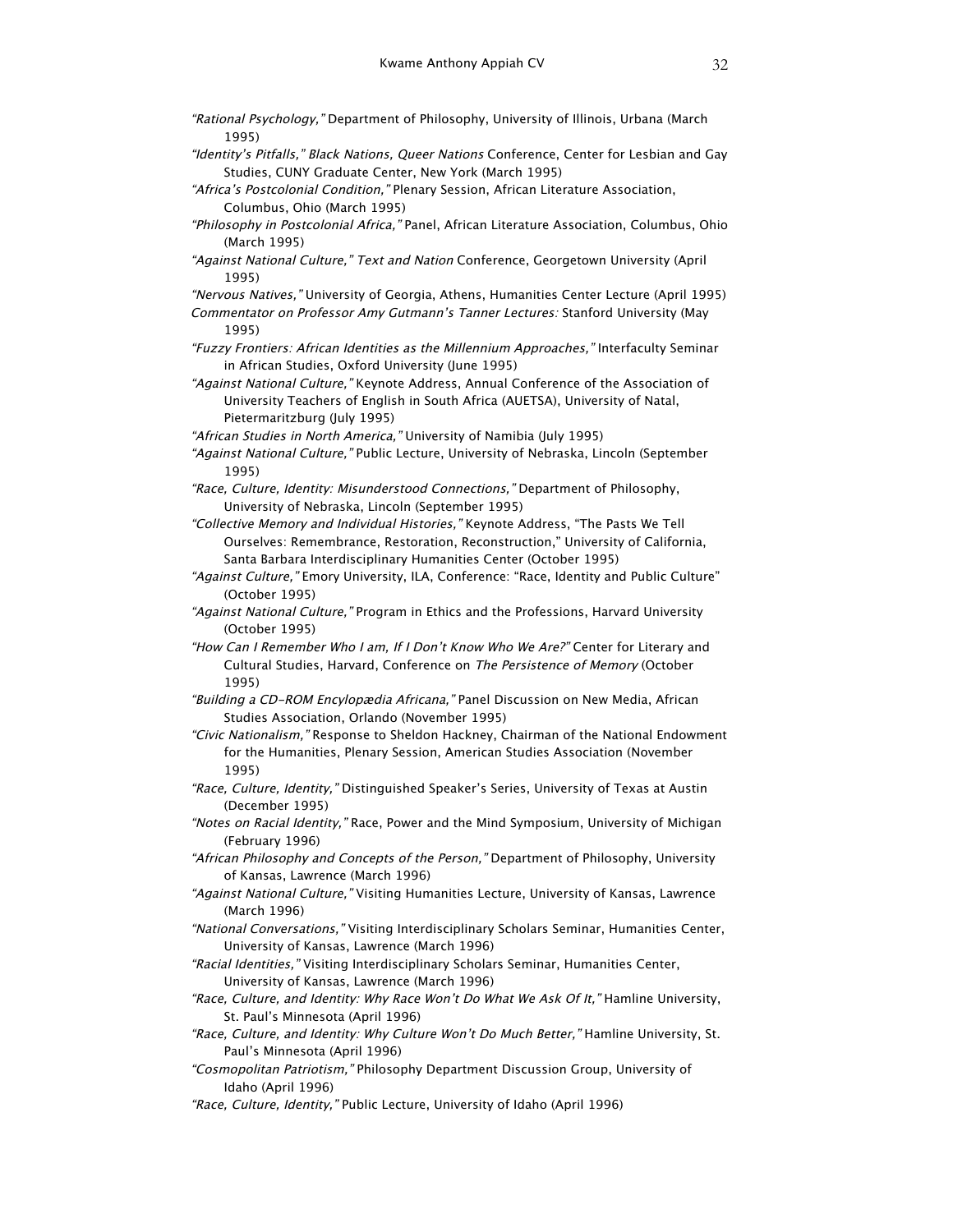*"Rational Psychology,"* Department of Philosophy, University of Illinois, Urbana (March 1995)

*"Identity's Pitfalls," Black Nations, Queer Nations* Conference, Center for Lesbian and Gay Studies, CUNY Graduate Center, New York (March 1995)

*"Africa's Postcolonial Condition,"* Plenary Session, African Literature Association, Columbus, Ohio (March 1995)

*"Philosophy in Postcolonial Africa,"* Panel, African Literature Association, Columbus, Ohio (March 1995)

*"Against National Culture," Text and Nation* Conference, Georgetown University (April 1995)

*"Nervous Natives,"* University of Georgia, Athens, Humanities Center Lecture (April 1995)

*Commentator on Professor Amy Gutmann's Tanner Lectures:* Stanford University (May 1995)

*"Fuzzy Frontiers: African Identities as the Millennium Approaches,"* Interfaculty Seminar in African Studies, Oxford University (June 1995)

*"Against National Culture,"* Keynote Address, Annual Conference of the Association of University Teachers of English in South Africa (AUETSA), University of Natal, Pietermaritzburg (July 1995)

*"African Studies in North America,"* University of Namibia (July 1995)

*"Against National Culture,"* Public Lecture, University of Nebraska, Lincoln (September 1995)

*"Race, Culture, Identity: Misunderstood Connections,"* Department of Philosophy, University of Nebraska, Lincoln (September 1995)

*"Collective Memory and Individual Histories,"* Keynote Address, "The Pasts We Tell Ourselves: Remembrance, Restoration, Reconstruction," University of California, Santa Barbara Interdisciplinary Humanities Center (October 1995)

*"Against Culture,"* Emory University, ILA, Conference: "Race, Identity and Public Culture" (October 1995)

*"Against National Culture,"* Program in Ethics and the Professions, Harvard University (October 1995)

*"How Can I Remember Who I am, If I Don't Know Who We Are?"* Center for Literary and Cultural Studies, Harvard, Conference on *The Persistence of Memory* (October 1995)

*"Building a CD-ROM Encyclopædia Africana,"* Panel Discussion on New Media, African Studies Association, Orlando (November 1995)

*"Civic Nationalism,"* Response to Sheldon Hackney, Chairman of the National Endowment for the Humanities, Plenary Session, American Studies Association (November 1995)

*"Race, Culture, Identity,"* Distinguished Speaker's Series, University of Texas at Austin (December 1995)

*"Notes on Racial Identity,"* Race, Power and the Mind Symposium, University of Michigan (February 1996)

*"African Philosophy and Concepts of the Person,"* Department of Philosophy, University of Kansas, Lawrence (March 1996)

*"Against National Culture,"* Visiting Humanities Lecture, University of Kansas, Lawrence (March 1996)

*"National Conversations,"* Visiting Interdisciplinary Scholars Seminar, Humanities Center, University of Kansas, Lawrence (March 1996)

*"Racial Identities,"* Visiting Interdisciplinary Scholars Seminar, Humanities Center, University of Kansas, Lawrence (March 1996)

*"Race, Culture, and Identity: Why Race Won't Do What We Ask Of It,"* Hamline University, St. Paul's Minnesota (April 1996)

*"Race, Culture, and Identity: Why Culture Won't Do Much Better,"* Hamline University, St. Paul's Minnesota (April 1996)

*"Cosmopolitan Patriotism,"* Philosophy Department Discussion Group, University of Idaho (April 1996)

*"Race, Culture, Identity,"* Public Lecture, University of Idaho (April 1996)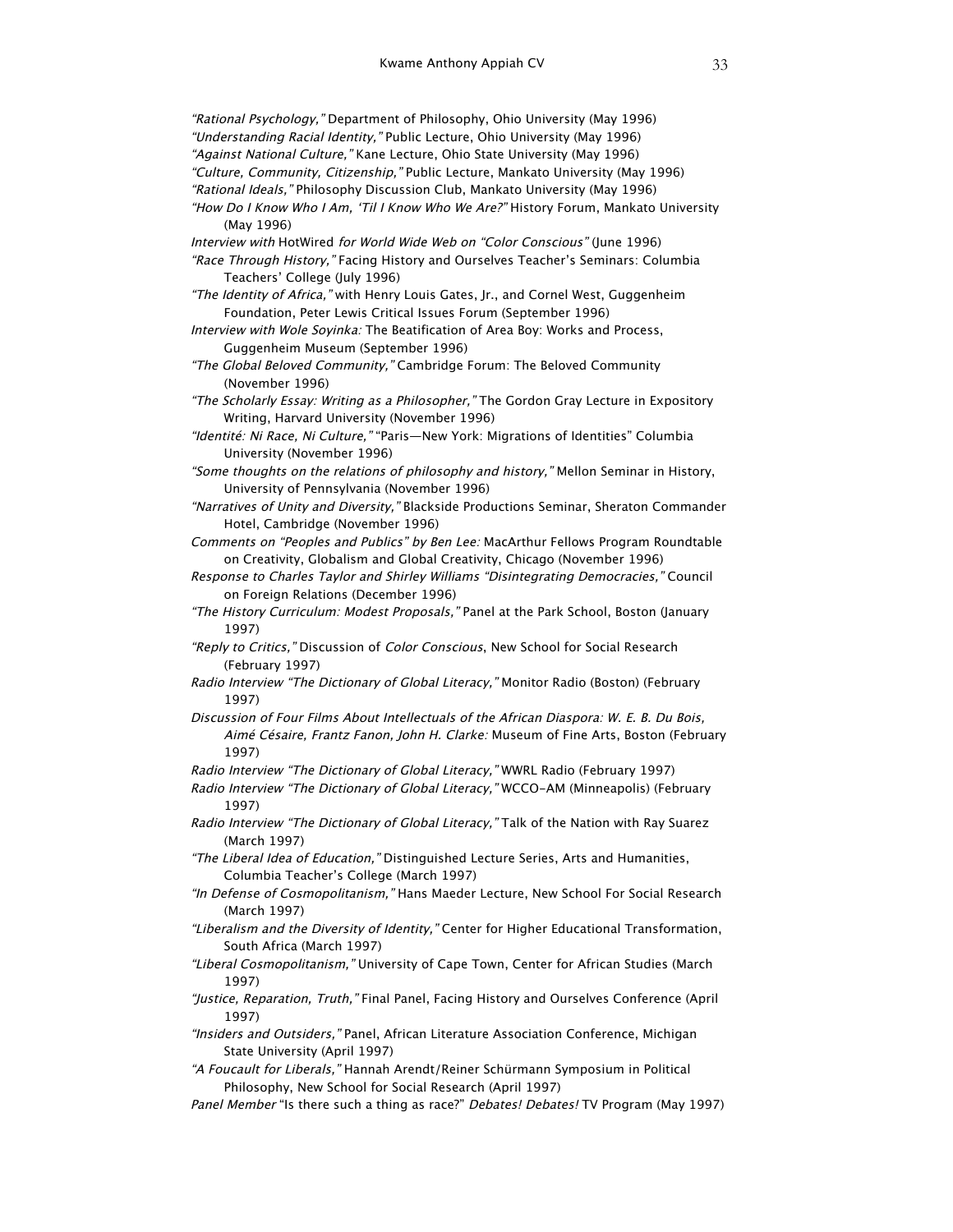*"Rational Psychology,"* Department of Philosophy, Ohio University (May 1996)

*"Understanding Racial Identity,"* Public Lecture, Ohio University (May 1996)

*"Against National Culture,"* Kane Lecture, Ohio State University (May 1996)

*"Culture, Community, Citizenship,"* Public Lecture, Mankato University (May 1996)

*"Rational Ideals,"* Philosophy Discussion Club, Mankato University (May 1996)

*"How Do I Know Who I Am, 'Til I Know Who We Are?"* History Forum, Mankato University (May 1996)

*Interview with* HotWired *for World Wide Web on "Color Conscious"* (June 1996)

*"Race Through History,"* Facing History and Ourselves Teacher's Seminars: Columbia Teachers' College (July 1996)

*"The Identity of Africa,"* with Henry Louis Gates, Jr., and Cornel West, Guggenheim Foundation, Peter Lewis Critical Issues Forum (September 1996)

*Interview with Wole Soyinka:* The Beatification of Area Boy: Works and Process, Guggenheim Museum (September 1996)

*"The Global Beloved Community,"* Cambridge Forum: The Beloved Community (November 1996)

*"The Scholarly Essay: Writing as a Philosopher,"* The Gordon Gray Lecture in Expository Writing, Harvard University (November 1996)

*"Identité: Ni Race, Ni Culture,"* "Paris—New York: Migrations of Identities" Columbia University (November 1996)

*"Some thoughts on the relations of philosophy and history,"* Mellon Seminar in History, University of Pennsylvania (November 1996)

*"Narratives of Unity and Diversity,"* Blackside Productions Seminar, Sheraton Commander Hotel, Cambridge (November 1996)

*Comments on "Peoples and Publics" by Ben Lee:* MacArthur Fellows Program Roundtable on Creativity, Globalism and Global Creativity, Chicago (November 1996)

*Response to Charles Taylor and Shirley Williams "Disintegrating Democracies,"* Council on Foreign Relations (December 1996)

*"The History Curriculum: Modest Proposals,"* Panel at the Park School, Boston (January 1997)

*"Reply to Critics,"* Discussion of *Color Conscious*, New School for Social Research (February 1997)

*Radio Interview "The Dictionary of Global Literacy,"* Monitor Radio (Boston) (February 1997)

*Discussion of Four Films About Intellectuals of the African Diaspora: W. E. B. Du Bois, Aimé Césaire, Frantz Fanon, John H. Clarke:* Museum of Fine Arts, Boston (February 1997)

*Radio Interview "The Dictionary of Global Literacy,"* WWRL Radio (February 1997)

*Radio Interview "The Dictionary of Global Literacy,"* WCCO-AM (Minneapolis) (February 1997)

*Radio Interview "The Dictionary of Global Literacy,"* Talk of the Nation with Ray Suarez (March 1997)

*"The Liberal Idea of Education,"* Distinguished Lecture Series, Arts and Humanities, Columbia Teacher's College (March 1997)

*"In Defense of Cosmopolitanism,"* Hans Maeder Lecture, New School For Social Research (March 1997)

*"Liberalism and the Diversity of Identity,"* Center for Higher Educational Transformation, South Africa (March 1997)

*"Liberal Cosmopolitanism,"* University of Cape Town, Center for African Studies (March 1997)

*"Justice, Reparation, Truth,"* Final Panel, Facing History and Ourselves Conference (April 1997)

*"Insiders and Outsiders,"* Panel, African Literature Association Conference, Michigan State University (April 1997)

*"A Foucault for Liberals,"* Hannah Arendt/Reiner Schürmann Symposium in Political Philosophy, New School for Social Research (April 1997)

*Panel Member* "Is there such a thing as race?" *Debates! Debates!* TV Program (May 1997)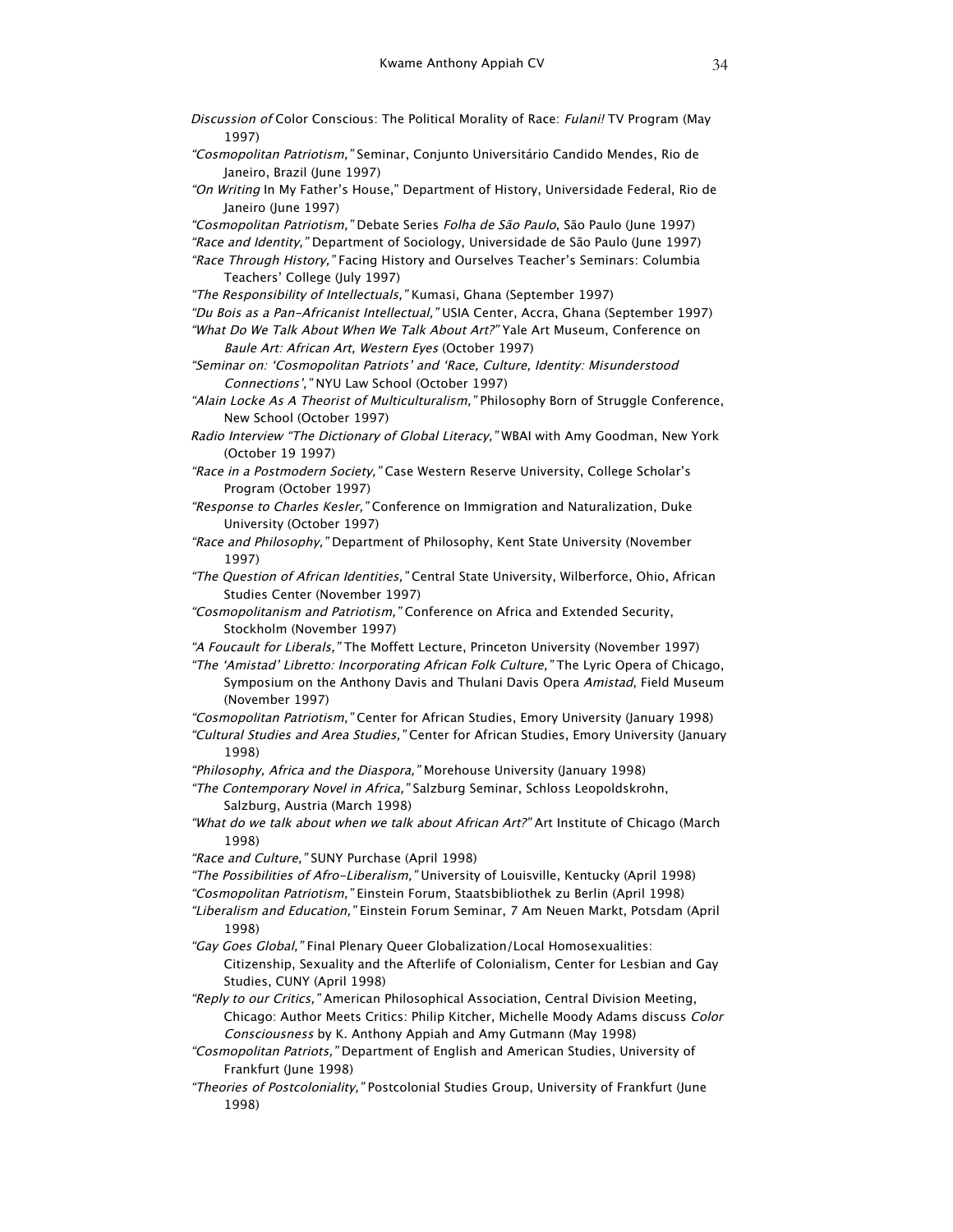*Discussion of* Color Conscious: The Political Morality of Race: *Fulani!* TV Program (May 1997)

*"Cosmopolitan Patriotism,"* Seminar, Conjunto Universitário Candido Mendes, Rio de Janeiro, Brazil (June 1997)

*"On Writing* In My Father's House," Department of History, Universidade Federal, Rio de Janeiro (June 1997)

*"Cosmopolitan Patriotism,"* Debate Series *Folha de São Paulo*, São Paulo (June 1997)

*"Race and Identity,"* Department of Sociology, Universidade de São Paulo (June 1997)

*"Race Through History,"* Facing History and Ourselves Teacher's Seminars: Columbia Teachers' College (July 1997)

*"The Responsibility of Intellectuals,"* Kumasi, Ghana (September 1997)

*"Du Bois as a Pan-Africanist Intellectual,"* USIA Center, Accra, Ghana (September 1997)

*"What Do We Talk About When We Talk About Art?"* Yale Art Museum, Conference on *Baule Art: African Art, Western Eyes* (October 1997)

*"Seminar on: 'Cosmopolitan Patriots' and 'Race, Culture, Identity: Misunderstood Connections',"* NYU Law School (October 1997)

*"Alain Locke As A Theorist of Multiculturalism,"* Philosophy Born of Struggle Conference, New School (October 1997)

*Radio Interview "The Dictionary of Global Literacy,"* WBAI with Amy Goodman, New York (October 19 1997)

*"Race in a Postmodern Society,"* Case Western Reserve University, College Scholar's Program (October 1997)

*"Response to Charles Kesler,"* Conference on Immigration and Naturalization, Duke University (October 1997)

*"Race and Philosophy,"* Department of Philosophy, Kent State University (November 1997)

*"The Question of African Identities,"* Central State University, Wilberforce, Ohio, African Studies Center (November 1997)

*"Cosmopolitanism and Patriotism,"* Conference on Africa and Extended Security, Stockholm (November 1997)

*"A Foucault for Liberals,"* The Moffett Lecture, Princeton University (November 1997)

*"The 'Amistad' Libretto: Incorporating African Folk Culture,"* The Lyric Opera of Chicago, Symposium on the Anthony Davis and Thulani Davis Opera *Amistad*, Field Museum (November 1997)

*"Cosmopolitan Patriotism,"* Center for African Studies, Emory University (January 1998)

*"Cultural Studies and Area Studies,"* Center for African Studies, Emory University (January 1998)

*"Philosophy, Africa and the Diaspora,"* Morehouse University (January 1998)

*"The Contemporary Novel in Africa,"* Salzburg Seminar, Schloss Leopoldskrohn, Salzburg, Austria (March 1998)

*"What do we talk about when we talk about African Art?"* Art Institute of Chicago (March 1998)

*"Race and Culture,"* SUNY Purchase (April 1998)

*"The Possibilities of Afro-Liberalism,"* University of Louisville, Kentucky (April 1998)

*"Cosmopolitan Patriotism,"* Einstein Forum, Staatsbibliothek zu Berlin (April 1998)

*"Liberalism and Education,"* Einstein Forum Seminar, 7 Am Neuen Markt, Potsdam (April 1998)

*"Gay Goes Global,"* Final Plenary Queer Globalization/Local Homosexualities: Citizenship, Sexuality and the Afterlife of Colonialism, Center for Lesbian and Gay Studies, CUNY (April 1998)

*"Reply to our Critics,"* American Philosophical Association, Central Division Meeting, Chicago: Author Meets Critics: Philip Kitcher, Michelle Moody Adams discuss *Color Consciousness* by K. Anthony Appiah and Amy Gutmann (May 1998)

*"Cosmopolitan Patriots,"* Department of English and American Studies, University of Frankfurt (June 1998)

*"Theories of Postcoloniality,"* Postcolonial Studies Group, University of Frankfurt (June 1998)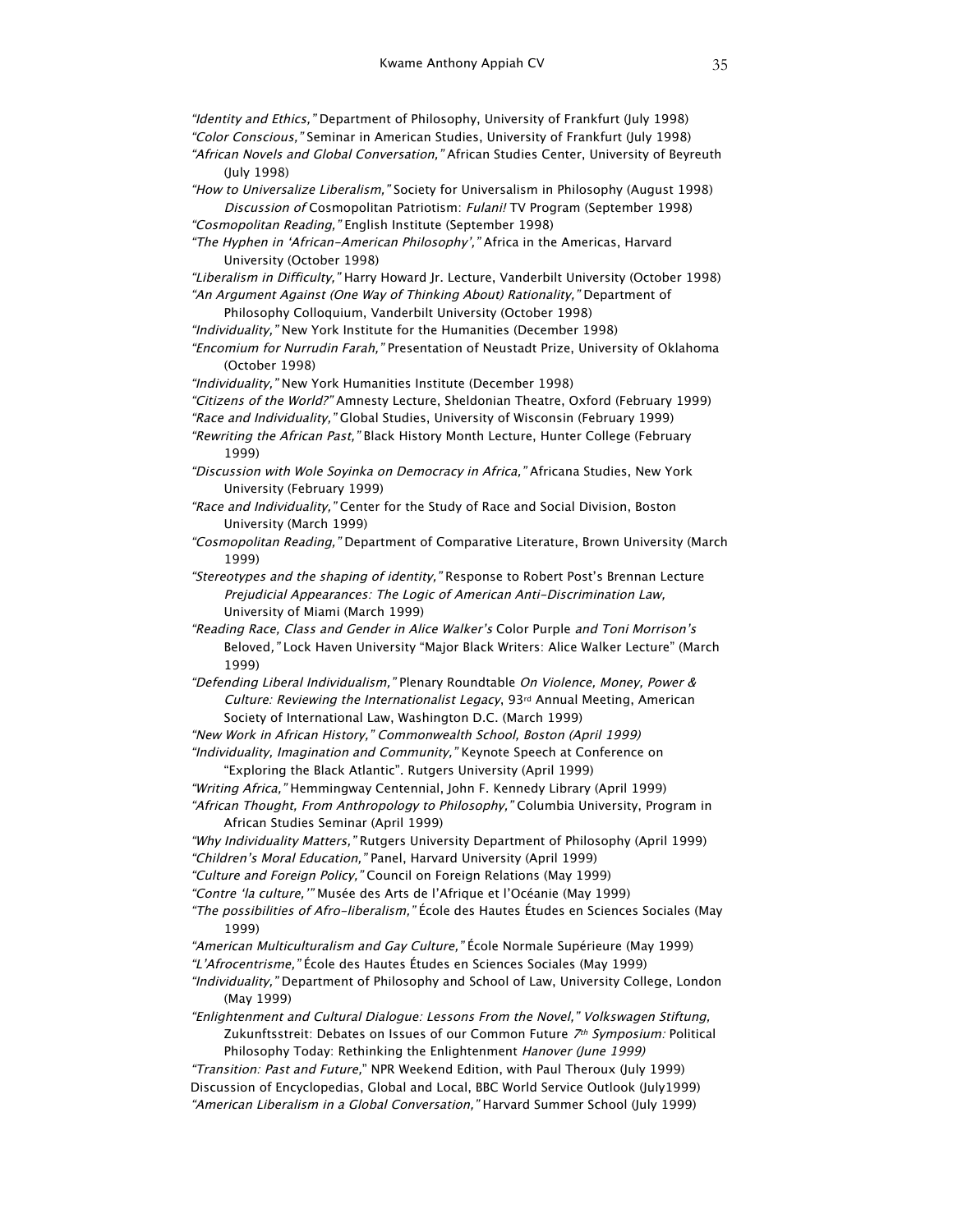*"Identity and Ethics,"* Department of Philosophy, University of Frankfurt (July 1998)
*"Color Conscious,"* Seminar in American Studies, University of Frankfurt (July 1998)
*"African Novels and Global Conversation,"* African Studies Center, University of Beyreuth (July 1998)
*"How to Universalize Liberalism,"* Society for Universalism in Philosophy (August 1998)
*Discussion of* Cosmopolitan Patriotism: *Fulani!* TV Program (September 1998)
*"Cosmopolitan Reading,"* English Institute (September 1998)
*"The Hyphen in 'African-American Philosophy',"* Africa in the Americas, Harvard University (October 1998)
*"Liberalism in Difficulty,"* Harry Howard Jr. Lecture, Vanderbilt University (October 1998)
*"An Argument Against (One Way of Thinking About) Rationality,"* Department of Philosophy Colloquium, Vanderbilt University (October 1998)
*"Individuality,"* New York Institute for the Humanities (December 1998)
*"Encomium for Nurrudin Farah,"* Presentation of Neustadt Prize, University of Oklahoma (October 1998)
*"Individuality,"* New York Humanities Institute (December 1998)
*"Citizens of the World?"* Amnesty Lecture, Sheldonian Theatre, Oxford (February 1999)
*"Race and Individuality,"* Global Studies, University of Wisconsin (February 1999)
*"Rewriting the African Past,"* Black History Month Lecture, Hunter College (February 1999)
*"Discussion with Wole Soyinka on Democracy in Africa,"* Africana Studies, New York University (February 1999)
*"Race and Individuality,"* Center for the Study of Race and Social Division, Boston University (March 1999)
*"Cosmopolitan Reading,"* Department of Comparative Literature, Brown University (March 1999)
*"Stereotypes and the shaping of identity,"* Response to Robert Post's Brennan Lecture *Prejudicial Appearances: The Logic of American Anti-Discrimination Law,* University of Miami (March 1999)
*"Reading Race, Class and Gender in Alice Walker's* Color Purple *and Toni Morrison's* Beloved*,"* Lock Haven University "Major Black Writers: Alice Walker Lecture" (March 1999)
*"Defending Liberal Individualism,"* Plenary Roundtable *On Violence, Money, Power & Culture: Reviewing the Internationalist Legacy*, 93rd Annual Meeting, American Society of International Law, Washington D.C. (March 1999)
*"New Work in African History," Commonwealth School, Boston (April 1999)*
*"Individuality, Imagination and Community,"* Keynote Speech at Conference on "Exploring the Black Atlantic". Rutgers University (April 1999)
*"Writing Africa,"* Hemmingway Centennial, John F. Kennedy Library (April 1999)
*"African Thought, From Anthropology to Philosophy,"* Columbia University, Program in African Studies Seminar (April 1999)
*"Why Individuality Matters,"* Rutgers University Department of Philosophy (April 1999)
*"Children's Moral Education,"* Panel, Harvard University (April 1999)
*"Culture and Foreign Policy,"* Council on Foreign Relations (May 1999)
*"Contre 'la culture,'"* Musée des Arts de l'Afrique et l'Océanie (May 1999)
*"The possibilities of Afro-liberalism,"* École des Hautes Études en Sciences Sociales (May 1999)
*"American Multiculturalism and Gay Culture,"* École Normale Supérieure (May 1999)
*"L'Afrocentrisme,"* École des Hautes Études en Sciences Sociales (May 1999)
*"Individuality,"* Department of Philosophy and School of Law, University College, London (May 1999)
*"Enlightenment and Cultural Dialogue: Lessons From the Novel," Volkswagen Stiftung,* Zukunftsstreit: Debates on Issues of our Common Future *7th Symposium:* Political Philosophy Today: Rethinking the Enlightenment *Hanover (June 1999)*
*"Transition: Past and Future,"* NPR Weekend Edition, with Paul Theroux (July 1999)
Discussion of Encyclopedias, Global and Local, BBC World Service Outlook (July1999)
*"American Liberalism in a Global Conversation,"* Harvard Summer School (July 1999)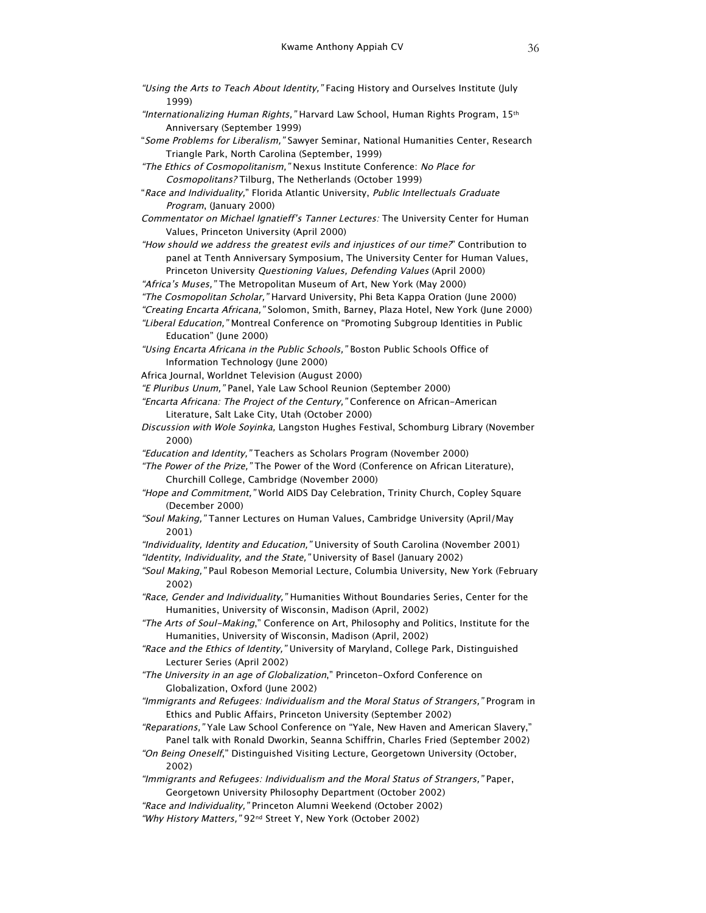*"Using the Arts to Teach About Identity,"* Facing History and Ourselves Institute (July 1999)

*"Internationalizing Human Rights,"* Harvard Law School, Human Rights Program, 15th Anniversary (September 1999)

"*Some Problems for Liberalism,"* Sawyer Seminar, National Humanities Center, Research Triangle Park, North Carolina (September, 1999)

*"The Ethics of Cosmopolitanism,"* Nexus Institute Conference: *No Place for Cosmopolitans?* Tilburg, The Netherlands (October 1999)

"*Race and Individuality,*" Florida Atlantic University, *Public Intellectuals Graduate Program*, (January 2000)

*Commentator on Michael Ignatieff's Tanner Lectures:* The University Center for Human Values, Princeton University (April 2000)

*"How should we address the greatest evils and injustices of our time?*" Contribution to panel at Tenth Anniversary Symposium, The University Center for Human Values, Princeton University *Questioning Values, Defending Values* (April 2000)

*"Africa's Muses,"* The Metropolitan Museum of Art, New York (May 2000)

*"The Cosmopolitan Scholar,"* Harvard University, Phi Beta Kappa Oration (June 2000)

*"Creating Encarta Africana,"* Solomon, Smith, Barney, Plaza Hotel, New York (June 2000)

*"Liberal Education,"* Montreal Conference on "Promoting Subgroup Identities in Public Education" (June 2000)

*"Using Encarta Africana in the Public Schools,"* Boston Public Schools Office of Information Technology (June 2000)

Africa Journal, Worldnet Television (August 2000)

*"E Pluribus Unum,"* Panel, Yale Law School Reunion (September 2000)

*"Encarta Africana: The Project of the Century,"* Conference on African-American Literature, Salt Lake City, Utah (October 2000)

*Discussion with Wole Soyinka,* Langston Hughes Festival, Schomburg Library (November 2000)

*"Education and Identity,"* Teachers as Scholars Program (November 2000)

*"The Power of the Prize,"* The Power of the Word (Conference on African Literature), Churchill College, Cambridge (November 2000)

*"Hope and Commitment,"* World AIDS Day Celebration, Trinity Church, Copley Square (December 2000)

*"Soul Making,"* Tanner Lectures on Human Values, Cambridge University (April/May 2001)

*"Individuality, Identity and Education,"* University of South Carolina (November 2001)

*"Identity, Individuality, and the State,"* University of Basel (January 2002)

*"Soul Making,"* Paul Robeson Memorial Lecture, Columbia University, New York (February 2002)

*"Race, Gender and Individuality,"* Humanities Without Boundaries Series, Center for the Humanities, University of Wisconsin, Madison (April, 2002)

*"The Arts of Soul-Making*," Conference on Art, Philosophy and Politics, Institute for the Humanities, University of Wisconsin, Madison (April, 2002)

*"Race and the Ethics of Identity,"* University of Maryland, College Park, Distinguished Lecturer Series (April 2002)

*"The University in an age of Globalization*," Princeton-Oxford Conference on Globalization, Oxford (June 2002)

*"Immigrants and Refugees: Individualism and the Moral Status of Strangers,"* Program in Ethics and Public Affairs, Princeton University (September 2002)

*"Reparations,"* Yale Law School Conference on "Yale, New Haven and American Slavery," Panel talk with Ronald Dworkin, Seanna Schiffrin, Charles Fried (September 2002)

*"On Being Oneself*," Distinguished Visiting Lecture, Georgetown University (October, 2002)

*"Immigrants and Refugees: Individualism and the Moral Status of Strangers,"* Paper, Georgetown University Philosophy Department (October 2002)

*"Race and Individuality,"* Princeton Alumni Weekend (October 2002)

*"Why History Matters,"* 92nd Street Y, New York (October 2002)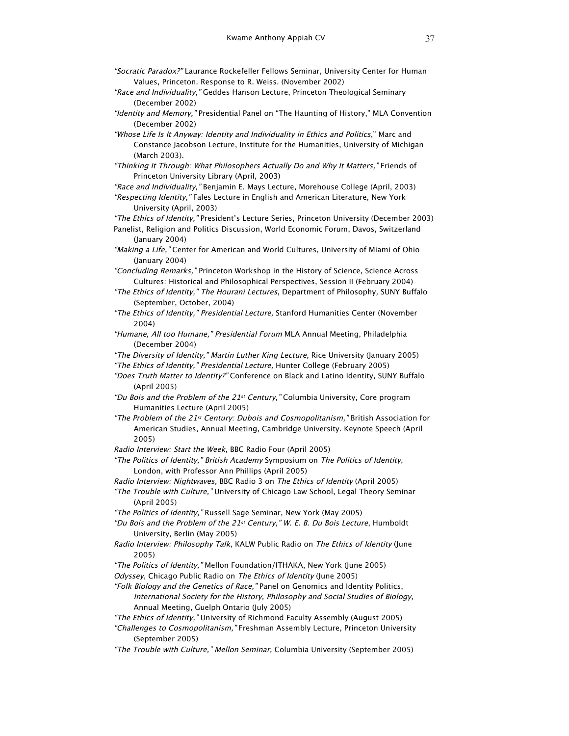*"Socratic Paradox?"* Laurance Rockefeller Fellows Seminar, University Center for Human Values, Princeton. Response to R. Weiss. (November 2002)

*"Race and Individuality,"* Geddes Hanson Lecture, Princeton Theological Seminary (December 2002)

*"Identity and Memory,"* Presidential Panel on "The Haunting of History," MLA Convention (December 2002)

*"Whose Life Is It Anyway: Identity and Individuality in Ethics and Politics*," Marc and Constance Jacobson Lecture, Institute for the Humanities, University of Michigan (March 2003).

*"Thinking It Through: What Philosophers Actually Do and Why It Matters,"* Friends of Princeton University Library (April, 2003)

*"Race and Individuality,"* Benjamin E. Mays Lecture, Morehouse College (April, 2003)

*"Respecting Identity,"* Fales Lecture in English and American Literature, New York University (April, 2003)

*"The Ethics of Identity,"* President's Lecture Series, Princeton University (December 2003)

Panelist, Religion and Politics Discussion, World Economic Forum, Davos, Switzerland (January 2004)

*"Making a Life,"* Center for American and World Cultures, University of Miami of Ohio (January 2004)

*"Concluding Remarks,"* Princeton Workshop in the History of Science, Science Across Cultures: Historical and Philosophical Perspectives, Session II (February 2004)

*"The Ethics of Identity," The Hourani Lectures*, Department of Philosophy, SUNY Buffalo (September, October, 2004)

*"The Ethics of Identity," Presidential Lecture,* Stanford Humanities Center (November 2004)

*"Humane, All too Humane," Presidential Forum* MLA Annual Meeting, Philadelphia (December 2004)

*"The Diversity of Identity," Martin Luther King Lecture,* Rice University (January 2005)

*"The Ethics of Identity," Presidential Lecture,* Hunter College (February 2005)

*"Does Truth Matter to Identity?"* Conference on Black and Latino Identity, SUNY Buffalo (April 2005)

*"Du Bois and the Problem of the 21st Century,"* Columbia University, Core program Humanities Lecture (April 2005)

*"The Problem of the 21st Century: Dubois and Cosmopolitanism,"* British Association for American Studies, Annual Meeting, Cambridge University. Keynote Speech (April 2005)

*Radio Interview: Start the Week*, BBC Radio Four (April 2005)

*"The Politics of Identity," British Academy* Symposium on *The Politics of Identity*, London, with Professor Ann Phillips (April 2005)

*Radio Interview: Nightwaves,* BBC Radio 3 on *The Ethics of Identity* (April 2005)

*"The Trouble with Culture,"* University of Chicago Law School, Legal Theory Seminar (April 2005)

*"The Politics of Identity,"* Russell Sage Seminar, New York (May 2005)

*"Du Bois and the Problem of the 21st Century," W. E. B. Du Bois Lecture*, Humboldt University, Berlin (May 2005)

*Radio Interview: Philosophy Talk*, KALW Public Radio on *The Ethics of Identity* (June 2005)

*"The Politics of Identity,"* Mellon Foundation/ITHAKA, New York (June 2005)

*Odyssey*, Chicago Public Radio on *The Ethics of Identity* (June 2005)

*"Folk Biology and the Genetics of Race,"* Panel on Genomics and Identity Politics, *International Society for the History, Philosophy and Social Studies of Biology*, Annual Meeting, Guelph Ontario (July 2005)

*"The Ethics of Identity,"* University of Richmond Faculty Assembly (August 2005)

*"Challenges to Cosmopolitanism,"* Freshman Assembly Lecture, Princeton University (September 2005)

*"The Trouble with Culture," Mellon Seminar,* Columbia University (September 2005)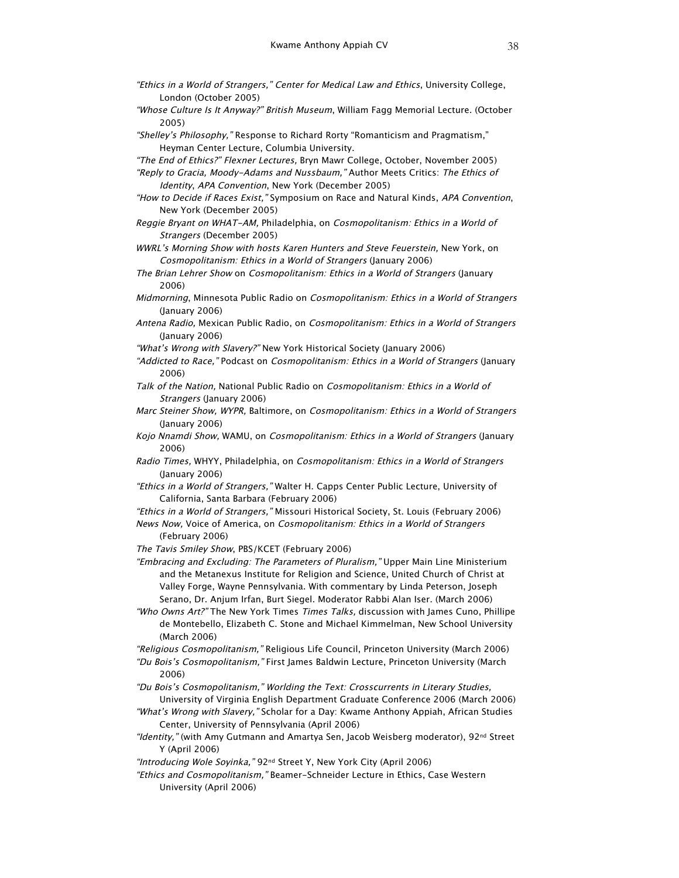*"Ethics in a World of Strangers," Center for Medical Law and Ethics*, University College, London (October 2005)

*"Whose Culture Is It Anyway?" British Museum*, William Fagg Memorial Lecture. (October 2005)

*"Shelley's Philosophy,"* Response to Richard Rorty "Romanticism and Pragmatism," Heyman Center Lecture, Columbia University.

*"The End of Ethics?" Flexner Lectures,* Bryn Mawr College, October, November 2005)

*"Reply to Gracia, Moody-Adams and Nussbaum,"* Author Meets Critics: *The Ethics of Identity*, *APA Convention*, New York (December 2005)

*"How to Decide if Races Exist,"* Symposium on Race and Natural Kinds, *APA Convention*, New York (December 2005)

*Reggie Bryant on WHAT-AM,* Philadelphia, on *Cosmopolitanism: Ethics in a World of Strangers* (December 2005)

*WWRL's Morning Show with hosts Karen Hunters and Steve Feuerstein,* New York, on *Cosmopolitanism: Ethics in a World of Strangers* (January 2006)

*The Brian Lehrer Show* on *Cosmopolitanism: Ethics in a World of Strangers* (January 2006)

*Midmorning*, Minnesota Public Radio on *Cosmopolitanism: Ethics in a World of Strangers* (January 2006)

*Antena Radio,* Mexican Public Radio, on *Cosmopolitanism: Ethics in a World of Strangers* (January 2006)

*"What's Wrong with Slavery?"* New York Historical Society (January 2006)

*"Addicted to Race,"* Podcast on *Cosmopolitanism: Ethics in a World of Strangers* (January 2006)

*Talk of the Nation,* National Public Radio on *Cosmopolitanism: Ethics in a World of Strangers* (January 2006)

*Marc Steiner Show, WYPR,* Baltimore, on *Cosmopolitanism: Ethics in a World of Strangers* (January 2006)

*Kojo Nnamdi Show,* WAMU, on *Cosmopolitanism: Ethics in a World of Strangers* (January 2006)

*Radio Times,* WHYY, Philadelphia, on *Cosmopolitanism: Ethics in a World of Strangers* (January 2006)

*"Ethics in a World of Strangers,"* Walter H. Capps Center Public Lecture, University of California, Santa Barbara (February 2006)

*"Ethics in a World of Strangers,"* Missouri Historical Society, St. Louis (February 2006)

*News Now,* Voice of America, on *Cosmopolitanism: Ethics in a World of Strangers* (February 2006)

*The Tavis Smiley Show*, PBS/KCET (February 2006)

*"Embracing and Excluding: The Parameters of Pluralism,"* Upper Main Line Ministerium and the Metanexus Institute for Religion and Science, United Church of Christ at Valley Forge, Wayne Pennsylvania. With commentary by Linda Peterson, Joseph Serano, Dr. Anjum Irfan, Burt Siegel. Moderator Rabbi Alan Iser. (March 2006)

*"Who Owns Art?"* The New York Times *Times Talks,* discussion with James Cuno, Phillipe de Montebello, Elizabeth C. Stone and Michael Kimmelman, New School University (March 2006)

*"Religious Cosmopolitanism,"* Religious Life Council, Princeton University (March 2006)

*"Du Bois's Cosmopolitanism,"* First James Baldwin Lecture, Princeton University (March 2006)

*"Du Bois's Cosmopolitanism," Worlding the Text: Crosscurrents in Literary Studies,* University of Virginia English Department Graduate Conference 2006 (March 2006)

*"What's Wrong with Slavery,"* Scholar for a Day: Kwame Anthony Appiah, African Studies Center, University of Pennsylvania (April 2006)

*"Identity,"* (with Amy Gutmann and Amartya Sen, Jacob Weisberg moderator), 92nd Street Y (April 2006)

*"Introducing Wole Soyinka,"* 92nd Street Y, New York City (April 2006)

*"Ethics and Cosmopolitanism,"* Beamer-Schneider Lecture in Ethics, Case Western University (April 2006)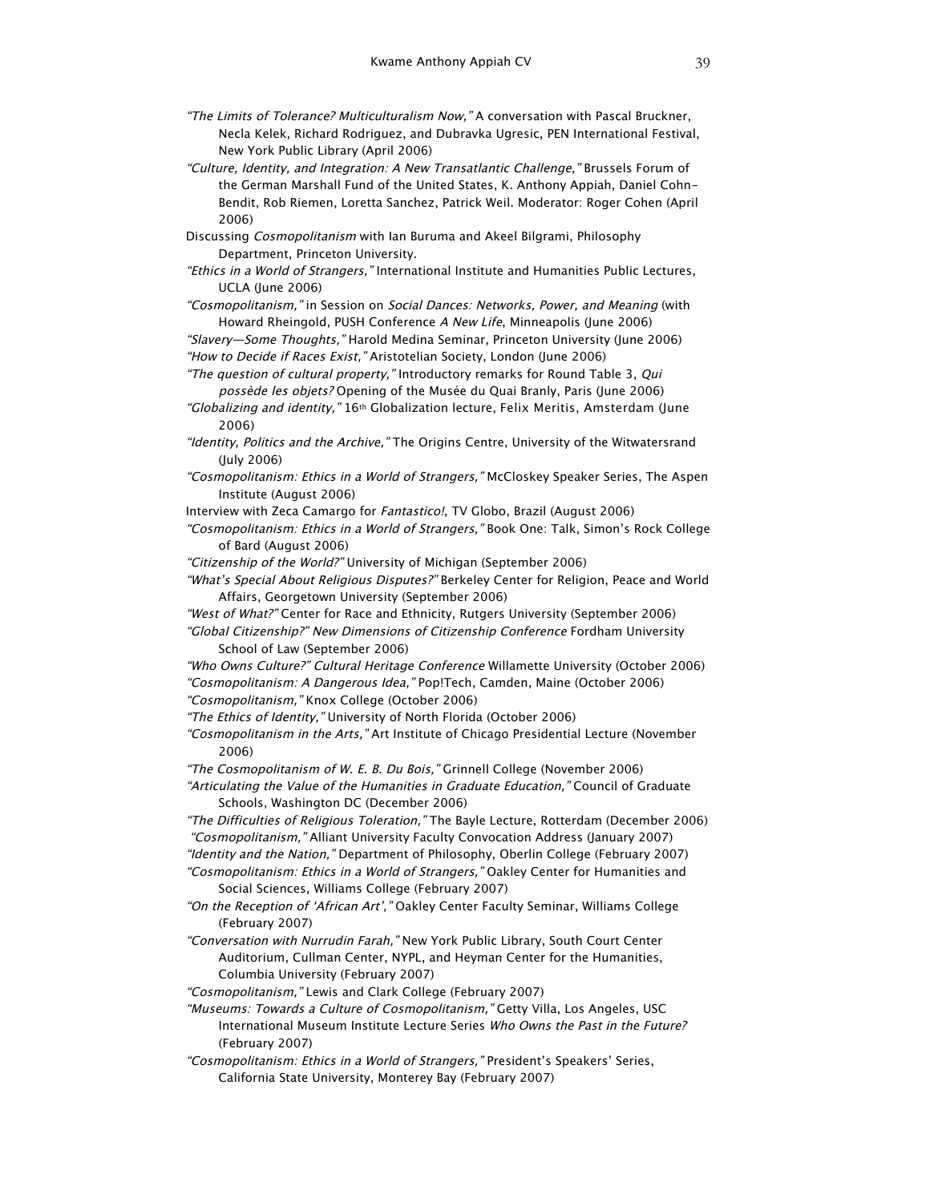*"The Limits of Tolerance? Multiculturalism Now,"* A conversation with Pascal Bruckner, Necla Kelek, Richard Rodriguez, and Dubravka Ugresic, PEN International Festival, New York Public Library (April 2006)

*"Culture, Identity, and Integration: A New Transatlantic Challenge,"* Brussels Forum of the German Marshall Fund of the United States, K. Anthony Appiah, Daniel Cohn-Bendit, Rob Riemen, Loretta Sanchez, Patrick Weil. Moderator: Roger Cohen (April 2006)

Discussing *Cosmopolitanism* with Ian Buruma and Akeel Bilgrami, Philosophy Department, Princeton University.

*"Ethics in a World of Strangers,"* International Institute and Humanities Public Lectures, UCLA (June 2006)

*"Cosmopolitanism,"* in Session on *Social Dances: Networks, Power, and Meaning* (with Howard Rheingold, PUSH Conference *A New Life*, Minneapolis (June 2006)

*"Slavery—Some Thoughts,"* Harold Medina Seminar, Princeton University (June 2006)

*"How to Decide if Races Exist,"* Aristotelian Society, London (June 2006)

*"The question of cultural property,"* Introductory remarks for Round Table 3, *Qui possède les objets?* Opening of the Musée du Quai Branly, Paris (June 2006)

*"Globalizing and identity,"* 16th Globalization lecture, Felix Meritis, Amsterdam (June 2006)

*"Identity, Politics and the Archive,"* The Origins Centre, University of the Witwatersrand (July 2006)

*"Cosmopolitanism: Ethics in a World of Strangers,"* McCloskey Speaker Series, The Aspen Institute (August 2006)

Interview with Zeca Camargo for *Fantastico!*, TV Globo, Brazil (August 2006)

*"Cosmopolitanism: Ethics in a World of Strangers,"* Book One: Talk, Simon's Rock College of Bard (August 2006)

*"Citizenship of the World?"* University of Michigan (September 2006)

*"What's Special About Religious Disputes?"* Berkeley Center for Religion, Peace and World Affairs, Georgetown University (September 2006)

*"West of What?"* Center for Race and Ethnicity, Rutgers University (September 2006)

*"Global Citizenship?" New Dimensions of Citizenship Conference* Fordham University School of Law (September 2006)

*"Who Owns Culture?" Cultural Heritage Conference* Willamette University (October 2006)

*"Cosmopolitanism: A Dangerous Idea,"* Pop!Tech, Camden, Maine (October 2006)

*"Cosmopolitanism,"* Knox College (October 2006)

*"The Ethics of Identity,"* University of North Florida (October 2006)

*"Cosmopolitanism in the Arts,"* Art Institute of Chicago Presidential Lecture (November 2006)

*"The Cosmopolitanism of W. E. B. Du Bois,"* Grinnell College (November 2006)

*"Articulating the Value of the Humanities in Graduate Education,"* Council of Graduate Schools, Washington DC (December 2006)

*"The Difficulties of Religious Toleration,"* The Bayle Lecture, Rotterdam (December 2006)

*"Cosmopolitanism,"* Alliant University Faculty Convocation Address (January 2007)

*"Identity and the Nation,"* Department of Philosophy, Oberlin College (February 2007)

*"Cosmopolitanism: Ethics in a World of Strangers,"* Oakley Center for Humanities and Social Sciences, Williams College (February 2007)

*"On the Reception of 'African Art',"* Oakley Center Faculty Seminar, Williams College (February 2007)

*"Conversation with Nurrudin Farah,"* New York Public Library, South Court Center Auditorium, Cullman Center, NYPL, and Heyman Center for the Humanities, Columbia University (February 2007)

*"Cosmopolitanism,"* Lewis and Clark College (February 2007)

*"Museums: Towards a Culture of Cosmopolitanism,"* Getty Villa, Los Angeles, USC International Museum Institute Lecture Series *Who Owns the Past in the Future?* (February 2007)

*"Cosmopolitanism: Ethics in a World of Strangers,"* President's Speakers' Series, California State University, Monterey Bay (February 2007)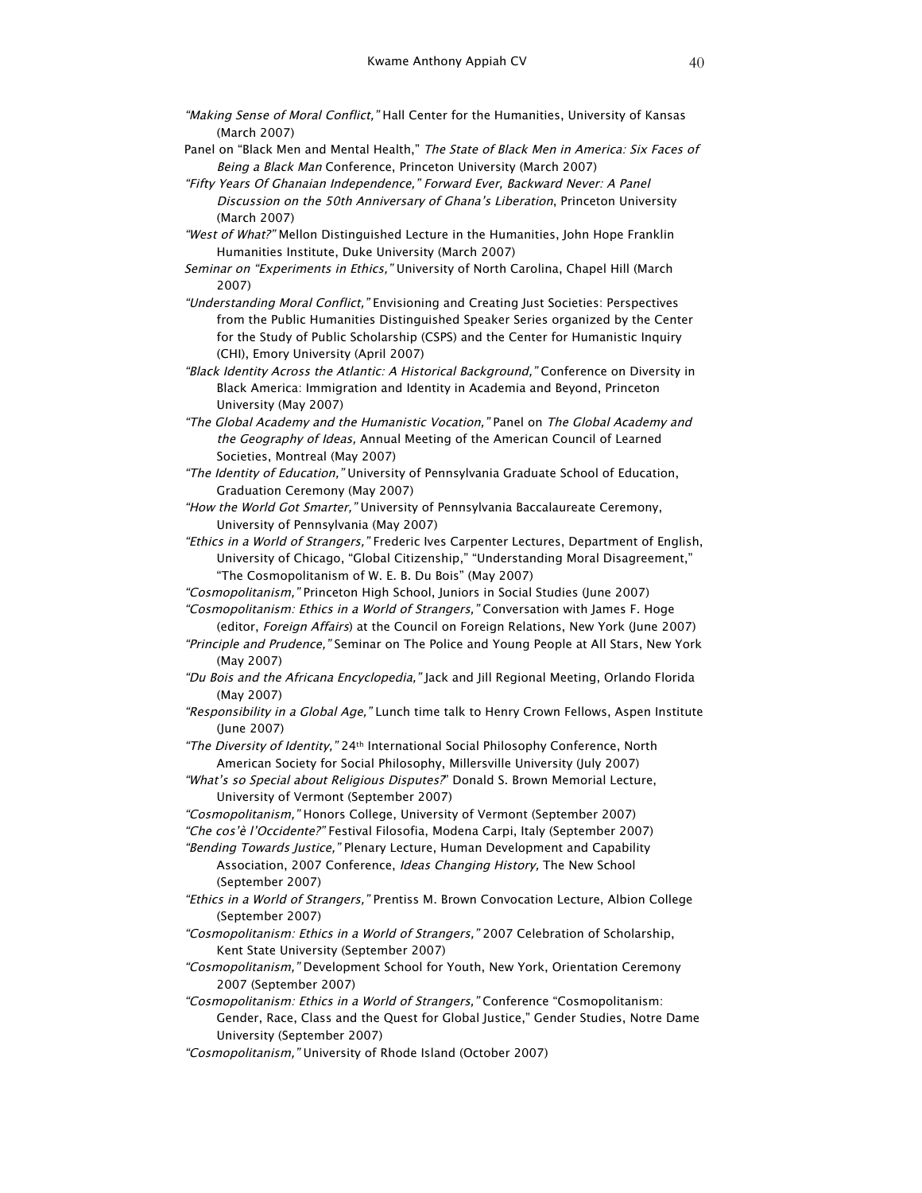*"Making Sense of Moral Conflict,"* Hall Center for the Humanities, University of Kansas (March 2007)

Panel on "Black Men and Mental Health," *The State of Black Men in America: Six Faces of Being a Black Man* Conference, Princeton University (March 2007)

*"Fifty Years Of Ghanaian Independence," Forward Ever, Backward Never: A Panel Discussion on the 50th Anniversary of Ghana's Liberation*, Princeton University (March 2007)

*"West of What?"* Mellon Distinguished Lecture in the Humanities, John Hope Franklin Humanities Institute, Duke University (March 2007)

*Seminar on "Experiments in Ethics,"* University of North Carolina, Chapel Hill (March 2007)

*"Understanding Moral Conflict,"* Envisioning and Creating Just Societies: Perspectives from the Public Humanities Distinguished Speaker Series organized by the Center for the Study of Public Scholarship (CSPS) and the Center for Humanistic Inquiry (CHI), Emory University (April 2007)

*"Black Identity Across the Atlantic: A Historical Background,"* Conference on Diversity in Black America: Immigration and Identity in Academia and Beyond, Princeton University (May 2007)

*"The Global Academy and the Humanistic Vocation,"* Panel on *The Global Academy and the Geography of Ideas,* Annual Meeting of the American Council of Learned Societies, Montreal (May 2007)

*"The Identity of Education,"* University of Pennsylvania Graduate School of Education, Graduation Ceremony (May 2007)

*"How the World Got Smarter,"* University of Pennsylvania Baccalaureate Ceremony, University of Pennsylvania (May 2007)

*"Ethics in a World of Strangers,"* Frederic Ives Carpenter Lectures, Department of English, University of Chicago, "Global Citizenship," "Understanding Moral Disagreement," "The Cosmopolitanism of W. E. B. Du Bois" (May 2007)

*"Cosmopolitanism,"* Princeton High School, Juniors in Social Studies (June 2007)

*"Cosmopolitanism: Ethics in a World of Strangers,"* Conversation with James F. Hoge (editor, *Foreign Affairs*) at the Council on Foreign Relations, New York (June 2007)

*"Principle and Prudence,"* Seminar on The Police and Young People at All Stars, New York (May 2007)

*"Du Bois and the Africana Encyclopedia,"* Jack and Jill Regional Meeting, Orlando Florida (May 2007)

*"Responsibility in a Global Age,"* Lunch time talk to Henry Crown Fellows, Aspen Institute (June 2007)

*"The Diversity of Identity,"* 24th International Social Philosophy Conference, North American Society for Social Philosophy, Millersville University (July 2007)

*"What's so Special about Religious Disputes?"* Donald S. Brown Memorial Lecture, University of Vermont (September 2007)

*"Cosmopolitanism,"* Honors College, University of Vermont (September 2007)

*"Che cos'è l'Occidente?"* Festival Filosofia, Modena Carpi, Italy (September 2007)

*"Bending Towards Justice,"* Plenary Lecture, Human Development and Capability Association, 2007 Conference, *Ideas Changing History,* The New School (September 2007)

*"Ethics in a World of Strangers,"* Prentiss M. Brown Convocation Lecture, Albion College (September 2007)

*"Cosmopolitanism: Ethics in a World of Strangers,"* 2007 Celebration of Scholarship, Kent State University (September 2007)

*"Cosmopolitanism,"* Development School for Youth, New York, Orientation Ceremony 2007 (September 2007)

*"Cosmopolitanism: Ethics in a World of Strangers,"* Conference "Cosmopolitanism: Gender, Race, Class and the Quest for Global Justice," Gender Studies, Notre Dame University (September 2007)

*"Cosmopolitanism,"* University of Rhode Island (October 2007)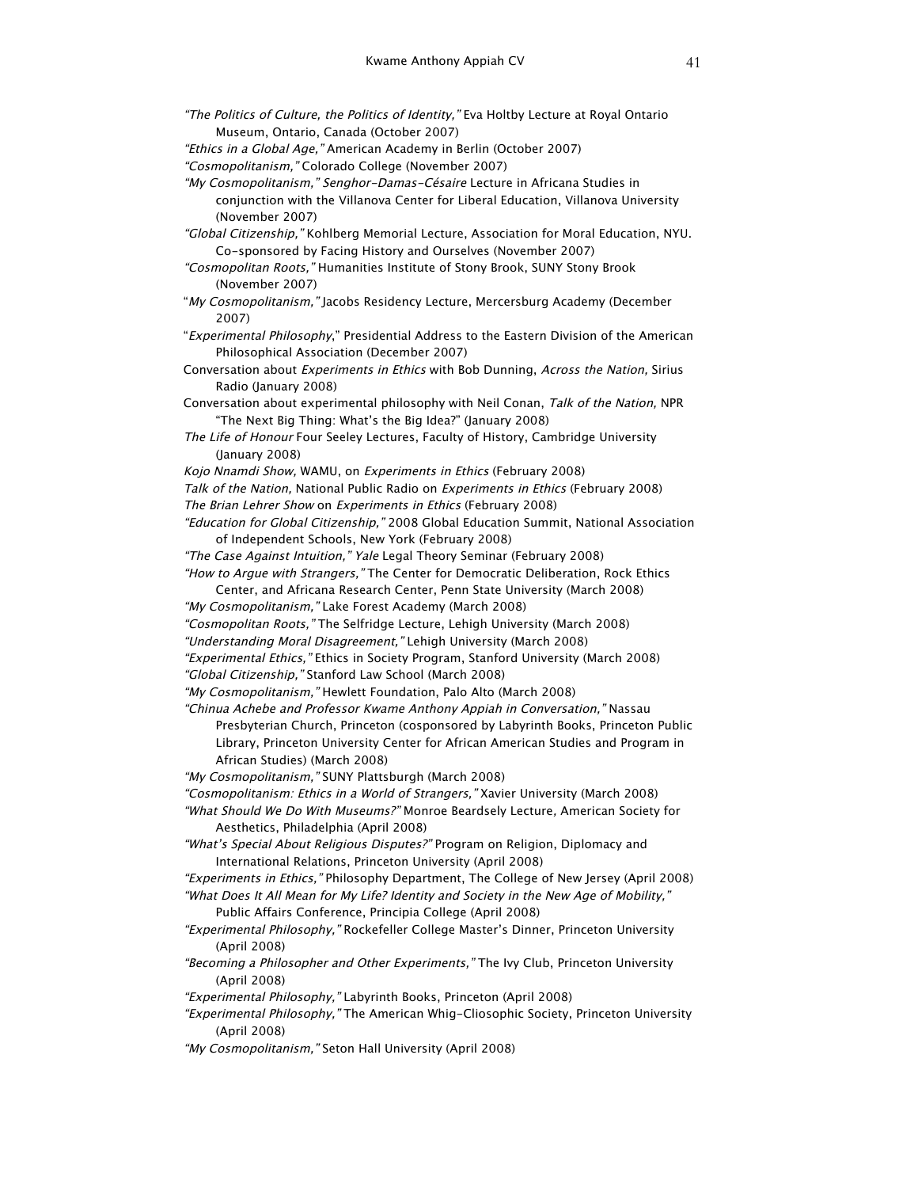*"The Politics of Culture, the Politics of Identity,"* Eva Holtby Lecture at Royal Ontario Museum, Ontario, Canada (October 2007)

*"Ethics in a Global Age,"* American Academy in Berlin (October 2007)

*"Cosmopolitanism,"* Colorado College (November 2007)

*"My Cosmopolitanism," Senghor-Damas-Césaire* Lecture in Africana Studies in conjunction with the Villanova Center for Liberal Education, Villanova University (November 2007)

*"Global Citizenship,"* Kohlberg Memorial Lecture, Association for Moral Education, NYU. Co-sponsored by Facing History and Ourselves (November 2007)

*"Cosmopolitan Roots,"* Humanities Institute of Stony Brook, SUNY Stony Brook (November 2007)

"*My Cosmopolitanism,"* Jacobs Residency Lecture, Mercersburg Academy (December 2007)

"*Experimental Philosophy*," Presidential Address to the Eastern Division of the American Philosophical Association (December 2007)

Conversation about *Experiments in Ethics* with Bob Dunning, *Across the Nation,* Sirius Radio (January 2008)

Conversation about experimental philosophy with Neil Conan, *Talk of the Nation,* NPR "The Next Big Thing: What's the Big Idea?" (January 2008)

*The Life of Honour* Four Seeley Lectures, Faculty of History, Cambridge University (January 2008)

*Kojo Nnamdi Show,* WAMU, on *Experiments in Ethics* (February 2008)

*Talk of the Nation,* National Public Radio on *Experiments in Ethics* (February 2008)

*The Brian Lehrer Show* on *Experiments in Ethics* (February 2008)

*"Education for Global Citizenship,"* 2008 Global Education Summit, National Association of Independent Schools, New York (February 2008)

*"The Case Against Intuition," Yale* Legal Theory Seminar (February 2008)

*"How to Argue with Strangers,"* The Center for Democratic Deliberation, Rock Ethics Center, and Africana Research Center, Penn State University (March 2008)

*"My Cosmopolitanism,"* Lake Forest Academy (March 2008)

*"Cosmopolitan Roots,"* The Selfridge Lecture, Lehigh University (March 2008)

*"Understanding Moral Disagreement,"* Lehigh University (March 2008)

*"Experimental Ethics,"* Ethics in Society Program, Stanford University (March 2008)

*"Global Citizenship,"* Stanford Law School (March 2008)

*"My Cosmopolitanism,"* Hewlett Foundation, Palo Alto (March 2008)

*"Chinua Achebe and Professor Kwame Anthony Appiah in Conversation,"* Nassau Presbyterian Church, Princeton (cosponsored by Labyrinth Books, Princeton Public Library, Princeton University Center for African American Studies and Program in African Studies) (March 2008)

*"My Cosmopolitanism,"* SUNY Plattsburgh (March 2008)

*"Cosmopolitanism: Ethics in a World of Strangers,"* Xavier University (March 2008)

*"What Should We Do With Museums?"* Monroe Beardsely Lecture, American Society for Aesthetics, Philadelphia (April 2008)

*"What's Special About Religious Disputes?"* Program on Religion, Diplomacy and International Relations, Princeton University (April 2008)

*"Experiments in Ethics,"* Philosophy Department, The College of New Jersey (April 2008)

*"What Does It All Mean for My Life? Identity and Society in the New Age of Mobility,"* Public Affairs Conference, Principia College (April 2008)

*"Experimental Philosophy,"* Rockefeller College Master's Dinner, Princeton University (April 2008)

*"Becoming a Philosopher and Other Experiments,"* The Ivy Club, Princeton University (April 2008)

*"Experimental Philosophy,"* Labyrinth Books, Princeton (April 2008)

*"Experimental Philosophy,"* The American Whig-Cliosophic Society, Princeton University (April 2008)

*"My Cosmopolitanism,"* Seton Hall University (April 2008)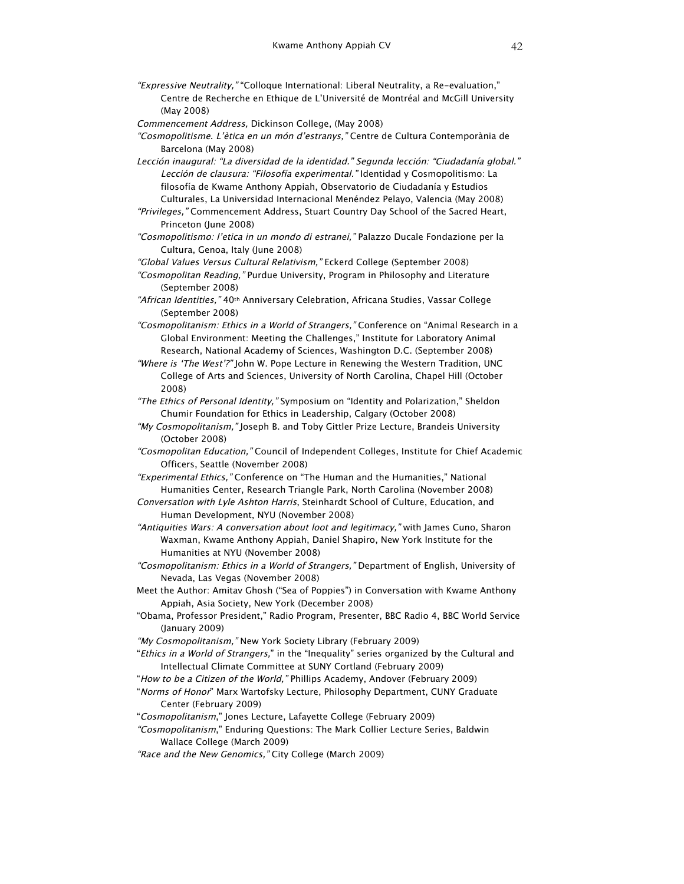*"Expressive Neutrality,"* "Colloque International: Liberal Neutrality, a Re-evaluation," Centre de Recherche en Ethique de L'Université de Montréal and McGill University (May 2008)

*Commencement Address,* Dickinson College, (May 2008)

*"Cosmopolitisme. L'ètica en un món d'estranys,"* Centre de Cultura Contemporània de Barcelona (May 2008)

*Lección inaugural: "La diversidad de la identidad." Segunda lección: "Ciudadanía global." Lección de clausura: "Filosofía experimental."* Identidad y Cosmopolitismo: La filosofía de Kwame Anthony Appiah, Observatorio de Ciudadanía y Estudios Culturales, La Universidad Internacional Menéndez Pelayo, Valencia (May 2008)

*"Privileges,"* Commencement Address, Stuart Country Day School of the Sacred Heart, Princeton (June 2008)

*"Cosmopolitismo: l'etica in un mondo di estranei,"* Palazzo Ducale Fondazione per la Cultura, Genoa, Italy (June 2008)

*"Global Values Versus Cultural Relativism,"* Eckerd College (September 2008)

*"Cosmopolitan Reading,"* Purdue University, Program in Philosophy and Literature (September 2008)

*"African Identities,"* 40th Anniversary Celebration, Africana Studies, Vassar College (September 2008)

*"Cosmopolitanism: Ethics in a World of Strangers,"* Conference on "Animal Research in a Global Environment: Meeting the Challenges," Institute for Laboratory Animal Research, National Academy of Sciences, Washington D.C. (September 2008)

*"Where is 'The West'?"* John W. Pope Lecture in Renewing the Western Tradition, UNC College of Arts and Sciences, University of North Carolina, Chapel Hill (October 2008)

*"The Ethics of Personal Identity,"* Symposium on "Identity and Polarization," Sheldon Chumir Foundation for Ethics in Leadership, Calgary (October 2008)

*"My Cosmopolitanism,"* Joseph B. and Toby Gittler Prize Lecture, Brandeis University (October 2008)

*"Cosmopolitan Education,"* Council of Independent Colleges, Institute for Chief Academic Officers, Seattle (November 2008)

*"Experimental Ethics,"* Conference on "The Human and the Humanities," National Humanities Center, Research Triangle Park, North Carolina (November 2008)

*Conversation with Lyle Ashton Harris*, Steinhardt School of Culture, Education, and Human Development, NYU (November 2008)

*"Antiquities Wars: A conversation about loot and legitimacy,"* with James Cuno, Sharon Waxman, Kwame Anthony Appiah, Daniel Shapiro, New York Institute for the Humanities at NYU (November 2008)

*"Cosmopolitanism: Ethics in a World of Strangers,"* Department of English, University of Nevada, Las Vegas (November 2008)

Meet the Author: Amitav Ghosh ("Sea of Poppies") in Conversation with Kwame Anthony Appiah, Asia Society, New York (December 2008)

"Obama, Professor President," Radio Program, Presenter, BBC Radio 4, BBC World Service (January 2009)

*"My Cosmopolitanism,"* New York Society Library (February 2009)

"*Ethics in a World of Strangers,*" in the "Inequality" series organized by the Cultural and Intellectual Climate Committee at SUNY Cortland (February 2009)

"*How to be a Citizen of the World,"* Phillips Academy, Andover (February 2009)

"*Norms of Honor*" Marx Wartofsky Lecture, Philosophy Department, CUNY Graduate Center (February 2009)

"*Cosmopolitanism*," Jones Lecture, Lafayette College (February 2009)

*"Cosmopolitanism*," Enduring Questions: The Mark Collier Lecture Series, Baldwin Wallace College (March 2009)

*"Race and the New Genomics,"* City College (March 2009)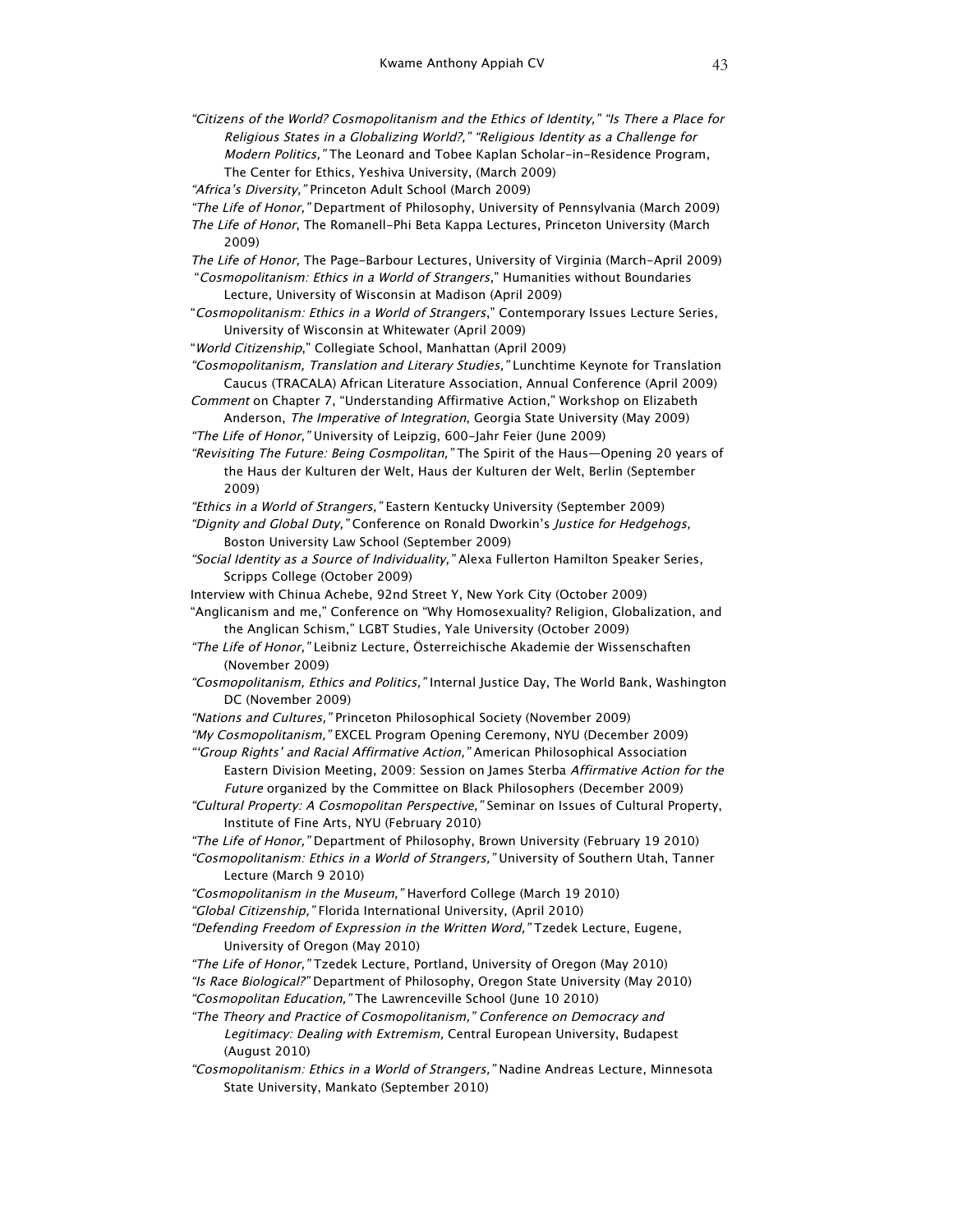*"Citizens of the World? Cosmopolitanism and the Ethics of Identity," "Is There a Place for Religious States in a Globalizing World?," "Religious Identity as a Challenge for Modern Politics,"* The Leonard and Tobee Kaplan Scholar-in-Residence Program, The Center for Ethics, Yeshiva University, (March 2009)

*"Africa's Diversity,"* Princeton Adult School (March 2009)

*"The Life of Honor,"* Department of Philosophy, University of Pennsylvania (March 2009)

*The Life of Honor*, The Romanell-Phi Beta Kappa Lectures, Princeton University (March 2009)

*The Life of Honor,* The Page-Barbour Lectures, University of Virginia (March-April 2009)

"*Cosmopolitanism: Ethics in a World of Strangers*," Humanities without Boundaries Lecture, University of Wisconsin at Madison (April 2009)

"*Cosmopolitanism: Ethics in a World of Strangers*," Contemporary Issues Lecture Series, University of Wisconsin at Whitewater (April 2009)

"*World Citizenship*," Collegiate School, Manhattan (April 2009)

*"Cosmopolitanism, Translation and Literary Studies,"* Lunchtime Keynote for Translation Caucus (TRACALA) African Literature Association, Annual Conference (April 2009)

*Comment* on Chapter 7, "Understanding Affirmative Action," Workshop on Elizabeth Anderson, *The Imperative of Integration*, Georgia State University (May 2009)

*"The Life of Honor,"* University of Leipzig, 600-Jahr Feier (June 2009)

*"Revisiting The Future: Being Cosmpolitan,"* The Spirit of the Haus—Opening 20 years of the Haus der Kulturen der Welt, Haus der Kulturen der Welt, Berlin (September 2009)

*"Ethics in a World of Strangers,"* Eastern Kentucky University (September 2009)

*"Dignity and Global Duty,"* Conference on Ronald Dworkin's *Justice for Hedgehogs,* Boston University Law School (September 2009)

*"Social Identity as a Source of Individuality,"* Alexa Fullerton Hamilton Speaker Series, Scripps College (October 2009)

Interview with Chinua Achebe, 92nd Street Y, New York City (October 2009)

"Anglicanism and me," Conference on "Why Homosexuality? Religion, Globalization, and the Anglican Schism," LGBT Studies, Yale University (October 2009)

*"The Life of Honor,"* Leibniz Lecture, Österreichische Akademie der Wissenschaften (November 2009)

*"Cosmopolitanism, Ethics and Politics,"* Internal Justice Day, The World Bank, Washington DC (November 2009)

*"Nations and Cultures,"* Princeton Philosophical Society (November 2009)

*"My Cosmopolitanism,"* EXCEL Program Opening Ceremony, NYU (December 2009)

*"'Group Rights' and Racial Affirmative Action,"* American Philosophical Association Eastern Division Meeting, 2009: Session on James Sterba *Affirmative Action for the Future* organized by the Committee on Black Philosophers (December 2009)

*"Cultural Property: A Cosmopolitan Perspective,"* Seminar on Issues of Cultural Property, Institute of Fine Arts, NYU (February 2010)

*"The Life of Honor,"* Department of Philosophy, Brown University (February 19 2010)

*"Cosmopolitanism: Ethics in a World of Strangers,"* University of Southern Utah, Tanner Lecture (March 9 2010)

*"Cosmopolitanism in the Museum,"* Haverford College (March 19 2010)

*"Global Citizenship,"* Florida International University, (April 2010)

*"Defending Freedom of Expression in the Written Word,"* Tzedek Lecture, Eugene, University of Oregon (May 2010)

*"The Life of Honor,"* Tzedek Lecture, Portland, University of Oregon (May 2010)

*"Is Race Biological?"* Department of Philosophy, Oregon State University (May 2010)

*"Cosmopolitan Education,"* The Lawrenceville School (June 10 2010)

*"The Theory and Practice of Cosmopolitanism," Conference on Democracy and Legitimacy: Dealing with Extremism,* Central European University, Budapest (August 2010)

*"Cosmopolitanism: Ethics in a World of Strangers,"* Nadine Andreas Lecture, Minnesota State University, Mankato (September 2010)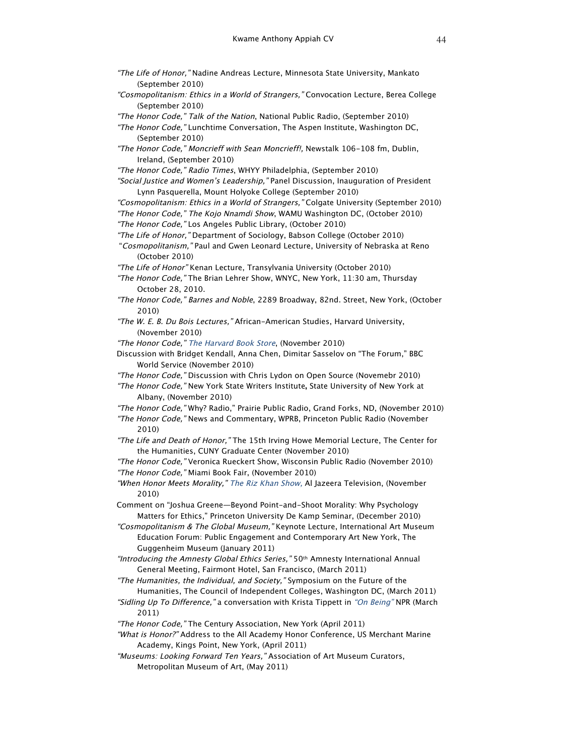*"The Life of Honor,"* Nadine Andreas Lecture, Minnesota State University, Mankato (September 2010)

*"Cosmopolitanism: Ethics in a World of Strangers,"* Convocation Lecture, Berea College (September 2010)

*"The Honor Code," Talk of the Nation*, National Public Radio, (September 2010)

*"The Honor Code,"* Lunchtime Conversation, The Aspen Institute, Washington DC, (September 2010)

*"The Honor Code," Moncrieff with Sean Moncrieff!,* Newstalk 106-108 fm, Dublin, Ireland, (September 2010)

*"The Honor Code," Radio Times*, WHYY Philadelphia, (September 2010)

*"Social Justice and Women's Leadership,"* Panel Discussion, Inauguration of President Lynn Pasquerella, Mount Holyoke College (September 2010)

*"Cosmopolitanism: Ethics in a World of Strangers,"* Colgate University (September 2010)

*"The Honor Code," The Kojo Nnamdi Show*, WAMU Washington DC, (October 2010)

*"The Honor Code,"* Los Angeles Public Library, (October 2010)

*"The Life of Honor,"* Department of Sociology, Babson College (October 2010)

*"Cosmopolitanism,"* Paul and Gwen Leonard Lecture, University of Nebraska at Reno (October 2010)

*"The Life of Honor"* Kenan Lecture, Transylvania University (October 2010)

*"The Honor Code,"* The Brian Lehrer Show, WNYC, New York, 11:30 am, Thursday October 28, 2010.

*"The Honor Code," Barnes and Noble*, 2289 Broadway, 82nd. Street, New York, (October 2010)

*"The W. E. B. Du Bois Lectures,"* African-American Studies, Harvard University, (November 2010)

*"The Honor Code," The Harvard Book Store*, (November 2010)

Discussion with Bridget Kendall, Anna Chen, Dimitar Sasselov on "The Forum," BBC World Service (November 2010)

*"The Honor Code,"* Discussion with Chris Lydon on Open Source (Novemebr 2010)

*"The Honor Code,"* New York State Writers Institute**,** State University of New York at Albany, (November 2010)

*"The Honor Code,"* Why? Radio," Prairie Public Radio, Grand Forks, ND, (November 2010)

*"The Honor Code,"* News and Commentary, WPRB, Princeton Public Radio (November 2010)

*"The Life and Death of Honor,"* The 15th Irving Howe Memorial Lecture, The Center for the Humanities, CUNY Graduate Center (November 2010)

*"The Honor Code,"* Veronica Rueckert Show, Wisconsin Public Radio (November 2010)

*"The Honor Code,"* Miami Book Fair, (November 2010)

*"When Honor Meets Morality," The Riz Khan Show,* Al Jazeera Television, (November 2010)

Comment on "Joshua Greene—Beyond Point-and-Shoot Morality: Why Psychology Matters for Ethics," Princeton University De Kamp Seminar, (December 2010)

*"Cosmopolitanism & The Global Museum,"* Keynote Lecture, International Art Museum Education Forum: Public Engagement and Contemporary Art New York, The Guggenheim Museum (January 2011)

*"Introducing the Amnesty Global Ethics Series,"* 50th Amnesty International Annual General Meeting, Fairmont Hotel, San Francisco, (March 2011)

*"The Humanities, the Individual, and Society,"* Symposium on the Future of the Humanities, The Council of Independent Colleges, Washington DC, (March 2011)

*"Sidling Up To Difference,"* a conversation with Krista Tippett in *"On Being"* NPR (March 2011)

*"The Honor Code,"* The Century Association, New York (April 2011)

*"What is Honor?"* Address to the All Academy Honor Conference, US Merchant Marine Academy, Kings Point, New York, (April 2011)

*"Museums: Looking Forward Ten Years,"* Association of Art Museum Curators, Metropolitan Museum of Art, (May 2011)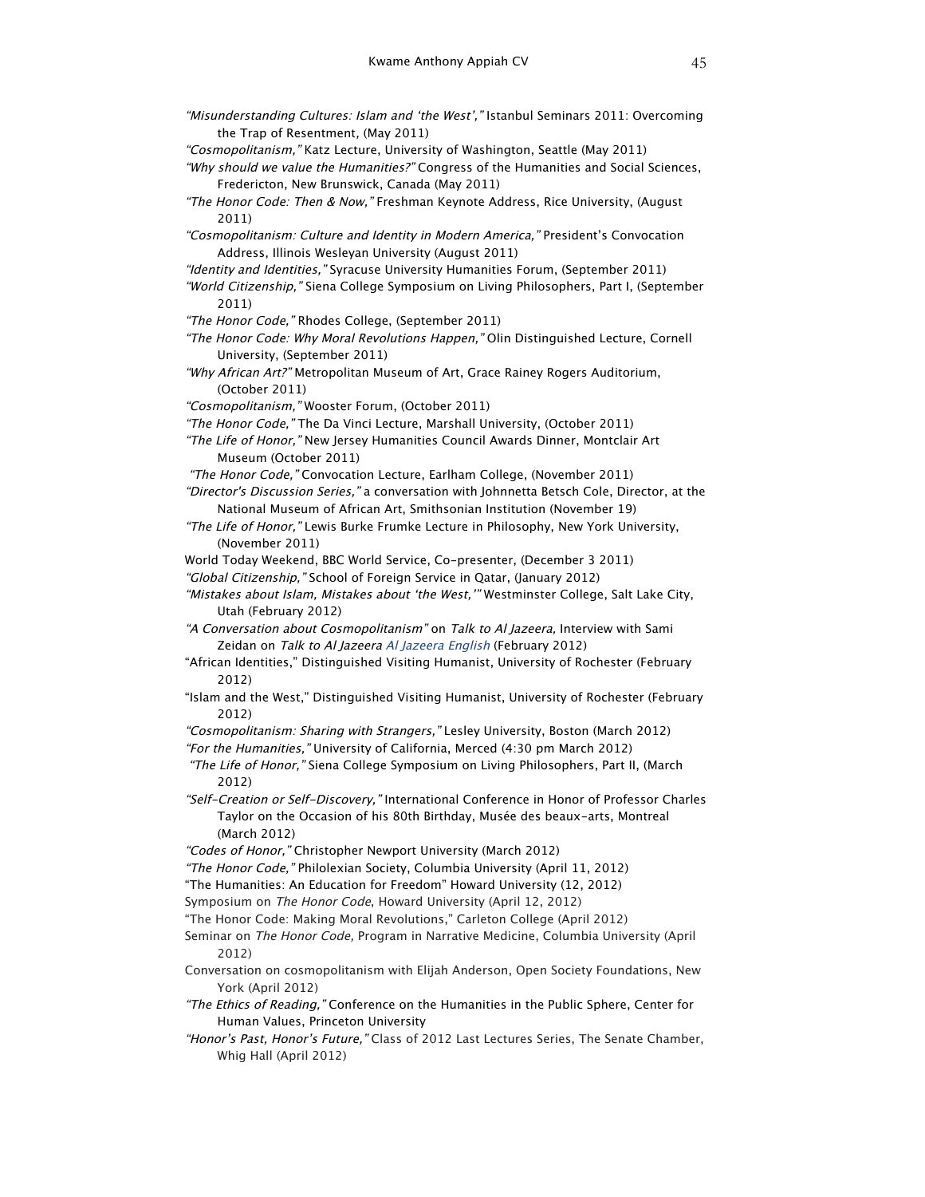*"Misunderstanding Cultures: Islam and 'the West',"* Istanbul Seminars 2011: Overcoming the Trap of Resentment, (May 2011)

*"Cosmopolitanism,"* Katz Lecture, University of Washington, Seattle (May 2011)

*"Why should we value the Humanities?"* Congress of the Humanities and Social Sciences, Fredericton, New Brunswick, Canada (May 2011)

*"The Honor Code: Then & Now,"* Freshman Keynote Address, Rice University, (August 2011)

*"Cosmopolitanism: Culture and Identity in Modern America,"* President's Convocation Address, Illinois Wesleyan University (August 2011)

*"Identity and Identities,"* Syracuse University Humanities Forum, (September 2011)

*"World Citizenship,"* Siena College Symposium on Living Philosophers, Part I, (September 2011)

*"The Honor Code,"* Rhodes College, (September 2011)

*"The Honor Code: Why Moral Revolutions Happen,"* Olin Distinguished Lecture, Cornell University, (September 2011)

*"Why African Art?"* Metropolitan Museum of Art, Grace Rainey Rogers Auditorium, (October 2011)

*"Cosmopolitanism,"* Wooster Forum, (October 2011)

*"The Honor Code,"* The Da Vinci Lecture, Marshall University, (October 2011)

*"The Life of Honor,"* New Jersey Humanities Council Awards Dinner, Montclair Art Museum (October 2011)

*"The Honor Code,"* Convocation Lecture, Earlham College, (November 2011)

*"Director's Discussion Series,"* a conversation with Johnnetta Betsch Cole, Director, at the National Museum of African Art, Smithsonian Institution (November 19)

*"The Life of Honor,"* Lewis Burke Frumke Lecture in Philosophy, New York University, (November 2011)

World Today Weekend, BBC World Service, Co-presenter, (December 3 2011)

*"Global Citizenship,"* School of Foreign Service in Qatar, (January 2012)

*"Mistakes about Islam, Mistakes about 'the West,'"* Westminster College, Salt Lake City, Utah (February 2012)

*"A Conversation about Cosmopolitanism"* on *Talk to Al Jazeera,* Interview with Sami Zeidan on *Talk to Al Jazeera* *Al Jazeera English* (February 2012)

"African Identities," Distinguished Visiting Humanist, University of Rochester (February 2012)

"Islam and the West," Distinguished Visiting Humanist, University of Rochester (February 2012)

*"Cosmopolitanism: Sharing with Strangers,"* Lesley University, Boston (March 2012)

*"For the Humanities,"* University of California, Merced (4:30 pm March 2012)

*"The Life of Honor,"* Siena College Symposium on Living Philosophers, Part II, (March 2012)

*"Self-Creation or Self-Discovery,"* International Conference in Honor of Professor Charles Taylor on the Occasion of his 80th Birthday, Musée des beaux-arts, Montreal (March 2012)

*"Codes of Honor,"* Christopher Newport University (March 2012)

*"The Honor Code,"* Philolexian Society, Columbia University (April 11, 2012)

"The Humanities: An Education for Freedom" Howard University (12, 2012)

Symposium on *The Honor Code*, Howard University (April 12, 2012)

"The Honor Code: Making Moral Revolutions," Carleton College (April 2012)

Seminar on *The Honor Code,* Program in Narrative Medicine, Columbia University (April 2012)

Conversation on cosmopolitanism with Elijah Anderson, Open Society Foundations, New York (April 2012)

*"The Ethics of Reading,"* Conference on the Humanities in the Public Sphere, Center for Human Values, Princeton University

*"Honor's Past, Honor's Future,"* Class of 2012 Last Lectures Series, The Senate Chamber, Whig Hall (April 2012)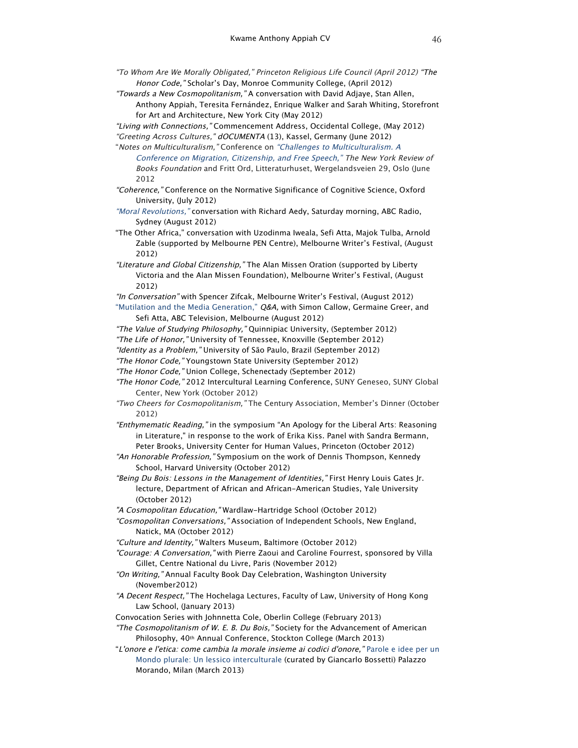*"To Whom Are We Morally Obligated," Princeton Religious Life Council (April 2012)* *"The Honor Code,"* Scholar's Day, Monroe Community College, (April 2012)

*"Towards a New Cosmopolitanism,"* A conversation with David Adjaye, Stan Allen, Anthony Appiah, Teresita Fernández, Enrique Walker and Sarah Whiting, Storefront for Art and Architecture, New York City (May 2012)

*"Living with Connections,"* Commencement Address, Occidental College, (May 2012)

*"Greeting Across Cultures," dOCUMENTA* (13), Kassel, Germany (June 2012)

"*Notes on Multiculturalism,"* Conference on *"Challenges to Multiculturalism. A Conference on Migration, Citizenship, and Free Speech," The New York Review of Books Foundation* and Fritt Ord, Litteraturhuset, Wergelandsveien 29, Oslo (June 2012

*"Coherence,"* Conference on the Normative Significance of Cognitive Science, Oxford University, (July 2012)

*"Moral Revolutions,"* conversation with Richard Aedy, Saturday morning, ABC Radio, Sydney (August 2012)

"The Other Africa," conversation with Uzodinma Iweala, Sefi Atta, Majok Tulba, Arnold Zable (supported by Melbourne PEN Centre), Melbourne Writer's Festival, (August 2012)

*"Literature and Global Citizenship,"* The Alan Missen Oration (supported by Liberty Victoria and the Alan Missen Foundation), Melbourne Writer's Festival, (August 2012)

*"In Conversation"* with Spencer Zifcak, Melbourne Writer's Festival, (August 2012)

"Mutilation and the Media Generation," *Q&A,* with Simon Callow, Germaine Greer, and Sefi Atta, ABC Television, Melbourne (August 2012)

*"The Value of Studying Philosophy,"* Quinnipiac University, (September 2012)

*"The Life of Honor,"* University of Tennessee, Knoxville (September 2012)

*"Identity as a Problem,"* University of São Paulo, Brazil (September 2012)

*"The Honor Code,"* Youngstown State University (September 2012)

*"The Honor Code,"* Union College, Schenectady (September 2012)

*"The Honor Code,"* 2012 Intercultural Learning Conference, SUNY Geneseo, SUNY Global Center, New York (October 2012)

*"Two Cheers for Cosmopolitanism,"* The Century Association, Member's Dinner (October 2012)

*"Enthymematic Reading,"* in the symposium "An Apology for the Liberal Arts: Reasoning in Literature," in response to the work of Erika Kiss. Panel with Sandra Bermann, Peter Brooks, University Center for Human Values, Princeton (October 2012)

*"An Honorable Profession,"* Symposium on the work of Dennis Thompson, Kennedy School, Harvard University (October 2012)

*"Being Du Bois: Lessons in the Management of Identities,"* First Henry Louis Gates Jr. lecture, Department of African and African-American Studies, Yale University (October 2012)

*"A Cosmopolitan Education,"* Wardlaw-Hartridge School (October 2012)

*"Cosmopolitan Conversations,"* Association of Independent Schools, New England, Natick, MA (October 2012)

*"Culture and Identity,"* Walters Museum, Baltimore (October 2012)

*"Courage: A Conversation,"* with Pierre Zaoui and Caroline Fourrest, sponsored by Villa Gillet, Centre National du Livre, Paris (November 2012)

*"On Writing,"* Annual Faculty Book Day Celebration, Washington University (November2012)

*"A Decent Respect,"* The Hochelaga Lectures, Faculty of Law, University of Hong Kong Law School, (January 2013)

Convocation Series with Johnnetta Cole, Oberlin College (February 2013)

*"The Cosmopolitanism of W. E. B. Du Bois,"* Society for the Advancement of American Philosophy, 40th Annual Conference, Stockton College (March 2013)

"*L'onore e l'etica: come cambia la morale insieme ai codici d'onore,"* Parole e idee per un Mondo plurale: Un lessico interculturale (curated by Giancarlo Bossetti) Palazzo Morando, Milan (March 2013)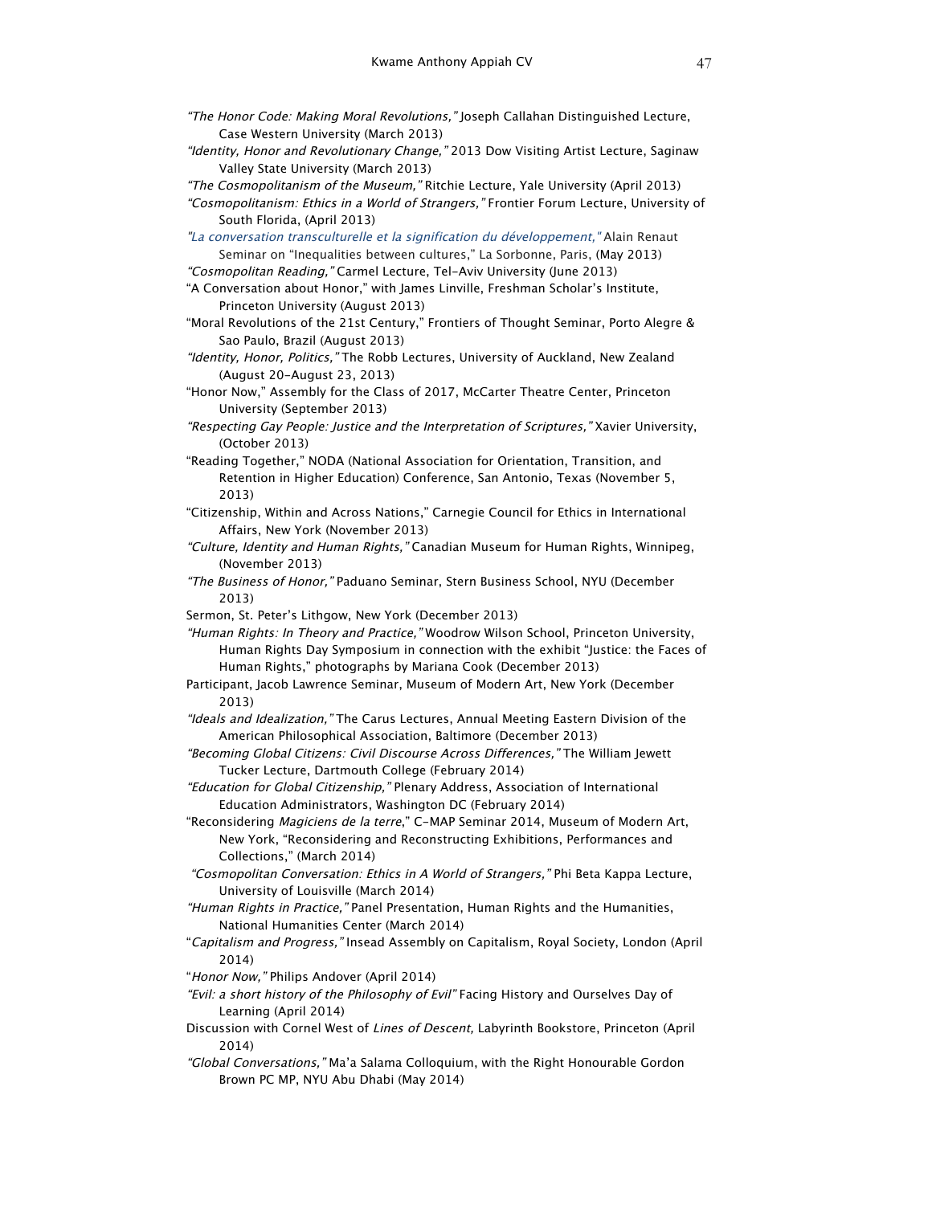*"The Honor Code: Making Moral Revolutions,"* Joseph Callahan Distinguished Lecture, Case Western University (March 2013)

*"Identity, Honor and Revolutionary Change,"* 2013 Dow Visiting Artist Lecture, Saginaw Valley State University (March 2013)

*"The Cosmopolitanism of the Museum,"* Ritchie Lecture, Yale University (April 2013)

*"Cosmopolitanism: Ethics in a World of Strangers,"* Frontier Forum Lecture, University of South Florida, (April 2013)

*"La conversation transculturelle et la signification du développement,"* Alain Renaut Seminar on "Inequalities between cultures," La Sorbonne, Paris, (May 2013)

*"Cosmopolitan Reading,"* Carmel Lecture, Tel-Aviv University (June 2013)

"A Conversation about Honor," with James Linville, Freshman Scholar's Institute, Princeton University (August 2013)

"Moral Revolutions of the 21st Century," Frontiers of Thought Seminar, Porto Alegre & Sao Paulo, Brazil (August 2013)

*"Identity, Honor, Politics,"* The Robb Lectures, University of Auckland, New Zealand (August 20-August 23, 2013)

"Honor Now," Assembly for the Class of 2017, McCarter Theatre Center, Princeton University (September 2013)

*"Respecting Gay People: Justice and the Interpretation of Scriptures,"* Xavier University, (October 2013)

"Reading Together," NODA (National Association for Orientation, Transition, and Retention in Higher Education) Conference, San Antonio, Texas (November 5, 2013)

"Citizenship, Within and Across Nations," Carnegie Council for Ethics in International Affairs, New York (November 2013)

*"Culture, Identity and Human Rights,"* Canadian Museum for Human Rights, Winnipeg, (November 2013)

*"The Business of Honor,"* Paduano Seminar, Stern Business School, NYU (December 2013)

Sermon, St. Peter's Lithgow, New York (December 2013)

*"Human Rights: In Theory and Practice,"* Woodrow Wilson School, Princeton University, Human Rights Day Symposium in connection with the exhibit "Justice: the Faces of Human Rights," photographs by Mariana Cook (December 2013)

Participant, Jacob Lawrence Seminar, Museum of Modern Art, New York (December 2013)

*"Ideals and Idealization,"* The Carus Lectures, Annual Meeting Eastern Division of the American Philosophical Association, Baltimore (December 2013)

*"Becoming Global Citizens: Civil Discourse Across Differences,"* The William Jewett Tucker Lecture, Dartmouth College (February 2014)

*"Education for Global Citizenship,"* Plenary Address, Association of International Education Administrators, Washington DC (February 2014)

"Reconsidering *Magiciens de la terre*," C-MAP Seminar 2014, Museum of Modern Art, New York, "Reconsidering and Reconstructing Exhibitions, Performances and Collections," (March 2014)

*"Cosmopolitan Conversation: Ethics in A World of Strangers,"* Phi Beta Kappa Lecture, University of Louisville (March 2014)

*"Human Rights in Practice,"* Panel Presentation, Human Rights and the Humanities, National Humanities Center (March 2014)

"*Capitalism and Progress,"* Insead Assembly on Capitalism, Royal Society, London (April 2014)

"*Honor Now,"* Philips Andover (April 2014)

*"Evil: a short history of the Philosophy of Evil"* Facing History and Ourselves Day of Learning (April 2014)

Discussion with Cornel West of *Lines of Descent,* Labyrinth Bookstore, Princeton (April 2014)

*"Global Conversations,"* Ma'a Salama Colloquium, with the Right Honourable Gordon Brown PC MP, NYU Abu Dhabi (May 2014)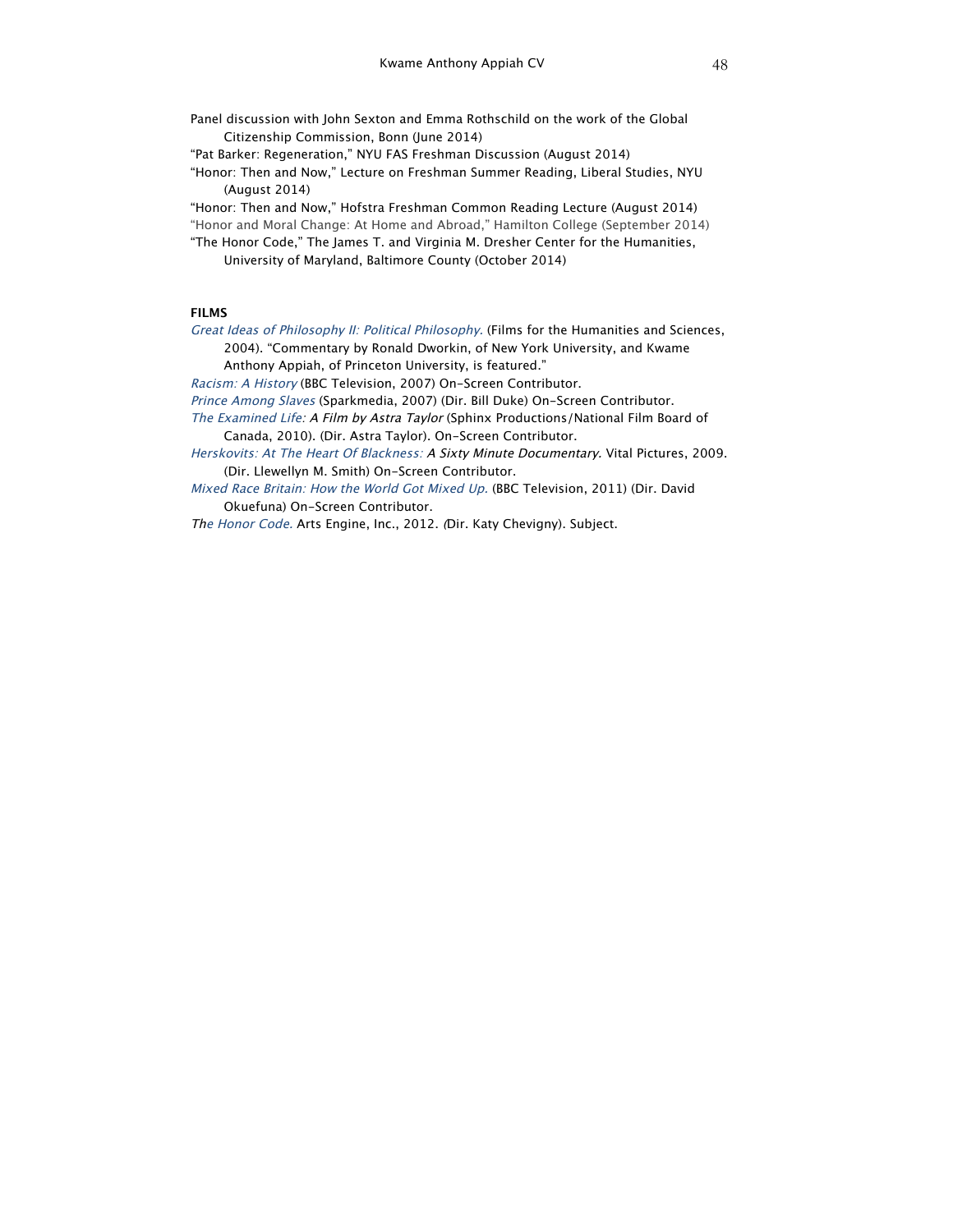Panel discussion with John Sexton and Emma Rothschild on the work of the Global Citizenship Commission, Bonn (June 2014)

"Pat Barker: Regeneration," NYU FAS Freshman Discussion (August 2014)

"Honor: Then and Now," Lecture on Freshman Summer Reading, Liberal Studies, NYU (August 2014)

"Honor: Then and Now," Hofstra Freshman Common Reading Lecture (August 2014)

"Honor and Moral Change: At Home and Abroad," Hamilton College (September 2014)

"The Honor Code," The James T. and Virginia M. Dresher Center for the Humanities, University of Maryland, Baltimore County (October 2014)

**FILMS**

*Great Ideas of Philosophy II: Political Philosophy.* (Films for the Humanities and Sciences, 2004). "Commentary by Ronald Dworkin, of New York University, and Kwame Anthony Appiah, of Princeton University, is featured."

*Racism: A History* (BBC Television, 2007) On-Screen Contributor.

*Prince Among Slaves* (Sparkmedia, 2007) (Dir. Bill Duke) On-Screen Contributor.

*The Examined Life: A Film by Astra Taylor* (Sphinx Productions/National Film Board of Canada, 2010). (Dir. Astra Taylor). On-Screen Contributor.

*Herskovits: At The Heart Of Blackness: A Sixty Minute Documentary.* Vital Pictures, 2009. (Dir. Llewellyn M. Smith) On-Screen Contributor.

*Mixed Race Britain: How the World Got Mixed Up.* (BBC Television, 2011) (Dir. David Okuefuna) On-Screen Contributor.

*The Honor Code.* Arts Engine, Inc., 2012. (Dir. Katy Chevigny). Subject.